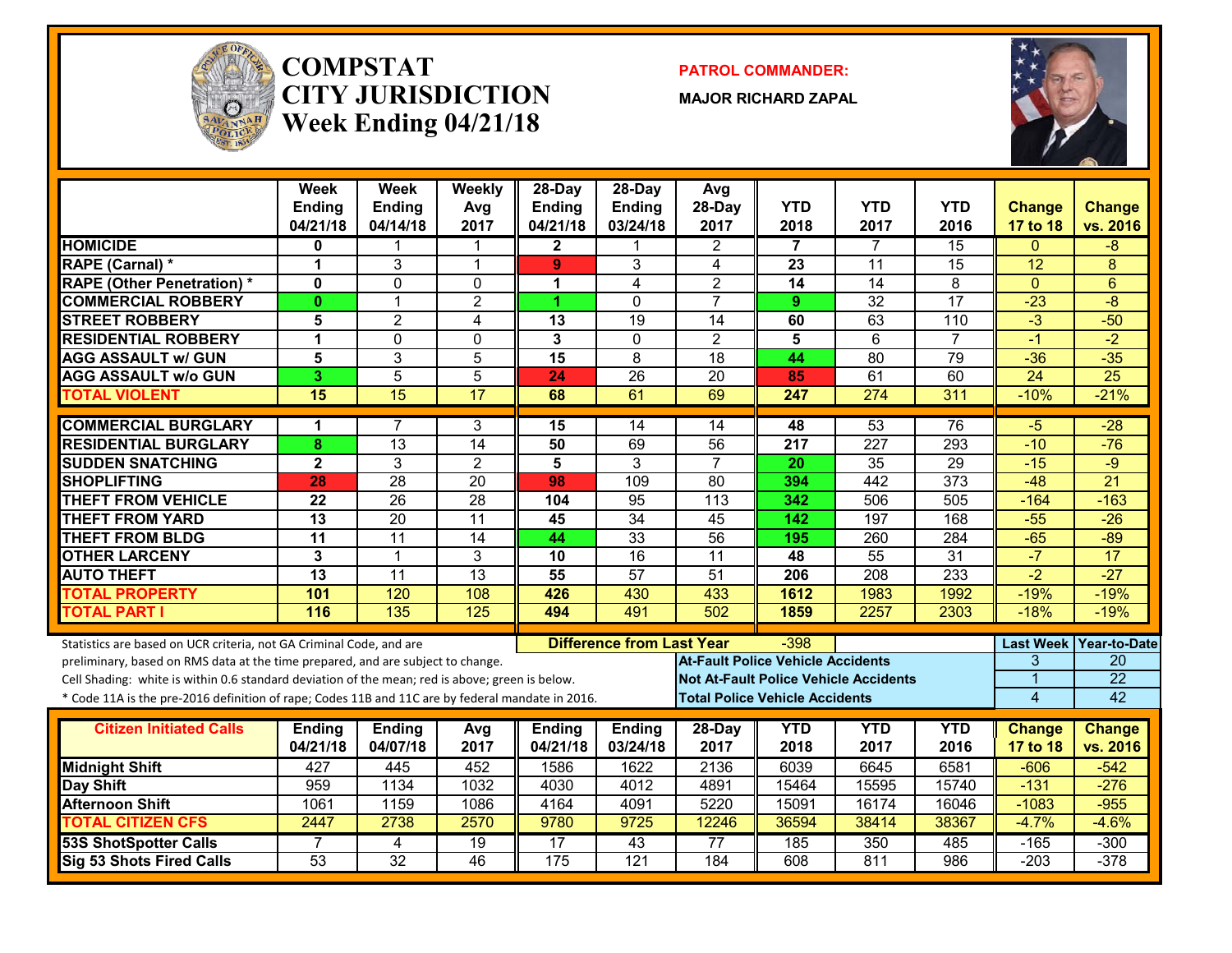# COMPSTAT CITY JURISDICTION
## Week Ending 04/21/18

**PATROL COMMANDER:**

**MAJOR RICHARD ZAPAL**

| | Week Ending 04/21/18 | Week Ending 04/14/18 | Weekly Avg 2017 | 28-Day Ending 04/21/18 | 28-Day Ending 03/24/18 | Avg 28-Day 2017 | YTD 2018 | YTD 2017 | YTD 2016 | Change 17 to 18 | Change vs. 2016 |
|---|---|---|---|---|---|---|---|---|---|---|---|
| HOMICIDE | 0 | 1 | 1 | 2 | 1 | 2 | 7 | 7 | 15 | 0 | -8 |
| RAPE (Carnal) * | 1 | 3 | 1 | 9 | 3 | 4 | 23 | 11 | 15 | 12 | 8 |
| RAPE (Other Penetration) * | 0 | 0 | 0 | 1 | 4 | 2 | 14 | 14 | 8 | 0 | 6 |
| COMMERCIAL ROBBERY | 0 | 1 | 2 | 1 | 0 | 7 | 9 | 32 | 17 | -23 | -8 |
| STREET ROBBERY | 5 | 2 | 4 | 13 | 19 | 14 | 60 | 63 | 110 | -3 | -50 |
| RESIDENTIAL ROBBERY | 1 | 0 | 0 | 3 | 0 | 2 | 5 | 6 | 7 | -1 | -2 |
| AGG ASSAULT w/ GUN | 5 | 3 | 5 | 15 | 8 | 18 | 44 | 80 | 79 | -36 | -35 |
| AGG ASSAULT w/o GUN | 3 | 5 | 5 | 24 | 26 | 20 | 85 | 61 | 60 | 24 | 25 |
| TOTAL VIOLENT | 15 | 15 | 17 | 68 | 61 | 69 | 247 | 274 | 311 | -10% | -21% |
| COMMERCIAL BURGLARY | 1 | 7 | 3 | 15 | 14 | 14 | 48 | 53 | 76 | -5 | -28 |
| RESIDENTIAL BURGLARY | 8 | 13 | 14 | 50 | 69 | 56 | 217 | 227 | 293 | -10 | -76 |
| SUDDEN SNATCHING | 2 | 3 | 2 | 5 | 3 | 7 | 20 | 35 | 29 | -15 | -9 |
| SHOPLIFTING | 28 | 28 | 20 | 98 | 109 | 80 | 394 | 442 | 373 | -48 | 21 |
| THEFT FROM VEHICLE | 22 | 26 | 28 | 104 | 95 | 113 | 342 | 506 | 505 | -164 | -163 |
| THEFT FROM YARD | 13 | 20 | 11 | 45 | 34 | 45 | 142 | 197 | 168 | -55 | -26 |
| THEFT FROM BLDG | 11 | 11 | 14 | 44 | 33 | 56 | 195 | 260 | 284 | -65 | -89 |
| OTHER LARCENY | 3 | 1 | 3 | 10 | 16 | 11 | 48 | 55 | 31 | -7 | 17 |
| AUTO THEFT | 13 | 11 | 13 | 55 | 57 | 51 | 206 | 208 | 233 | -2 | -27 |
| TOTAL PROPERTY | 101 | 120 | 108 | 426 | 430 | 433 | 1612 | 1983 | 1992 | -19% | -19% |
| TOTAL PART I | 116 | 135 | 125 | 494 | 491 | 502 | 1859 | 2257 | 2303 | -18% | -19% |

Statistics are based on UCR criteria, not GA Criminal Code, and are preliminary, based on RMS data at the time prepared, and are subject to change.

Cell Shading: white is within 0.6 standard deviation of the mean; red is above; green is below.

* Code 11A is the pre-2016 definition of rape; Codes 11B and 11C are by federal mandate in 2016.

**Difference from Last Year:** -398

| | Last Week | Year-to-Date |
|---|---|---|
| At-Fault Police Vehicle Accidents | 3 | 20 |
| Not At-Fault Police Vehicle Accidents | 1 | 22 |
| Total Police Vehicle Accidents | 4 | 42 |

| Citizen Initiated Calls | Ending 04/21/18 | Ending 04/07/18 | Avg 2017 | Ending 04/21/18 | Ending 03/24/18 | 28-Day 2017 | YTD 2018 | YTD 2017 | YTD 2016 | Change 17 to 18 | Change vs. 2016 |
|---|---|---|---|---|---|---|---|---|---|---|---|
| Midnight Shift | 427 | 445 | 452 | 1586 | 1622 | 2136 | 6039 | 6645 | 6581 | -606 | -542 |
| Day Shift | 959 | 1134 | 1032 | 4030 | 4012 | 4891 | 15464 | 15595 | 15740 | -131 | -276 |
| Afternoon Shift | 1061 | 1159 | 1086 | 4164 | 4091 | 5220 | 15091 | 16174 | 16046 | -1083 | -955 |
| TOTAL CITIZEN CFS | 2447 | 2738 | 2570 | 9780 | 9725 | 12246 | 36594 | 38414 | 38367 | -4.7% | -4.6% |
| 53S ShotSpotter Calls | 7 | 4 | 19 | 17 | 43 | 77 | 185 | 350 | 485 | -165 | -300 |
| Sig 53 Shots Fired Calls | 53 | 32 | 46 | 175 | 121 | 184 | 608 | 811 | 986 | -203 | -378 |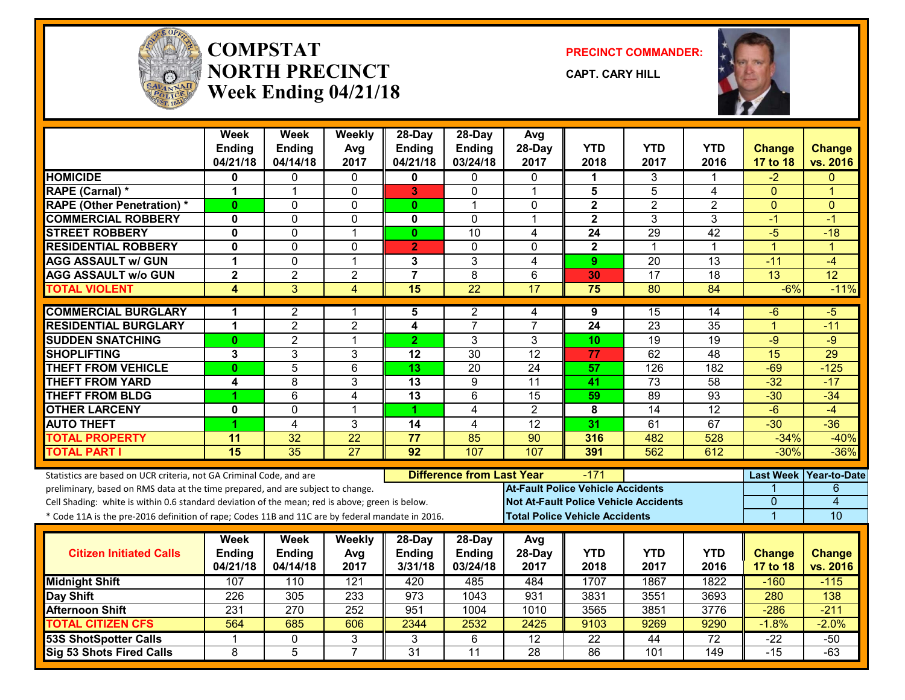# COMPSTAT
# NORTH PRECINCT
## Week Ending 04/21/18

**PRECINCT COMMANDER:**

**CAPT. CARY HILL**

| | Week Ending 04/21/18 | Week Ending 04/14/18 | Weekly Avg 2017 | 28-Day Ending 04/21/18 | 28-Day Ending 03/24/18 | Avg 28-Day 2017 | YTD 2018 | YTD 2017 | YTD 2016 | Change 17 to 18 | Change vs. 2016 |
|---|---|---|---|---|---|---|---|---|---|---|---|
| HOMICIDE | 0 | 0 | 0 | 0 | 0 | 0 | 1 | 3 | 1 | -2 | 0 |
| RAPE (Carnal) * | 1 | 1 | 0 | 3 | 0 | 1 | 5 | 5 | 4 | 0 | 1 |
| RAPE (Other Penetration) * | 0 | 0 | 0 | 0 | 1 | 0 | 2 | 2 | 2 | 0 | 0 |
| COMMERCIAL ROBBERY | 0 | 0 | 0 | 0 | 0 | 1 | 2 | 3 | 3 | -1 | -1 |
| STREET ROBBERY | 0 | 0 | 1 | 0 | 10 | 4 | 24 | 29 | 42 | -5 | -18 |
| RESIDENTIAL ROBBERY | 0 | 0 | 0 | 2 | 0 | 0 | 2 | 1 | 1 | 1 | 1 |
| AGG ASSAULT w/ GUN | 1 | 0 | 1 | 3 | 3 | 4 | 9 | 20 | 13 | -11 | -4 |
| AGG ASSAULT w/o GUN | 2 | 2 | 2 | 7 | 8 | 6 | 30 | 17 | 18 | 13 | 12 |
| TOTAL VIOLENT | 4 | 3 | 4 | 15 | 22 | 17 | 75 | 80 | 84 | -6% | -11% |
| COMMERCIAL BURGLARY | 1 | 2 | 1 | 5 | 2 | 4 | 9 | 15 | 14 | -6 | -5 |
| RESIDENTIAL BURGLARY | 1 | 2 | 2 | 4 | 7 | 7 | 24 | 23 | 35 | 1 | -11 |
| SUDDEN SNATCHING | 0 | 2 | 1 | 2 | 3 | 3 | 10 | 19 | 19 | -9 | -9 |
| SHOPLIFTING | 3 | 3 | 3 | 12 | 30 | 12 | 77 | 62 | 48 | 15 | 29 |
| THEFT FROM VEHICLE | 0 | 5 | 6 | 13 | 20 | 24 | 57 | 126 | 182 | -69 | -125 |
| THEFT FROM YARD | 4 | 8 | 3 | 13 | 9 | 11 | 41 | 73 | 58 | -32 | -17 |
| THEFT FROM BLDG | 1 | 6 | 4 | 13 | 6 | 15 | 59 | 89 | 93 | -30 | -34 |
| OTHER LARCENY | 0 | 0 | 1 | 1 | 4 | 2 | 8 | 14 | 12 | -6 | -4 |
| AUTO THEFT | 1 | 4 | 3 | 14 | 4 | 12 | 31 | 61 | 67 | -30 | -36 |
| TOTAL PROPERTY | 11 | 32 | 22 | 77 | 85 | 90 | 316 | 482 | 528 | -34% | -40% |
| TOTAL PART I | 15 | 35 | 27 | 92 | 107 | 107 | 391 | 562 | 612 | -30% | -36% |

Statistics are based on UCR criteria, not GA Criminal Code, and are preliminary, based on RMS data at the time prepared, and are subject to change.

Cell Shading: white is within 0.6 standard deviation of the mean; red is above; green is below.

* Code 11A is the pre-2016 definition of rape; Codes 11B and 11C are by federal mandate in 2016.

**Difference from Last Year:** -171

| | Last Week | Year-to-Date |
|---|---|---|
| At-Fault Police Vehicle Accidents | 1 | 6 |
| Not At-Fault Police Vehicle Accidents | 0 | 4 |
| Total Police Vehicle Accidents | 1 | 10 |

| Citizen Initiated Calls | Week Ending 04/21/18 | Week Ending 04/14/18 | Weekly Avg 2017 | 28-Day Ending 3/31/18 | 28-Day Ending 03/24/18 | Avg 28-Day 2017 | YTD 2018 | YTD 2017 | YTD 2016 | Change 17 to 18 | Change vs. 2016 |
|---|---|---|---|---|---|---|---|---|---|---|---|
| Midnight Shift | 107 | 110 | 121 | 420 | 485 | 484 | 1707 | 1867 | 1822 | -160 | -115 |
| Day Shift | 226 | 305 | 233 | 973 | 1043 | 931 | 3831 | 3551 | 3693 | 280 | 138 |
| Afternoon Shift | 231 | 270 | 252 | 951 | 1004 | 1010 | 3565 | 3851 | 3776 | -286 | -211 |
| TOTAL CITIZEN CFS | 564 | 685 | 606 | 2344 | 2532 | 2425 | 9103 | 9269 | 9290 | -1.8% | -2.0% |
| 53S ShotSpotter Calls | 1 | 0 | 3 | 3 | 6 | 12 | 22 | 44 | 72 | -22 | -50 |
| Sig 53 Shots Fired Calls | 8 | 5 | 7 | 31 | 11 | 28 | 86 | 101 | 149 | -15 | -63 |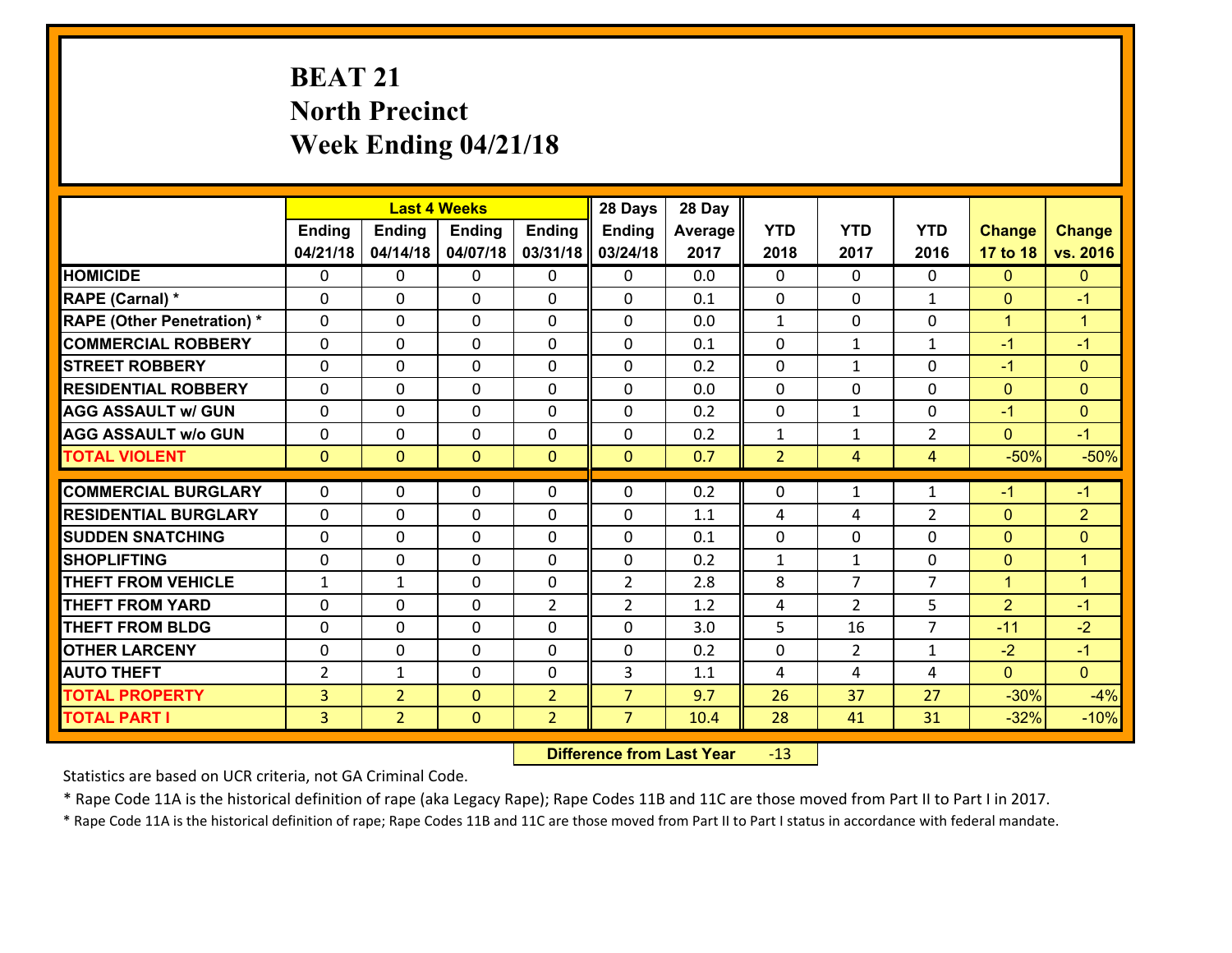# BEAT 21
## North Precinct
## Week Ending 04/21/18

| | Last 4 Weeks | | | | 28 Days | 28 Day | | | | | |
|---|---|---|---|---|---|---|---|---|---|---|---|
| | Ending 04/21/18 | Ending 04/14/18 | Ending 04/07/18 | Ending 03/31/18 | Ending 03/24/18 | Average 2017 | YTD 2018 | YTD 2017 | YTD 2016 | Change 17 to 18 | Change vs. 2016 |
| HOMICIDE | 0 | 0 | 0 | 0 | 0 | 0.0 | 0 | 0 | 0 | 0 | 0 |
| RAPE (Carnal) * | 0 | 0 | 0 | 0 | 0 | 0.1 | 0 | 0 | 1 | 0 | -1 |
| RAPE (Other Penetration) * | 0 | 0 | 0 | 0 | 0 | 0.0 | 1 | 0 | 0 | 1 | 1 |
| COMMERCIAL ROBBERY | 0 | 0 | 0 | 0 | 0 | 0.1 | 0 | 1 | 1 | -1 | -1 |
| STREET ROBBERY | 0 | 0 | 0 | 0 | 0 | 0.2 | 0 | 1 | 0 | -1 | 0 |
| RESIDENTIAL ROBBERY | 0 | 0 | 0 | 0 | 0 | 0.0 | 0 | 0 | 0 | 0 | 0 |
| AGG ASSAULT w/ GUN | 0 | 0 | 0 | 0 | 0 | 0.2 | 0 | 1 | 0 | -1 | 0 |
| AGG ASSAULT w/o GUN | 0 | 0 | 0 | 0 | 0 | 0.2 | 1 | 1 | 2 | 0 | -1 |
| TOTAL VIOLENT | 0 | 0 | 0 | 0 | 0 | 0.7 | 2 | 4 | 4 | -50% | -50% |
| COMMERCIAL BURGLARY | 0 | 0 | 0 | 0 | 0 | 0.2 | 0 | 1 | 1 | -1 | -1 |
| RESIDENTIAL BURGLARY | 0 | 0 | 0 | 0 | 0 | 1.1 | 4 | 4 | 2 | 0 | 2 |
| SUDDEN SNATCHING | 0 | 0 | 0 | 0 | 0 | 0.1 | 0 | 0 | 0 | 0 | 0 |
| SHOPLIFTING | 0 | 0 | 0 | 0 | 0 | 0.2 | 1 | 1 | 0 | 0 | 1 |
| THEFT FROM VEHICLE | 1 | 1 | 0 | 0 | 2 | 2.8 | 8 | 7 | 7 | 1 | 1 |
| THEFT FROM YARD | 0 | 0 | 0 | 2 | 2 | 1.2 | 4 | 2 | 5 | 2 | -1 |
| THEFT FROM BLDG | 0 | 0 | 0 | 0 | 0 | 3.0 | 5 | 16 | 7 | -11 | -2 |
| OTHER LARCENY | 0 | 0 | 0 | 0 | 0 | 0.2 | 0 | 2 | 1 | -2 | -1 |
| AUTO THEFT | 2 | 1 | 0 | 0 | 3 | 1.1 | 4 | 4 | 4 | 0 | 0 |
| TOTAL PROPERTY | 3 | 2 | 0 | 2 | 7 | 9.7 | 26 | 37 | 27 | -30% | -4% |
| TOTAL PART I | 3 | 2 | 0 | 2 | 7 | 10.4 | 28 | 41 | 31 | -32% | -10% |

**Difference from Last Year** -13

Statistics are based on UCR criteria, not GA Criminal Code.

* Rape Code 11A is the historical definition of rape (aka Legacy Rape); Rape Codes 11B and 11C are those moved from Part II to Part I in 2017.

* Rape Code 11A is the historical definition of rape; Rape Codes 11B and 11C are those moved from Part II to Part I status in accordance with federal mandate.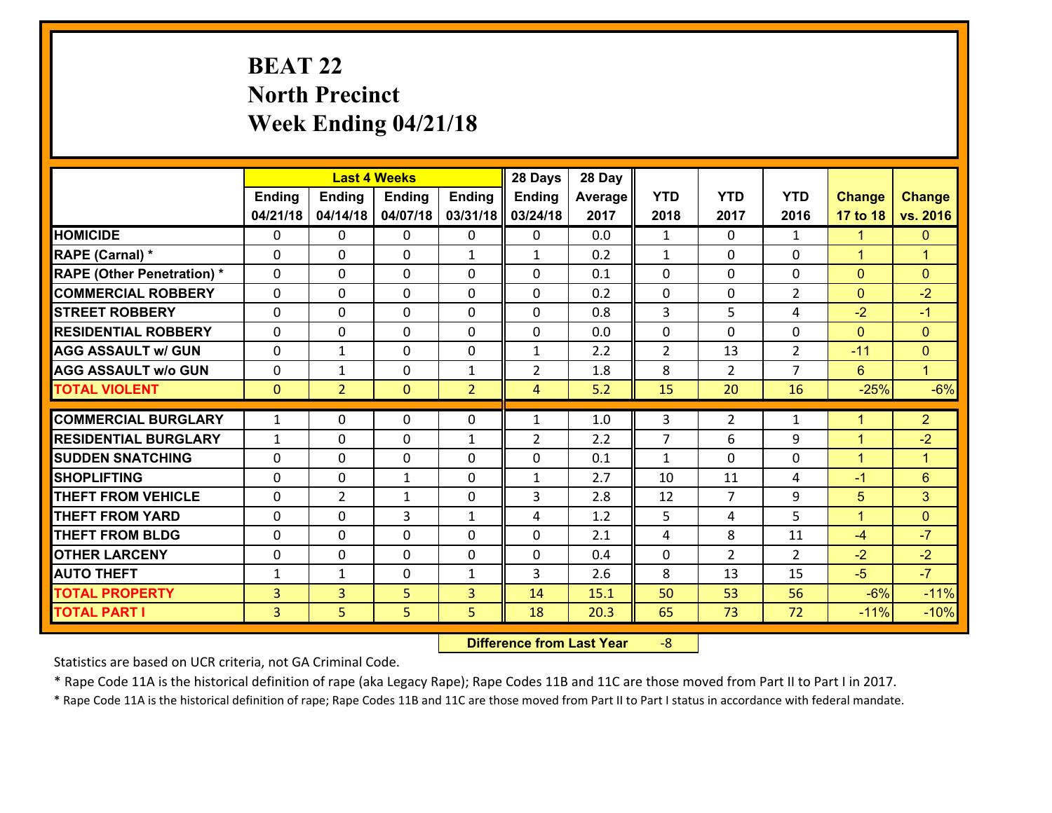# BEAT 22
# North Precinct
# Week Ending 04/21/18

| | Last 4 Weeks | | | | 28 Days | 28 Day | | | | | |
|---|---|---|---|---|---|---|---|---|---|---|---|
| | Ending 04/21/18 | Ending 04/14/18 | Ending 04/07/18 | Ending 03/31/18 | Ending 03/24/18 | Average 2017 | YTD 2018 | YTD 2017 | YTD 2016 | Change 17 to 18 | Change vs. 2016 |
| HOMICIDE | 0 | 0 | 0 | 0 | 0 | 0.0 | 1 | 0 | 1 | 1 | 0 |
| RAPE (Carnal) * | 0 | 0 | 0 | 1 | 1 | 0.2 | 1 | 0 | 0 | 1 | 1 |
| RAPE (Other Penetration) * | 0 | 0 | 0 | 0 | 0 | 0.1 | 0 | 0 | 0 | 0 | 0 |
| COMMERCIAL ROBBERY | 0 | 0 | 0 | 0 | 0 | 0.2 | 0 | 0 | 2 | 0 | -2 |
| STREET ROBBERY | 0 | 0 | 0 | 0 | 0 | 0.8 | 3 | 5 | 4 | -2 | -1 |
| RESIDENTIAL ROBBERY | 0 | 0 | 0 | 0 | 0 | 0.0 | 0 | 0 | 0 | 0 | 0 |
| AGG ASSAULT w/ GUN | 0 | 1 | 0 | 0 | 1 | 2.2 | 2 | 13 | 2 | -11 | 0 |
| AGG ASSAULT w/o GUN | 0 | 1 | 0 | 1 | 2 | 1.8 | 8 | 2 | 7 | 6 | 1 |
| TOTAL VIOLENT | 0 | 2 | 0 | 2 | 4 | 5.2 | 15 | 20 | 16 | -25% | -6% |
| COMMERCIAL BURGLARY | 1 | 0 | 0 | 0 | 1 | 1.0 | 3 | 2 | 1 | 1 | 2 |
| RESIDENTIAL BURGLARY | 1 | 0 | 0 | 1 | 2 | 2.2 | 7 | 6 | 9 | 1 | -2 |
| SUDDEN SNATCHING | 0 | 0 | 0 | 0 | 0 | 0.1 | 1 | 0 | 0 | 1 | 1 |
| SHOPLIFTING | 0 | 0 | 1 | 0 | 1 | 2.7 | 10 | 11 | 4 | -1 | 6 |
| THEFT FROM VEHICLE | 0 | 2 | 1 | 0 | 3 | 2.8 | 12 | 7 | 9 | 5 | 3 |
| THEFT FROM YARD | 0 | 0 | 3 | 1 | 4 | 1.2 | 5 | 4 | 5 | 1 | 0 |
| THEFT FROM BLDG | 0 | 0 | 0 | 0 | 0 | 2.1 | 4 | 8 | 11 | -4 | -7 |
| OTHER LARCENY | 0 | 0 | 0 | 0 | 0 | 0.4 | 0 | 2 | 2 | -2 | -2 |
| AUTO THEFT | 1 | 1 | 0 | 1 | 3 | 2.6 | 8 | 13 | 15 | -5 | -7 |
| TOTAL PROPERTY | 3 | 3 | 5 | 3 | 14 | 15.1 | 50 | 53 | 56 | -6% | -11% |
| TOTAL PART I | 3 | 5 | 5 | 5 | 18 | 20.3 | 65 | 73 | 72 | -11% | -10% |

**Difference from Last Year** -8

Statistics are based on UCR criteria, not GA Criminal Code.

* Rape Code 11A is the historical definition of rape (aka Legacy Rape); Rape Codes 11B and 11C are those moved from Part II to Part I in 2017.

* Rape Code 11A is the historical definition of rape; Rape Codes 11B and 11C are those moved from Part II to Part I status in accordance with federal mandate.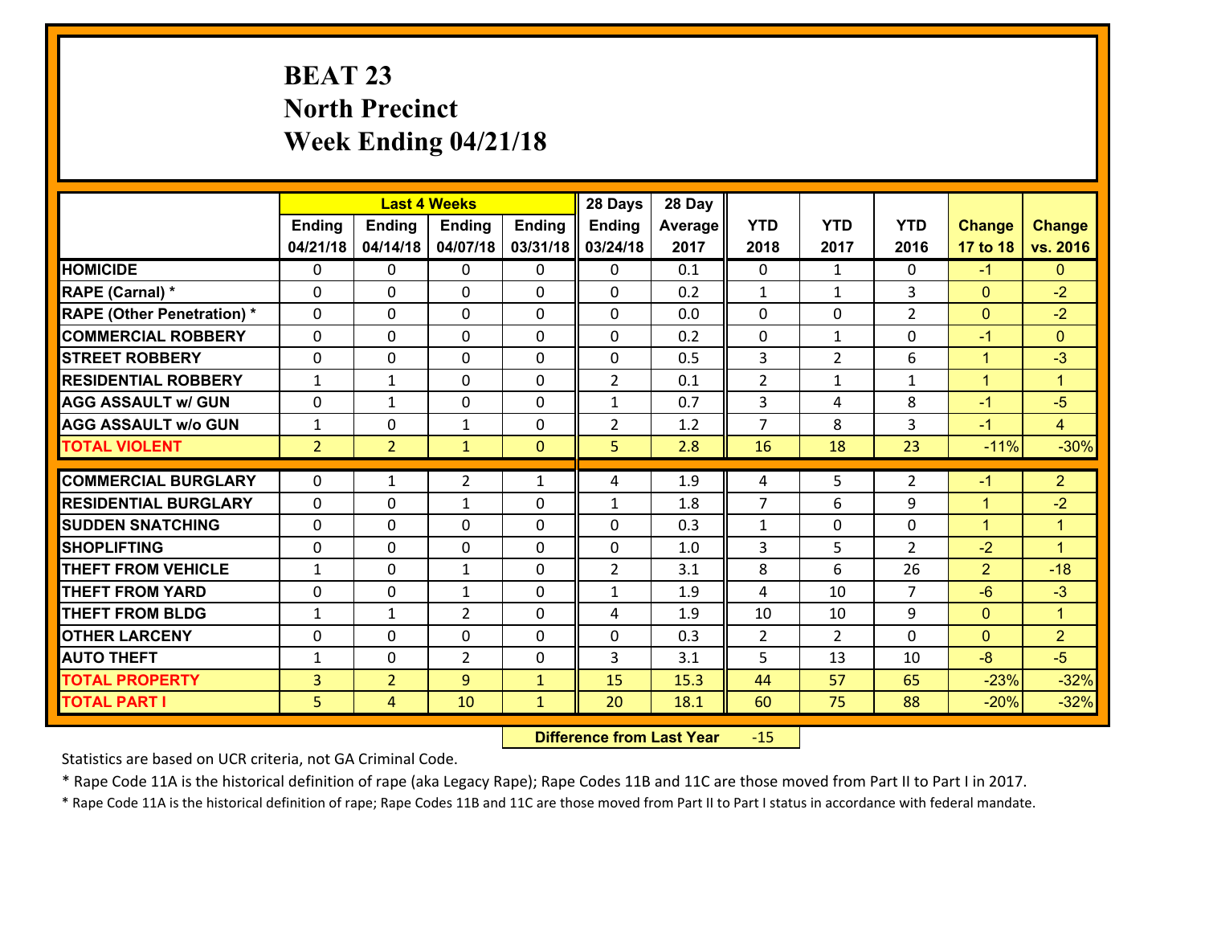# BEAT 23
## North Precinct
## Week Ending 04/21/18

| | Last 4 Weeks | | | | 28 Days | 28 Day | | | | | |
|---|---|---|---|---|---|---|---|---|---|---|---|
| | Ending 04/21/18 | Ending 04/14/18 | Ending 04/07/18 | Ending 03/31/18 | Ending 03/24/18 | Average 2017 | YTD 2018 | YTD 2017 | YTD 2016 | Change 17 to 18 | Change vs. 2016 |
| HOMICIDE | 0 | 0 | 0 | 0 | 0 | 0.1 | 0 | 1 | 0 | -1 | 0 |
| RAPE (Carnal) * | 0 | 0 | 0 | 0 | 0 | 0.2 | 1 | 1 | 3 | 0 | -2 |
| RAPE (Other Penetration) * | 0 | 0 | 0 | 0 | 0 | 0.0 | 0 | 0 | 2 | 0 | -2 |
| COMMERCIAL ROBBERY | 0 | 0 | 0 | 0 | 0 | 0.2 | 0 | 1 | 0 | -1 | 0 |
| STREET ROBBERY | 0 | 0 | 0 | 0 | 0 | 0.5 | 3 | 2 | 6 | 1 | -3 |
| RESIDENTIAL ROBBERY | 1 | 1 | 0 | 0 | 2 | 0.1 | 2 | 1 | 1 | 1 | 1 |
| AGG ASSAULT w/ GUN | 0 | 1 | 0 | 0 | 1 | 0.7 | 3 | 4 | 8 | -1 | -5 |
| AGG ASSAULT w/o GUN | 1 | 0 | 1 | 0 | 2 | 1.2 | 7 | 8 | 3 | -1 | 4 |
| TOTAL VIOLENT | 2 | 2 | 1 | 0 | 5 | 2.8 | 16 | 18 | 23 | -11% | -30% |
| COMMERCIAL BURGLARY | 0 | 1 | 2 | 1 | 4 | 1.9 | 4 | 5 | 2 | -1 | 2 |
| RESIDENTIAL BURGLARY | 0 | 0 | 1 | 0 | 1 | 1.8 | 7 | 6 | 9 | 1 | -2 |
| SUDDEN SNATCHING | 0 | 0 | 0 | 0 | 0 | 0.3 | 1 | 0 | 0 | 1 | 1 |
| SHOPLIFTING | 0 | 0 | 0 | 0 | 0 | 1.0 | 3 | 5 | 2 | -2 | 1 |
| THEFT FROM VEHICLE | 1 | 0 | 1 | 0 | 2 | 3.1 | 8 | 6 | 26 | 2 | -18 |
| THEFT FROM YARD | 0 | 0 | 1 | 0 | 1 | 1.9 | 4 | 10 | 7 | -6 | -3 |
| THEFT FROM BLDG | 1 | 1 | 2 | 0 | 4 | 1.9 | 10 | 10 | 9 | 0 | 1 |
| OTHER LARCENY | 0 | 0 | 0 | 0 | 0 | 0.3 | 2 | 2 | 0 | 0 | 2 |
| AUTO THEFT | 1 | 0 | 2 | 0 | 3 | 3.1 | 5 | 13 | 10 | -8 | -5 |
| TOTAL PROPERTY | 3 | 2 | 9 | 1 | 15 | 15.3 | 44 | 57 | 65 | -23% | -32% |
| TOTAL PART I | 5 | 4 | 10 | 1 | 20 | 18.1 | 60 | 75 | 88 | -20% | -32% |

**Difference from Last Year** -15

Statistics are based on UCR criteria, not GA Criminal Code.

* Rape Code 11A is the historical definition of rape (aka Legacy Rape); Rape Codes 11B and 11C are those moved from Part II to Part I in 2017.

* Rape Code 11A is the historical definition of rape; Rape Codes 11B and 11C are those moved from Part II to Part I status in accordance with federal mandate.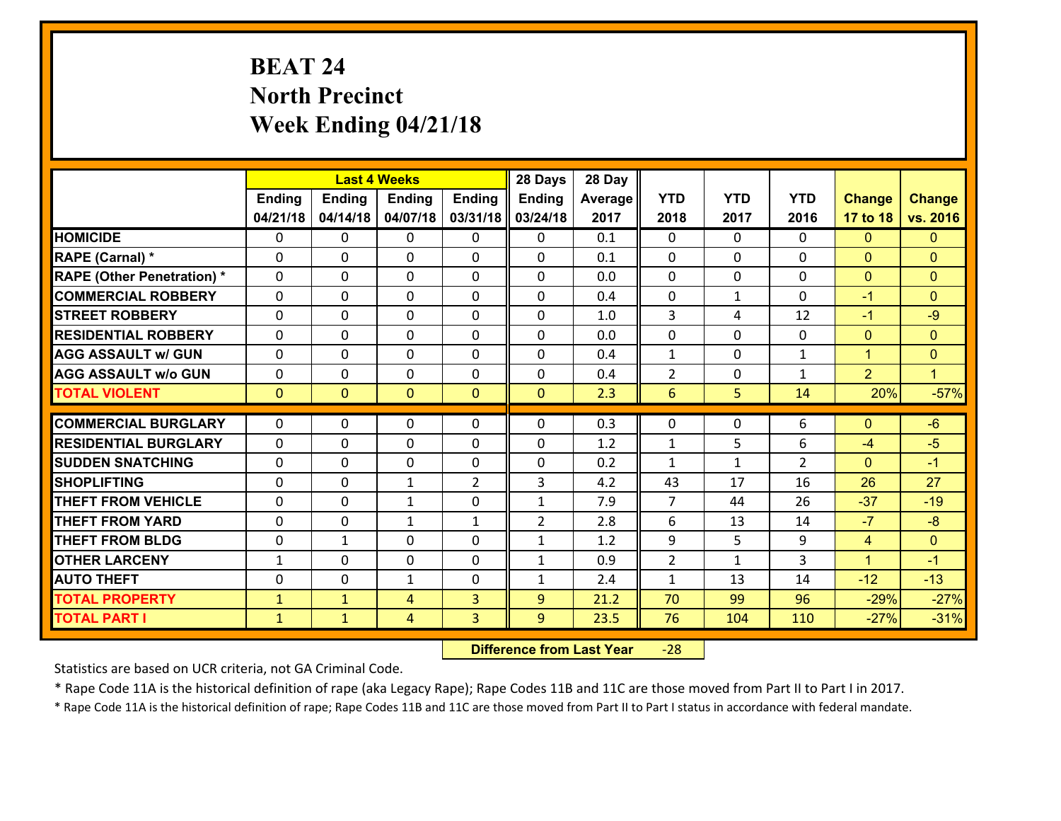# BEAT 24
# North Precinct
# Week Ending 04/21/18

| | Last 4 Weeks | | | | 28 Days | 28 Day | | | | | |
|---|---|---|---|---|---|---|---|---|---|---|---|
| | Ending 04/21/18 | Ending 04/14/18 | Ending 04/07/18 | Ending 03/31/18 | Ending 03/24/18 | Average 2017 | YTD 2018 | YTD 2017 | YTD 2016 | Change 17 to 18 | Change vs. 2016 |
| **HOMICIDE** | 0 | 0 | 0 | 0 | 0 | 0.1 | 0 | 0 | 0 | 0 | 0 |
| **RAPE (Carnal) *** | 0 | 0 | 0 | 0 | 0 | 0.1 | 0 | 0 | 0 | 0 | 0 |
| **RAPE (Other Penetration) *** | 0 | 0 | 0 | 0 | 0 | 0.0 | 0 | 0 | 0 | 0 | 0 |
| **COMMERCIAL ROBBERY** | 0 | 0 | 0 | 0 | 0 | 0.4 | 0 | 1 | 0 | -1 | 0 |
| **STREET ROBBERY** | 0 | 0 | 0 | 0 | 0 | 1.0 | 3 | 4 | 12 | -1 | -9 |
| **RESIDENTIAL ROBBERY** | 0 | 0 | 0 | 0 | 0 | 0.0 | 0 | 0 | 0 | 0 | 0 |
| **AGG ASSAULT w/ GUN** | 0 | 0 | 0 | 0 | 0 | 0.4 | 1 | 0 | 1 | 1 | 0 |
| **AGG ASSAULT w/o GUN** | 0 | 0 | 0 | 0 | 0 | 0.4 | 2 | 0 | 1 | 2 | 1 |
| **TOTAL VIOLENT** | 0 | 0 | 0 | 0 | 0 | 2.3 | 6 | 5 | 14 | 20% | -57% |
| **COMMERCIAL BURGLARY** | 0 | 0 | 0 | 0 | 0 | 0.3 | 0 | 0 | 6 | 0 | -6 |
| **RESIDENTIAL BURGLARY** | 0 | 0 | 0 | 0 | 0 | 1.2 | 1 | 5 | 6 | -4 | -5 |
| **SUDDEN SNATCHING** | 0 | 0 | 0 | 0 | 0 | 0.2 | 1 | 1 | 2 | 0 | -1 |
| **SHOPLIFTING** | 0 | 0 | 1 | 2 | 3 | 4.2 | 43 | 17 | 16 | 26 | 27 |
| **THEFT FROM VEHICLE** | 0 | 0 | 1 | 0 | 1 | 7.9 | 7 | 44 | 26 | -37 | -19 |
| **THEFT FROM YARD** | 0 | 0 | 1 | 1 | 2 | 2.8 | 6 | 13 | 14 | -7 | -8 |
| **THEFT FROM BLDG** | 0 | 1 | 0 | 0 | 1 | 1.2 | 9 | 5 | 9 | 4 | 0 |
| **OTHER LARCENY** | 1 | 0 | 0 | 0 | 1 | 0.9 | 2 | 1 | 3 | 1 | -1 |
| **AUTO THEFT** | 0 | 0 | 1 | 0 | 1 | 2.4 | 1 | 13 | 14 | -12 | -13 |
| **TOTAL PROPERTY** | 1 | 1 | 4 | 3 | 9 | 21.2 | 70 | 99 | 96 | -29% | -27% |
| **TOTAL PART I** | 1 | 1 | 4 | 3 | 9 | 23.5 | 76 | 104 | 110 | -27% | -31% |

**Difference from Last Year** -28

Statistics are based on UCR criteria, not GA Criminal Code.

* Rape Code 11A is the historical definition of rape (aka Legacy Rape); Rape Codes 11B and 11C are those moved from Part II to Part I in 2017.

* Rape Code 11A is the historical definition of rape; Rape Codes 11B and 11C are those moved from Part II to Part I status in accordance with federal mandate.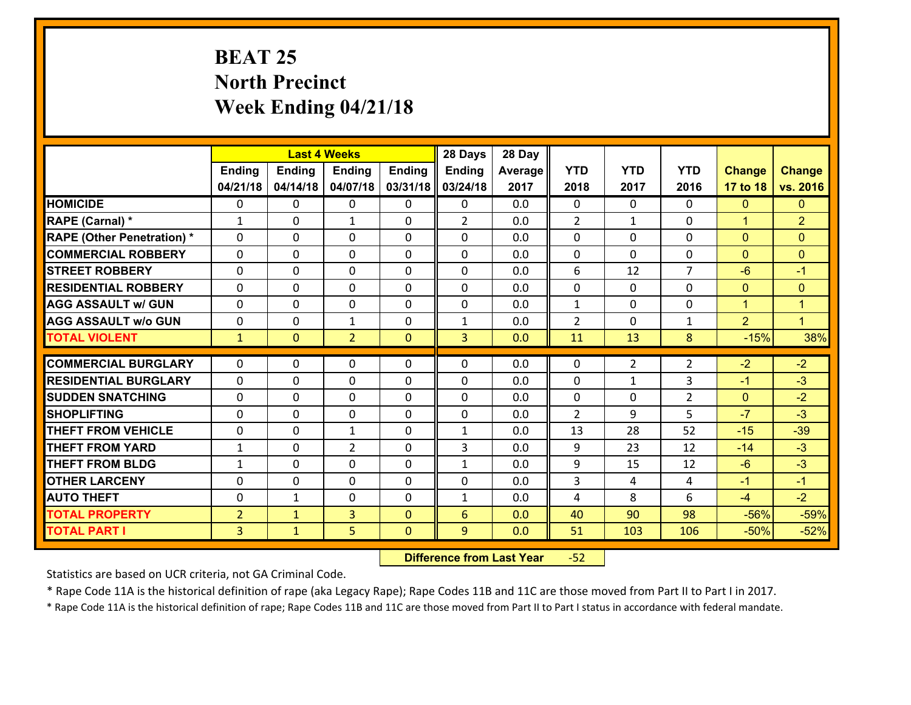# BEAT 25
## North Precinct
## Week Ending 04/21/18

| | Last 4 Weeks | | | | 28 Days | 28 Day | | | | | |
|---|---|---|---|---|---|---|---|---|---|---|---|
| | Ending 04/21/18 | Ending 04/14/18 | Ending 04/07/18 | Ending 03/31/18 | Ending 03/24/18 | Average 2017 | YTD 2018 | YTD 2017 | YTD 2016 | Change 17 to 18 | Change vs. 2016 |
| HOMICIDE | 0 | 0 | 0 | 0 | 0 | 0.0 | 0 | 0 | 0 | 0 | 0 |
| RAPE (Carnal) * | 1 | 0 | 1 | 0 | 2 | 0.0 | 2 | 1 | 0 | 1 | 2 |
| RAPE (Other Penetration) * | 0 | 0 | 0 | 0 | 0 | 0.0 | 0 | 0 | 0 | 0 | 0 |
| COMMERCIAL ROBBERY | 0 | 0 | 0 | 0 | 0 | 0.0 | 0 | 0 | 0 | 0 | 0 |
| STREET ROBBERY | 0 | 0 | 0 | 0 | 0 | 0.0 | 6 | 12 | 7 | -6 | -1 |
| RESIDENTIAL ROBBERY | 0 | 0 | 0 | 0 | 0 | 0.0 | 0 | 0 | 0 | 0 | 0 |
| AGG ASSAULT w/ GUN | 0 | 0 | 0 | 0 | 0 | 0.0 | 1 | 0 | 0 | 1 | 1 |
| AGG ASSAULT w/o GUN | 0 | 0 | 1 | 0 | 1 | 0.0 | 2 | 0 | 1 | 2 | 1 |
| TOTAL VIOLENT | 1 | 0 | 2 | 0 | 3 | 0.0 | 11 | 13 | 8 | -15% | 38% |
| COMMERCIAL BURGLARY | 0 | 0 | 0 | 0 | 0 | 0.0 | 0 | 2 | 2 | -2 | -2 |
| RESIDENTIAL BURGLARY | 0 | 0 | 0 | 0 | 0 | 0.0 | 0 | 1 | 3 | -1 | -3 |
| SUDDEN SNATCHING | 0 | 0 | 0 | 0 | 0 | 0.0 | 0 | 0 | 2 | 0 | -2 |
| SHOPLIFTING | 0 | 0 | 0 | 0 | 0 | 0.0 | 2 | 9 | 5 | -7 | -3 |
| THEFT FROM VEHICLE | 0 | 0 | 1 | 0 | 1 | 0.0 | 13 | 28 | 52 | -15 | -39 |
| THEFT FROM YARD | 1 | 0 | 2 | 0 | 3 | 0.0 | 9 | 23 | 12 | -14 | -3 |
| THEFT FROM BLDG | 1 | 0 | 0 | 0 | 1 | 0.0 | 9 | 15 | 12 | -6 | -3 |
| OTHER LARCENY | 0 | 0 | 0 | 0 | 0 | 0.0 | 3 | 4 | 4 | -1 | -1 |
| AUTO THEFT | 0 | 1 | 0 | 0 | 1 | 0.0 | 4 | 8 | 6 | -4 | -2 |
| TOTAL PROPERTY | 2 | 1 | 3 | 0 | 6 | 0.0 | 40 | 90 | 98 | -56% | -59% |
| TOTAL PART I | 3 | 1 | 5 | 0 | 9 | 0.0 | 51 | 103 | 106 | -50% | -52% |

**Difference from Last Year** -52

Statistics are based on UCR criteria, not GA Criminal Code.

* Rape Code 11A is the historical definition of rape (aka Legacy Rape); Rape Codes 11B and 11C are those moved from Part II to Part I in 2017.

* Rape Code 11A is the historical definition of rape; Rape Codes 11B and 11C are those moved from Part II to Part I status in accordance with federal mandate.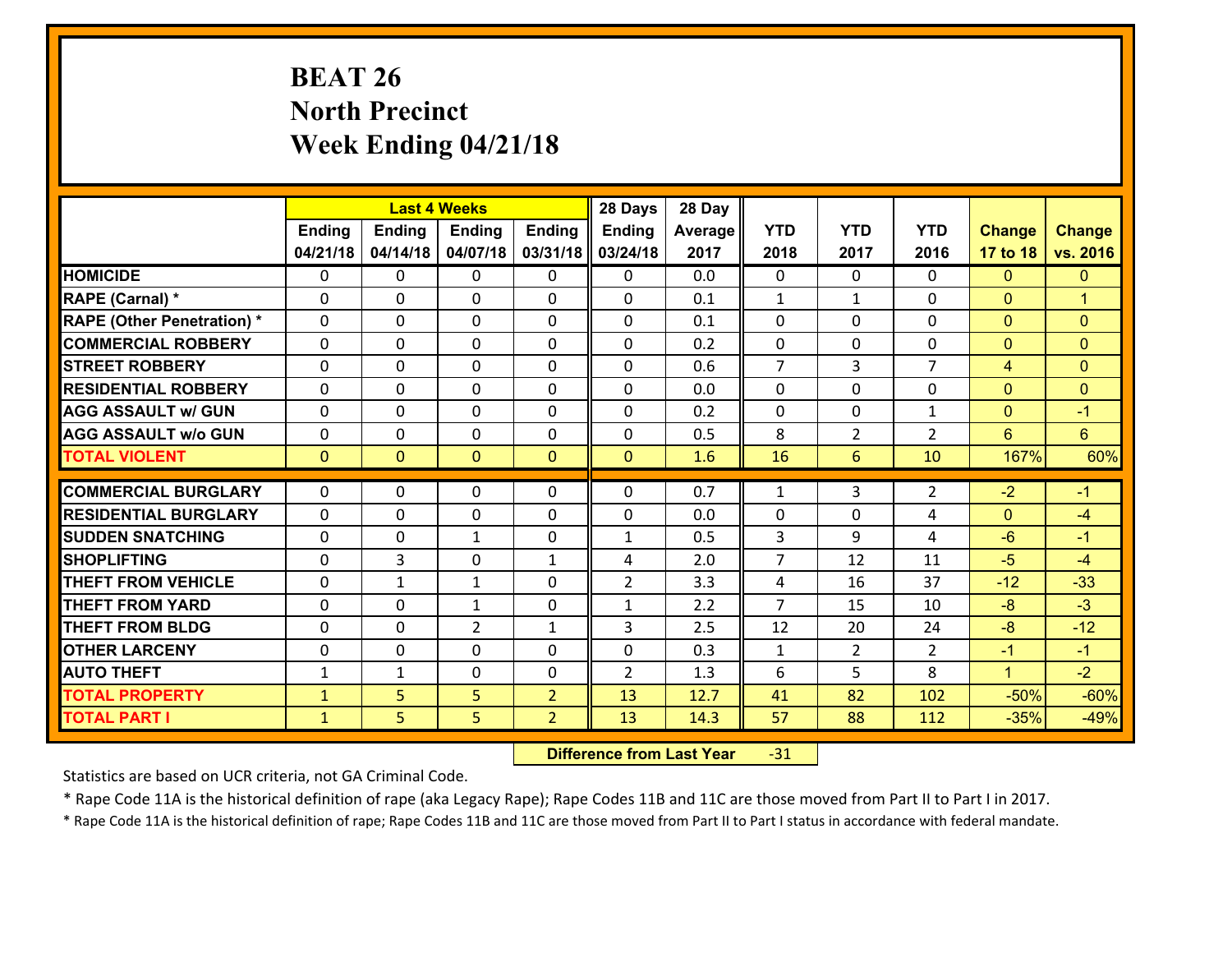# BEAT 26
# North Precinct
# Week Ending 04/21/18

| | Last 4 Weeks | | | | 28 Days | 28 Day | | | | | |
|---|---|---|---|---|---|---|---|---|---|---|---|
| | Ending 04/21/18 | Ending 04/14/18 | Ending 04/07/18 | Ending 03/31/18 | Ending 03/24/18 | Average 2017 | YTD 2018 | YTD 2017 | YTD 2016 | Change 17 to 18 | Change vs. 2016 |
| HOMICIDE | 0 | 0 | 0 | 0 | 0 | 0.0 | 0 | 0 | 0 | 0 | 0 |
| RAPE (Carnal) * | 0 | 0 | 0 | 0 | 0 | 0.1 | 1 | 1 | 0 | 0 | 1 |
| RAPE (Other Penetration) * | 0 | 0 | 0 | 0 | 0 | 0.1 | 0 | 0 | 0 | 0 | 0 |
| COMMERCIAL ROBBERY | 0 | 0 | 0 | 0 | 0 | 0.2 | 0 | 0 | 0 | 0 | 0 |
| STREET ROBBERY | 0 | 0 | 0 | 0 | 0 | 0.6 | 7 | 3 | 7 | 4 | 0 |
| RESIDENTIAL ROBBERY | 0 | 0 | 0 | 0 | 0 | 0.0 | 0 | 0 | 0 | 0 | 0 |
| AGG ASSAULT w/ GUN | 0 | 0 | 0 | 0 | 0 | 0.2 | 0 | 0 | 1 | 0 | -1 |
| AGG ASSAULT w/o GUN | 0 | 0 | 0 | 0 | 0 | 0.5 | 8 | 2 | 2 | 6 | 6 |
| TOTAL VIOLENT | 0 | 0 | 0 | 0 | 0 | 1.6 | 16 | 6 | 10 | 167% | 60% |
| COMMERCIAL BURGLARY | 0 | 0 | 0 | 0 | 0 | 0.7 | 1 | 3 | 2 | -2 | -1 |
| RESIDENTIAL BURGLARY | 0 | 0 | 0 | 0 | 0 | 0.0 | 0 | 0 | 4 | 0 | -4 |
| SUDDEN SNATCHING | 0 | 0 | 1 | 0 | 1 | 0.5 | 3 | 9 | 4 | -6 | -1 |
| SHOPLIFTING | 0 | 3 | 0 | 1 | 4 | 2.0 | 7 | 12 | 11 | -5 | -4 |
| THEFT FROM VEHICLE | 0 | 1 | 1 | 0 | 2 | 3.3 | 4 | 16 | 37 | -12 | -33 |
| THEFT FROM YARD | 0 | 0 | 1 | 0 | 1 | 2.2 | 7 | 15 | 10 | -8 | -3 |
| THEFT FROM BLDG | 0 | 0 | 2 | 1 | 3 | 2.5 | 12 | 20 | 24 | -8 | -12 |
| OTHER LARCENY | 0 | 0 | 0 | 0 | 0 | 0.3 | 1 | 2 | 2 | -1 | -1 |
| AUTO THEFT | 1 | 1 | 0 | 0 | 2 | 1.3 | 6 | 5 | 8 | 1 | -2 |
| TOTAL PROPERTY | 1 | 5 | 5 | 2 | 13 | 12.7 | 41 | 82 | 102 | -50% | -60% |
| TOTAL PART I | 1 | 5 | 5 | 2 | 13 | 14.3 | 57 | 88 | 112 | -35% | -49% |

**Difference from Last Year** -31

Statistics are based on UCR criteria, not GA Criminal Code.

* Rape Code 11A is the historical definition of rape (aka Legacy Rape); Rape Codes 11B and 11C are those moved from Part II to Part I in 2017.

* Rape Code 11A is the historical definition of rape; Rape Codes 11B and 11C are those moved from Part II to Part I status in accordance with federal mandate.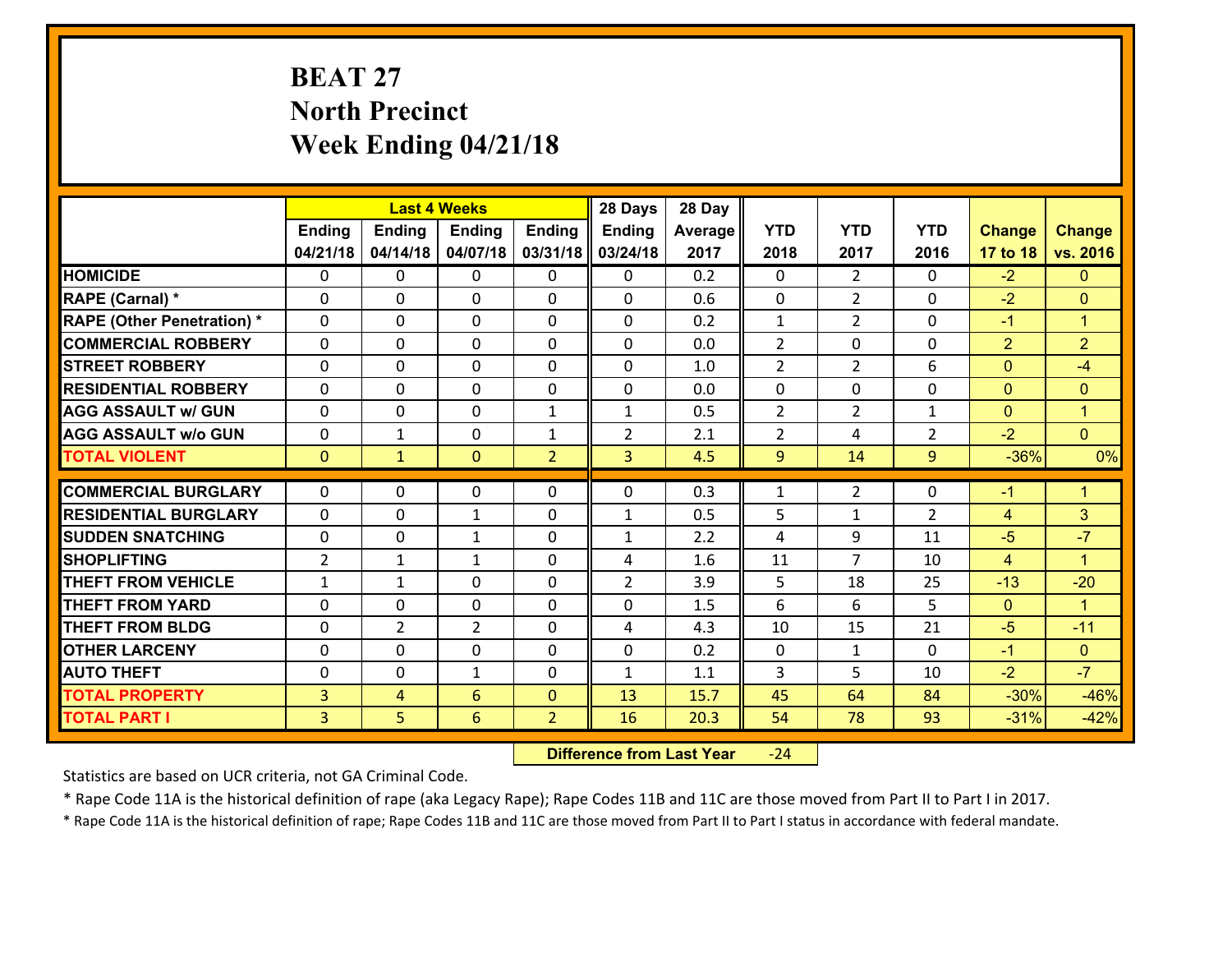# BEAT 27
## North Precinct
## Week Ending 04/21/18

| | Last 4 Weeks | | | | 28 Days | 28 Day | | | | | |
|---|---|---|---|---|---|---|---|---|---|---|---|
| | Ending 04/21/18 | Ending 04/14/18 | Ending 04/07/18 | Ending 03/31/18 | Ending 03/24/18 | Average 2017 | YTD 2018 | YTD 2017 | YTD 2016 | Change 17 to 18 | Change vs. 2016 |
| HOMICIDE | 0 | 0 | 0 | 0 | 0 | 0.2 | 0 | 2 | 0 | -2 | 0 |
| RAPE (Carnal) * | 0 | 0 | 0 | 0 | 0 | 0.6 | 0 | 2 | 0 | -2 | 0 |
| RAPE (Other Penetration) * | 0 | 0 | 0 | 0 | 0 | 0.2 | 1 | 2 | 0 | -1 | 1 |
| COMMERCIAL ROBBERY | 0 | 0 | 0 | 0 | 0 | 0.0 | 2 | 0 | 0 | 2 | 2 |
| STREET ROBBERY | 0 | 0 | 0 | 0 | 0 | 1.0 | 2 | 2 | 6 | 0 | -4 |
| RESIDENTIAL ROBBERY | 0 | 0 | 0 | 0 | 0 | 0.0 | 0 | 0 | 0 | 0 | 0 |
| AGG ASSAULT w/ GUN | 0 | 0 | 0 | 1 | 1 | 0.5 | 2 | 2 | 1 | 0 | 1 |
| AGG ASSAULT w/o GUN | 0 | 1 | 0 | 1 | 2 | 2.1 | 2 | 4 | 2 | -2 | 0 |
| TOTAL VIOLENT | 0 | 1 | 0 | 2 | 3 | 4.5 | 9 | 14 | 9 | -36% | 0% |
| COMMERCIAL BURGLARY | 0 | 0 | 0 | 0 | 0 | 0.3 | 1 | 2 | 0 | -1 | 1 |
| RESIDENTIAL BURGLARY | 0 | 0 | 1 | 0 | 1 | 0.5 | 5 | 1 | 2 | 4 | 3 |
| SUDDEN SNATCHING | 0 | 0 | 1 | 0 | 1 | 2.2 | 4 | 9 | 11 | -5 | -7 |
| SHOPLIFTING | 2 | 1 | 1 | 0 | 4 | 1.6 | 11 | 7 | 10 | 4 | 1 |
| THEFT FROM VEHICLE | 1 | 1 | 0 | 0 | 2 | 3.9 | 5 | 18 | 25 | -13 | -20 |
| THEFT FROM YARD | 0 | 0 | 0 | 0 | 0 | 1.5 | 6 | 6 | 5 | 0 | 1 |
| THEFT FROM BLDG | 0 | 2 | 2 | 0 | 4 | 4.3 | 10 | 15 | 21 | -5 | -11 |
| OTHER LARCENY | 0 | 0 | 0 | 0 | 0 | 0.2 | 0 | 1 | 0 | -1 | 0 |
| AUTO THEFT | 0 | 0 | 1 | 0 | 1 | 1.1 | 3 | 5 | 10 | -2 | -7 |
| TOTAL PROPERTY | 3 | 4 | 6 | 0 | 13 | 15.7 | 45 | 64 | 84 | -30% | -46% |
| TOTAL PART I | 3 | 5 | 6 | 2 | 16 | 20.3 | 54 | 78 | 93 | -31% | -42% |

**Difference from Last Year** -24

Statistics are based on UCR criteria, not GA Criminal Code.

* Rape Code 11A is the historical definition of rape (aka Legacy Rape); Rape Codes 11B and 11C are those moved from Part II to Part I in 2017.

* Rape Code 11A is the historical definition of rape; Rape Codes 11B and 11C are those moved from Part II to Part I status in accordance with federal mandate.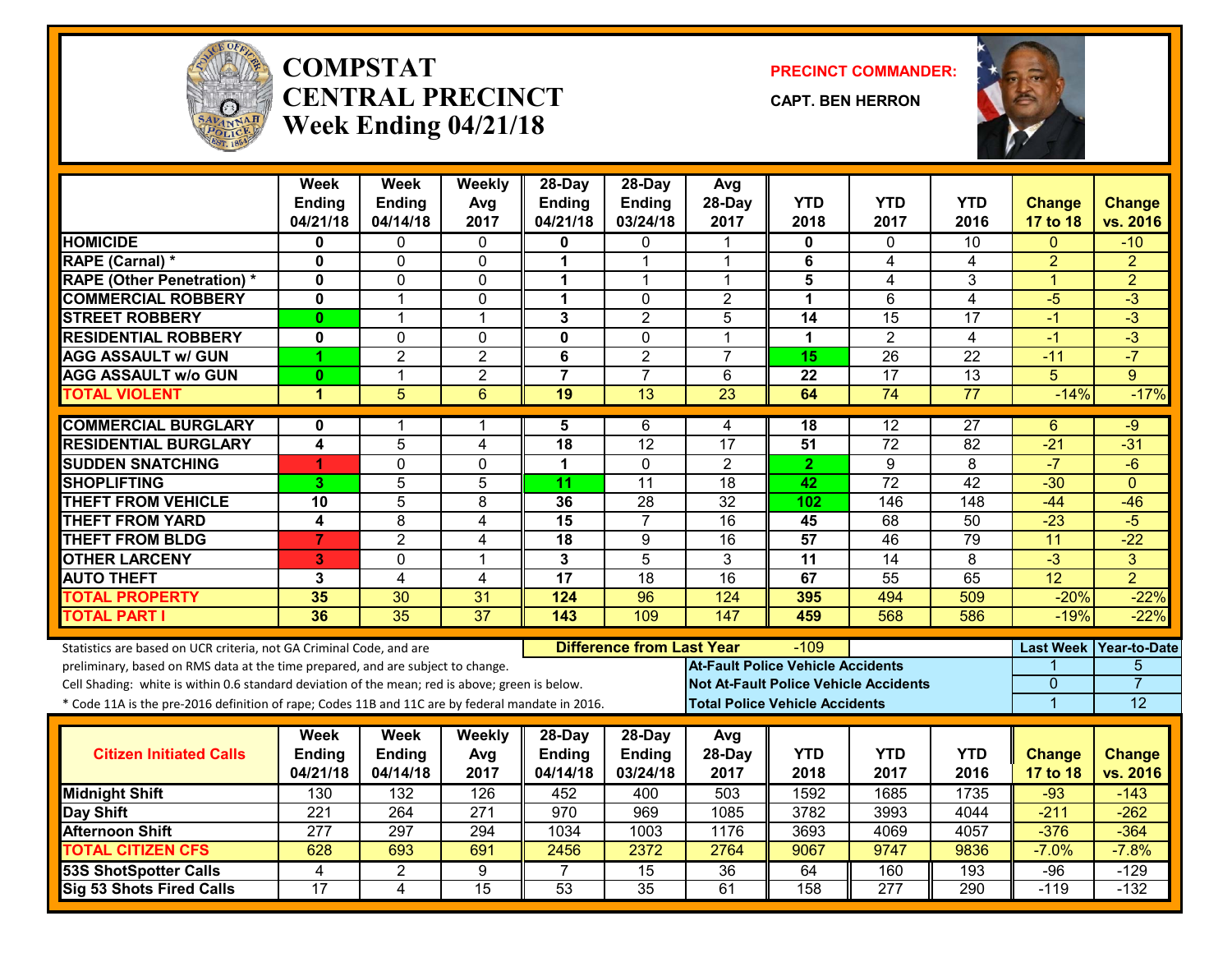# COMPSTAT CENTRAL PRECINCT Week Ending 04/21/18

**PRECINCT COMMANDER:** CAPT. BEN HERRON

| | Week Ending 04/21/18 | Week Ending 04/14/18 | Weekly Avg 2017 | 28-Day Ending 04/21/18 | 28-Day Ending 03/24/18 | Avg 28-Day 2017 | YTD 2018 | YTD 2017 | YTD 2016 | Change 17 to 18 | Change vs. 2016 |
|---|---|---|---|---|---|---|---|---|---|---|---|
| HOMICIDE | 0 | 0 | 0 | 0 | 0 | 1 | 0 | 0 | 10 | 0 | -10 |
| RAPE (Carnal) * | 0 | 0 | 0 | 1 | 1 | 1 | 6 | 4 | 4 | 2 | 2 |
| RAPE (Other Penetration) * | 0 | 0 | 0 | 1 | 1 | 1 | 5 | 4 | 3 | 1 | 2 |
| COMMERCIAL ROBBERY | 0 | 1 | 0 | 1 | 0 | 2 | 1 | 6 | 4 | -5 | -3 |
| STREET ROBBERY | 0 | 1 | 1 | 3 | 2 | 5 | 14 | 15 | 17 | -1 | -3 |
| RESIDENTIAL ROBBERY | 0 | 0 | 0 | 0 | 0 | 1 | 1 | 2 | 4 | -1 | -3 |
| AGG ASSAULT w/ GUN | 1 | 2 | 2 | 6 | 2 | 7 | 15 | 26 | 22 | -11 | -7 |
| AGG ASSAULT w/o GUN | 0 | 1 | 2 | 7 | 7 | 6 | 22 | 17 | 13 | 5 | 9 |
| TOTAL VIOLENT | 1 | 5 | 6 | 19 | 13 | 23 | 64 | 74 | 77 | -14% | -17% |
| COMMERCIAL BURGLARY | 0 | 1 | 1 | 5 | 6 | 4 | 18 | 12 | 27 | 6 | -9 |
| RESIDENTIAL BURGLARY | 4 | 5 | 4 | 18 | 12 | 17 | 51 | 72 | 82 | -21 | -31 |
| SUDDEN SNATCHING | 1 | 0 | 0 | 1 | 0 | 2 | 2 | 9 | 8 | -7 | -6 |
| SHOPLIFTING | 3 | 5 | 5 | 11 | 11 | 18 | 42 | 72 | 42 | -30 | 0 |
| THEFT FROM VEHICLE | 10 | 5 | 8 | 36 | 28 | 32 | 102 | 146 | 148 | -44 | -46 |
| THEFT FROM YARD | 4 | 8 | 4 | 15 | 7 | 16 | 45 | 68 | 50 | -23 | -5 |
| THEFT FROM BLDG | 7 | 2 | 4 | 18 | 9 | 16 | 57 | 46 | 79 | 11 | -22 |
| OTHER LARCENY | 3 | 0 | 1 | 3 | 5 | 3 | 11 | 14 | 8 | -3 | 3 |
| AUTO THEFT | 3 | 4 | 4 | 17 | 18 | 16 | 67 | 55 | 65 | 12 | 2 |
| TOTAL PROPERTY | 35 | 30 | 31 | 124 | 96 | 124 | 395 | 494 | 509 | -20% | -22% |
| TOTAL PART I | 36 | 35 | 37 | 143 | 109 | 147 | 459 | 568 | 586 | -19% | -22% |

Statistics are based on UCR criteria, not GA Criminal Code, and are preliminary, based on RMS data at the time prepared, and are subject to change.

Cell Shading: white is within 0.6 standard deviation of the mean; red is above; green is below.

* Code 11A is the pre-2016 definition of rape; Codes 11B and 11C are by federal mandate in 2016.

**Difference from Last Year:** -109

| | Last Week | Year-to-Date |
|---|---|---|
| At-Fault Police Vehicle Accidents | 1 | 5 |
| Not At-Fault Police Vehicle Accidents | 0 | 7 |
| Total Police Vehicle Accidents | 1 | 12 |

| Citizen Initiated Calls | Week Ending 04/21/18 | Week Ending 04/14/18 | Weekly Avg 2017 | 28-Day Ending 04/14/18 | 28-Day Ending 03/24/18 | Avg 28-Day 2017 | YTD 2018 | YTD 2017 | YTD 2016 | Change 17 to 18 | Change vs. 2016 |
|---|---|---|---|---|---|---|---|---|---|---|---|
| Midnight Shift | 130 | 132 | 126 | 452 | 400 | 503 | 1592 | 1685 | 1735 | -93 | -143 |
| Day Shift | 221 | 264 | 271 | 970 | 969 | 1085 | 3782 | 3993 | 4044 | -211 | -262 |
| Afternoon Shift | 277 | 297 | 294 | 1034 | 1003 | 1176 | 3693 | 4069 | 4057 | -376 | -364 |
| TOTAL CITIZEN CFS | 628 | 693 | 691 | 2456 | 2372 | 2764 | 9067 | 9747 | 9836 | -7.0% | -7.8% |
| 53S ShotSpotter Calls | 4 | 2 | 9 | 7 | 15 | 36 | 64 | 160 | 193 | -96 | -129 |
| Sig 53 Shots Fired Calls | 17 | 4 | 15 | 53 | 35 | 61 | 158 | 277 | 290 | -119 | -132 |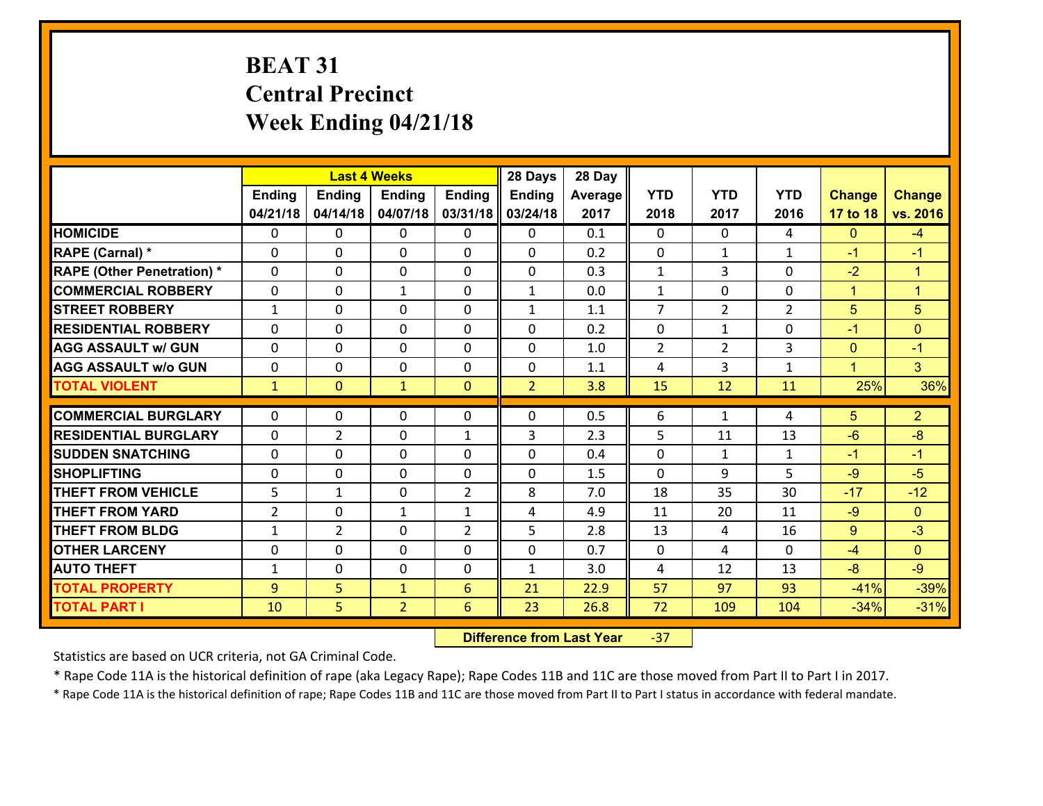# BEAT 31
## Central Precinct
## Week Ending 04/21/18

| | Last 4 Weeks | | | | 28 Days | 28 Day | | | | | |
|---|---|---|---|---|---|---|---|---|---|---|---|
| | Ending 04/21/18 | Ending 04/14/18 | Ending 04/07/18 | Ending 03/31/18 | Ending 03/24/18 | Average 2017 | YTD 2018 | YTD 2017 | YTD 2016 | Change 17 to 18 | Change vs. 2016 |
| HOMICIDE | 0 | 0 | 0 | 0 | 0 | 0.1 | 0 | 0 | 4 | 0 | -4 |
| RAPE (Carnal) * | 0 | 0 | 0 | 0 | 0 | 0.2 | 0 | 1 | 1 | -1 | -1 |
| RAPE (Other Penetration) * | 0 | 0 | 0 | 0 | 0 | 0.3 | 1 | 3 | 0 | -2 | 1 |
| COMMERCIAL ROBBERY | 0 | 0 | 1 | 0 | 1 | 0.0 | 1 | 0 | 0 | 1 | 1 |
| STREET ROBBERY | 1 | 0 | 0 | 0 | 1 | 1.1 | 7 | 2 | 2 | 5 | 5 |
| RESIDENTIAL ROBBERY | 0 | 0 | 0 | 0 | 0 | 0.2 | 0 | 1 | 0 | -1 | 0 |
| AGG ASSAULT w/ GUN | 0 | 0 | 0 | 0 | 0 | 1.0 | 2 | 2 | 3 | 0 | -1 |
| AGG ASSAULT w/o GUN | 0 | 0 | 0 | 0 | 0 | 1.1 | 4 | 3 | 1 | 1 | 3 |
| TOTAL VIOLENT | 1 | 0 | 1 | 0 | 2 | 3.8 | 15 | 12 | 11 | 25% | 36% |
| COMMERCIAL BURGLARY | 0 | 0 | 0 | 0 | 0 | 0.5 | 6 | 1 | 4 | 5 | 2 |
| RESIDENTIAL BURGLARY | 0 | 2 | 0 | 1 | 3 | 2.3 | 5 | 11 | 13 | -6 | -8 |
| SUDDEN SNATCHING | 0 | 0 | 0 | 0 | 0 | 0.4 | 0 | 1 | 1 | -1 | -1 |
| SHOPLIFTING | 0 | 0 | 0 | 0 | 0 | 1.5 | 0 | 9 | 5 | -9 | -5 |
| THEFT FROM VEHICLE | 5 | 1 | 0 | 2 | 8 | 7.0 | 18 | 35 | 30 | -17 | -12 |
| THEFT FROM YARD | 2 | 0 | 1 | 1 | 4 | 4.9 | 11 | 20 | 11 | -9 | 0 |
| THEFT FROM BLDG | 1 | 2 | 0 | 2 | 5 | 2.8 | 13 | 4 | 16 | 9 | -3 |
| OTHER LARCENY | 0 | 0 | 0 | 0 | 0 | 0.7 | 0 | 4 | 0 | -4 | 0 |
| AUTO THEFT | 1 | 0 | 0 | 0 | 1 | 3.0 | 4 | 12 | 13 | -8 | -9 |
| TOTAL PROPERTY | 9 | 5 | 1 | 6 | 21 | 22.9 | 57 | 97 | 93 | -41% | -39% |
| TOTAL PART I | 10 | 5 | 2 | 6 | 23 | 26.8 | 72 | 109 | 104 | -34% | -31% |

**Difference from Last Year** -37

Statistics are based on UCR criteria, not GA Criminal Code.

* Rape Code 11A is the historical definition of rape (aka Legacy Rape); Rape Codes 11B and 11C are those moved from Part II to Part I in 2017.

* Rape Code 11A is the historical definition of rape; Rape Codes 11B and 11C are those moved from Part II to Part I status in accordance with federal mandate.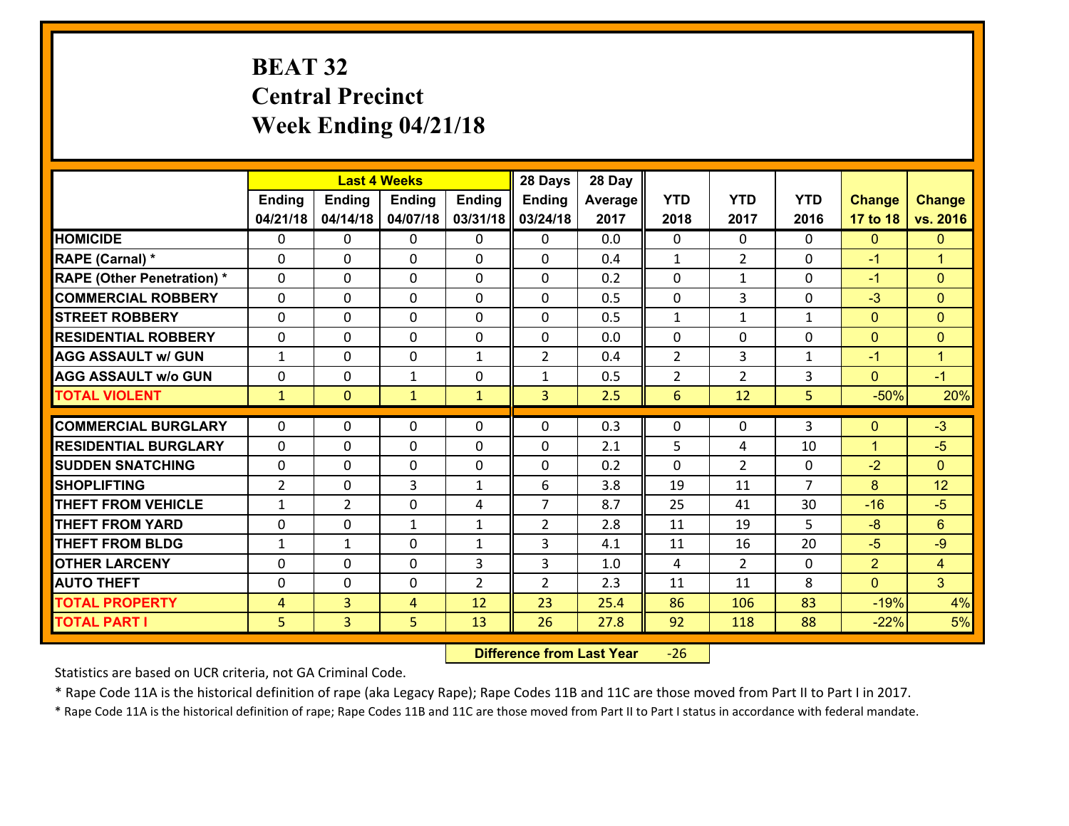# BEAT 32
## Central Precinct
## Week Ending 04/21/18

| | Last 4 Weeks | | | | 28 Days | 28 Day | | | | | |
|---|---|---|---|---|---|---|---|---|---|---|---|
| | Ending 04/21/18 | Ending 04/14/18 | Ending 04/07/18 | Ending 03/31/18 | Ending 03/24/18 | Average 2017 | YTD 2018 | YTD 2017 | YTD 2016 | Change 17 to 18 | Change vs. 2016 |
| HOMICIDE | 0 | 0 | 0 | 0 | 0 | 0.0 | 0 | 0 | 0 | 0 | 0 |
| RAPE (Carnal) * | 0 | 0 | 0 | 0 | 0 | 0.4 | 1 | 2 | 0 | -1 | 1 |
| RAPE (Other Penetration) * | 0 | 0 | 0 | 0 | 0 | 0.2 | 0 | 1 | 0 | -1 | 0 |
| COMMERCIAL ROBBERY | 0 | 0 | 0 | 0 | 0 | 0.5 | 0 | 3 | 0 | -3 | 0 |
| STREET ROBBERY | 0 | 0 | 0 | 0 | 0 | 0.5 | 1 | 1 | 1 | 0 | 0 |
| RESIDENTIAL ROBBERY | 0 | 0 | 0 | 0 | 0 | 0.0 | 0 | 0 | 0 | 0 | 0 |
| AGG ASSAULT w/ GUN | 1 | 0 | 0 | 1 | 2 | 0.4 | 2 | 3 | 1 | -1 | 1 |
| AGG ASSAULT w/o GUN | 0 | 0 | 1 | 0 | 1 | 0.5 | 2 | 2 | 3 | 0 | -1 |
| TOTAL VIOLENT | 1 | 0 | 1 | 1 | 3 | 2.5 | 6 | 12 | 5 | -50% | 20% |
| COMMERCIAL BURGLARY | 0 | 0 | 0 | 0 | 0 | 0.3 | 0 | 0 | 3 | 0 | -3 |
| RESIDENTIAL BURGLARY | 0 | 0 | 0 | 0 | 0 | 2.1 | 5 | 4 | 10 | 1 | -5 |
| SUDDEN SNATCHING | 0 | 0 | 0 | 0 | 0 | 0.2 | 0 | 2 | 0 | -2 | 0 |
| SHOPLIFTING | 2 | 0 | 3 | 1 | 6 | 3.8 | 19 | 11 | 7 | 8 | 12 |
| THEFT FROM VEHICLE | 1 | 2 | 0 | 4 | 7 | 8.7 | 25 | 41 | 30 | -16 | -5 |
| THEFT FROM YARD | 0 | 0 | 1 | 1 | 2 | 2.8 | 11 | 19 | 5 | -8 | 6 |
| THEFT FROM BLDG | 1 | 1 | 0 | 1 | 3 | 4.1 | 11 | 16 | 20 | -5 | -9 |
| OTHER LARCENY | 0 | 0 | 0 | 3 | 3 | 1.0 | 4 | 2 | 0 | 2 | 4 |
| AUTO THEFT | 0 | 0 | 0 | 2 | 2 | 2.3 | 11 | 11 | 8 | 0 | 3 |
| TOTAL PROPERTY | 4 | 3 | 4 | 12 | 23 | 25.4 | 86 | 106 | 83 | -19% | 4% |
| TOTAL PART I | 5 | 3 | 5 | 13 | 26 | 27.8 | 92 | 118 | 88 | -22% | 5% |

**Difference from Last Year** -26

Statistics are based on UCR criteria, not GA Criminal Code.

* Rape Code 11A is the historical definition of rape (aka Legacy Rape); Rape Codes 11B and 11C are those moved from Part II to Part I in 2017.

* Rape Code 11A is the historical definition of rape; Rape Codes 11B and 11C are those moved from Part II to Part I status in accordance with federal mandate.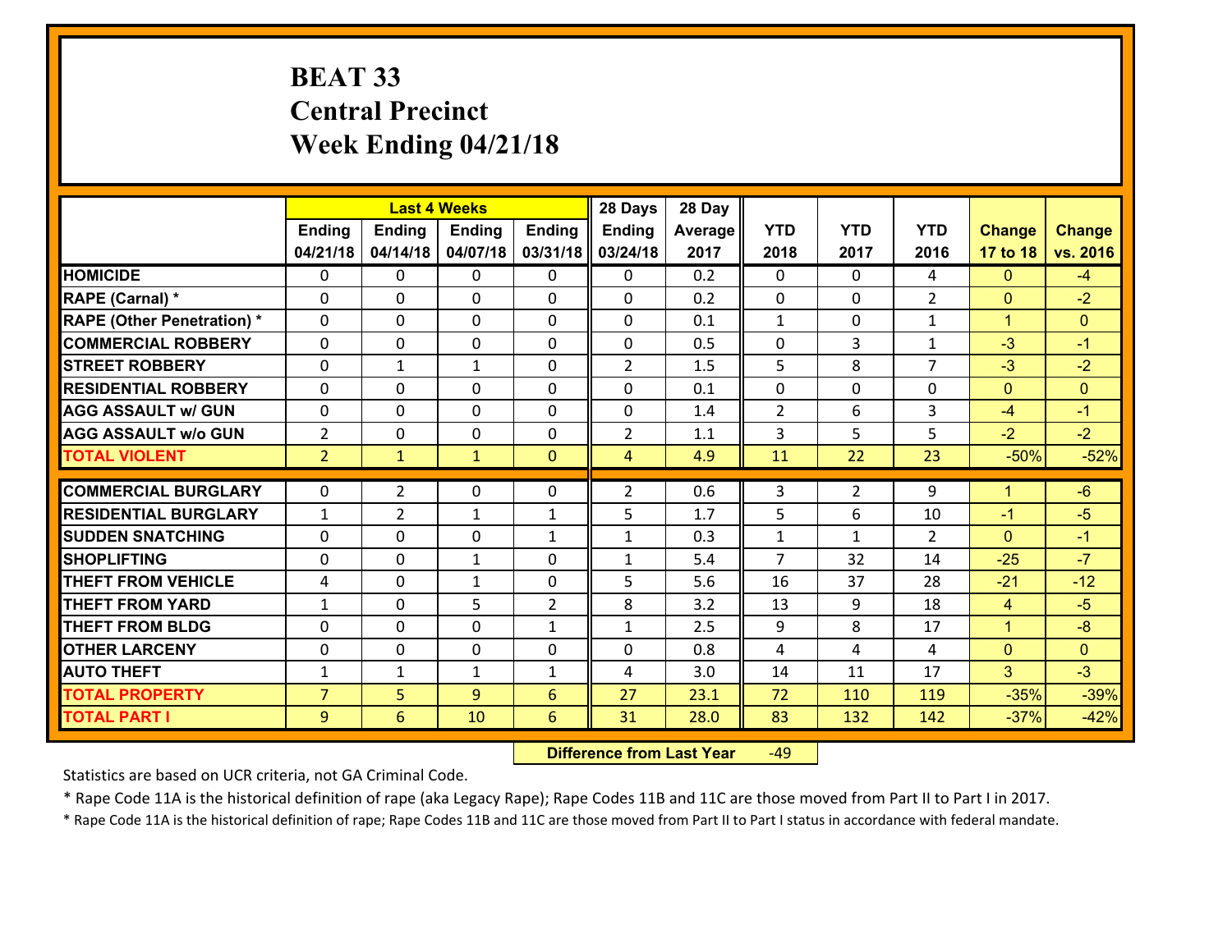# BEAT 33
## Central Precinct
## Week Ending 04/21/18

| | Last 4 Weeks | | | | 28 Days | 28 Day | | | | | |
|---|---|---|---|---|---|---|---|---|---|---|---|
| | Ending 04/21/18 | Ending 04/14/18 | Ending 04/07/18 | Ending 03/31/18 | Ending 03/24/18 | Average 2017 | YTD 2018 | YTD 2017 | YTD 2016 | Change 17 to 18 | Change vs. 2016 |
| HOMICIDE | 0 | 0 | 0 | 0 | 0 | 0.2 | 0 | 0 | 4 | 0 | -4 |
| RAPE (Carnal) * | 0 | 0 | 0 | 0 | 0 | 0.2 | 0 | 0 | 2 | 0 | -2 |
| RAPE (Other Penetration) * | 0 | 0 | 0 | 0 | 0 | 0.1 | 1 | 0 | 1 | 1 | 0 |
| COMMERCIAL ROBBERY | 0 | 0 | 0 | 0 | 0 | 0.5 | 0 | 3 | 1 | -3 | -1 |
| STREET ROBBERY | 0 | 1 | 1 | 0 | 2 | 1.5 | 5 | 8 | 7 | -3 | -2 |
| RESIDENTIAL ROBBERY | 0 | 0 | 0 | 0 | 0 | 0.1 | 0 | 0 | 0 | 0 | 0 |
| AGG ASSAULT w/ GUN | 0 | 0 | 0 | 0 | 0 | 1.4 | 2 | 6 | 3 | -4 | -1 |
| AGG ASSAULT w/o GUN | 2 | 0 | 0 | 0 | 2 | 1.1 | 3 | 5 | 5 | -2 | -2 |
| TOTAL VIOLENT | 2 | 1 | 1 | 0 | 4 | 4.9 | 11 | 22 | 23 | -50% | -52% |
| COMMERCIAL BURGLARY | 0 | 2 | 0 | 0 | 2 | 0.6 | 3 | 2 | 9 | 1 | -6 |
| RESIDENTIAL BURGLARY | 1 | 2 | 1 | 1 | 5 | 1.7 | 5 | 6 | 10 | -1 | -5 |
| SUDDEN SNATCHING | 0 | 0 | 0 | 1 | 1 | 0.3 | 1 | 1 | 2 | 0 | -1 |
| SHOPLIFTING | 0 | 0 | 1 | 0 | 1 | 5.4 | 7 | 32 | 14 | -25 | -7 |
| THEFT FROM VEHICLE | 4 | 0 | 1 | 0 | 5 | 5.6 | 16 | 37 | 28 | -21 | -12 |
| THEFT FROM YARD | 1 | 0 | 5 | 2 | 8 | 3.2 | 13 | 9 | 18 | 4 | -5 |
| THEFT FROM BLDG | 0 | 0 | 0 | 1 | 1 | 2.5 | 9 | 8 | 17 | 1 | -8 |
| OTHER LARCENY | 0 | 0 | 0 | 0 | 0 | 0.8 | 4 | 4 | 4 | 0 | 0 |
| AUTO THEFT | 1 | 1 | 1 | 1 | 4 | 3.0 | 14 | 11 | 17 | 3 | -3 |
| TOTAL PROPERTY | 7 | 5 | 9 | 6 | 27 | 23.1 | 72 | 110 | 119 | -35% | -39% |
| TOTAL PART I | 9 | 6 | 10 | 6 | 31 | 28.0 | 83 | 132 | 142 | -37% | -42% |

**Difference from Last Year** -49

Statistics are based on UCR criteria, not GA Criminal Code.

* Rape Code 11A is the historical definition of rape (aka Legacy Rape); Rape Codes 11B and 11C are those moved from Part II to Part I in 2017.

* Rape Code 11A is the historical definition of rape; Rape Codes 11B and 11C are those moved from Part II to Part I status in accordance with federal mandate.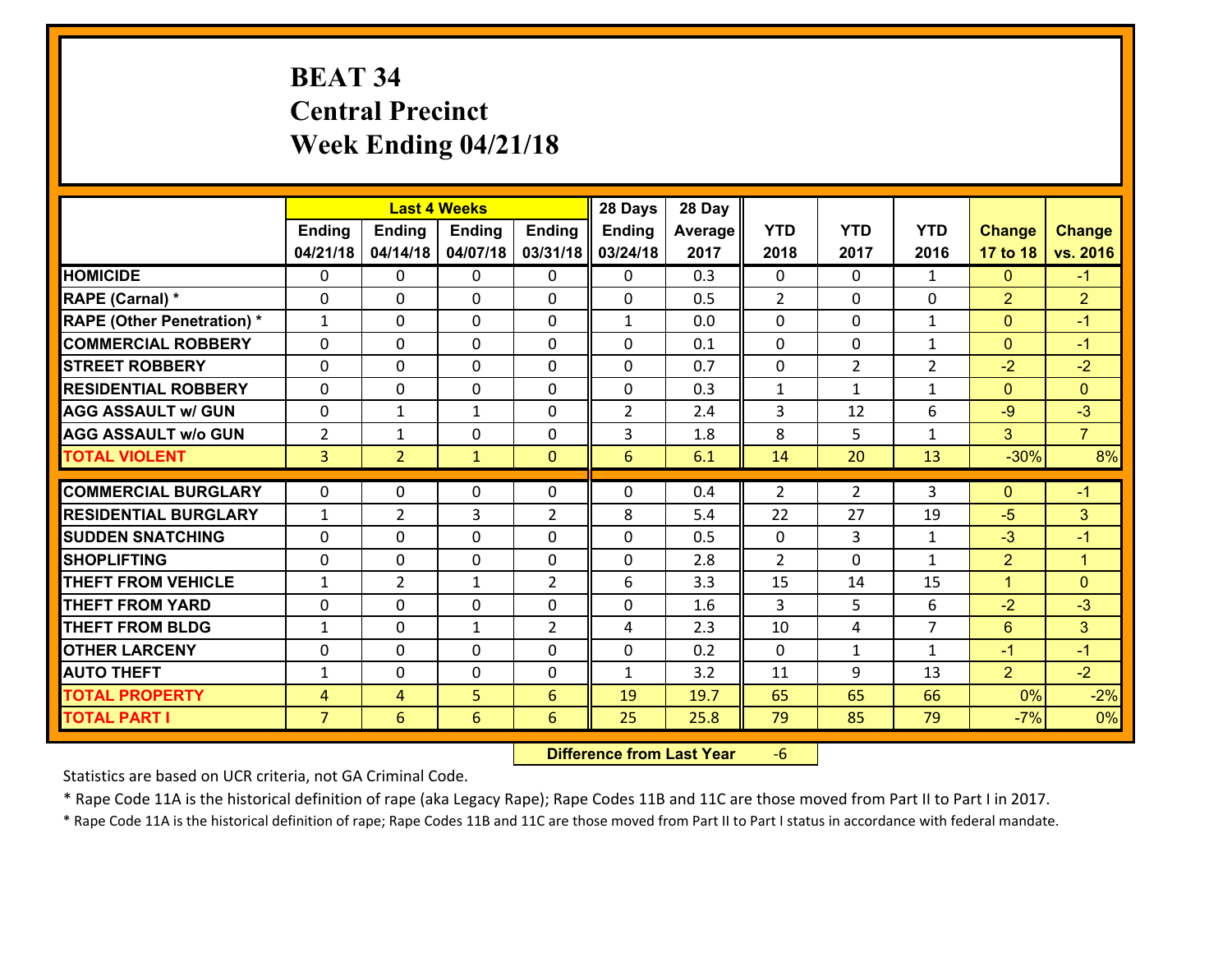# BEAT 34
## Central Precinct
## Week Ending 04/21/18

| | Last 4 Weeks | | | | 28 Days | 28 Day | | | | | |
|---|---|---|---|---|---|---|---|---|---|---|---|
| | Ending 04/21/18 | Ending 04/14/18 | Ending 04/07/18 | Ending 03/31/18 | Ending 03/24/18 | Average 2017 | YTD 2018 | YTD 2017 | YTD 2016 | Change 17 to 18 | Change vs. 2016 |
| **HOMICIDE** | 0 | 0 | 0 | 0 | 0 | 0.3 | 0 | 0 | 1 | 0 | -1 |
| **RAPE (Carnal) *** | 0 | 0 | 0 | 0 | 0 | 0.5 | 2 | 0 | 0 | 2 | 2 |
| **RAPE (Other Penetration) *** | 1 | 0 | 0 | 0 | 1 | 0.0 | 0 | 0 | 1 | 0 | -1 |
| **COMMERCIAL ROBBERY** | 0 | 0 | 0 | 0 | 0 | 0.1 | 0 | 0 | 1 | 0 | -1 |
| **STREET ROBBERY** | 0 | 0 | 0 | 0 | 0 | 0.7 | 0 | 2 | 2 | -2 | -2 |
| **RESIDENTIAL ROBBERY** | 0 | 0 | 0 | 0 | 0 | 0.3 | 1 | 1 | 1 | 0 | 0 |
| **AGG ASSAULT w/ GUN** | 0 | 1 | 1 | 0 | 2 | 2.4 | 3 | 12 | 6 | -9 | -3 |
| **AGG ASSAULT w/o GUN** | 2 | 1 | 0 | 0 | 3 | 1.8 | 8 | 5 | 1 | 3 | 7 |
| **TOTAL VIOLENT** | 3 | 2 | 1 | 0 | 6 | 6.1 | 14 | 20 | 13 | -30% | 8% |
| **COMMERCIAL BURGLARY** | 0 | 0 | 0 | 0 | 0 | 0.4 | 2 | 2 | 3 | 0 | -1 |
| **RESIDENTIAL BURGLARY** | 1 | 2 | 3 | 2 | 8 | 5.4 | 22 | 27 | 19 | -5 | 3 |
| **SUDDEN SNATCHING** | 0 | 0 | 0 | 0 | 0 | 0.5 | 0 | 3 | 1 | -3 | -1 |
| **SHOPLIFTING** | 0 | 0 | 0 | 0 | 0 | 2.8 | 2 | 0 | 1 | 2 | 1 |
| **THEFT FROM VEHICLE** | 1 | 2 | 1 | 2 | 6 | 3.3 | 15 | 14 | 15 | 1 | 0 |
| **THEFT FROM YARD** | 0 | 0 | 0 | 0 | 0 | 1.6 | 3 | 5 | 6 | -2 | -3 |
| **THEFT FROM BLDG** | 1 | 0 | 1 | 2 | 4 | 2.3 | 10 | 4 | 7 | 6 | 3 |
| **OTHER LARCENY** | 0 | 0 | 0 | 0 | 0 | 0.2 | 0 | 1 | 1 | -1 | -1 |
| **AUTO THEFT** | 1 | 0 | 0 | 0 | 1 | 3.2 | 11 | 9 | 13 | 2 | -2 |
| **TOTAL PROPERTY** | 4 | 4 | 5 | 6 | 19 | 19.7 | 65 | 65 | 66 | 0% | -2% |
| **TOTAL PART I** | 7 | 6 | 6 | 6 | 25 | 25.8 | 79 | 85 | 79 | -7% | 0% |

**Difference from Last Year** -6

Statistics are based on UCR criteria, not GA Criminal Code.

* Rape Code 11A is the historical definition of rape (aka Legacy Rape); Rape Codes 11B and 11C are those moved from Part II to Part I in 2017.

* Rape Code 11A is the historical definition of rape; Rape Codes 11B and 11C are those moved from Part II to Part I status in accordance with federal mandate.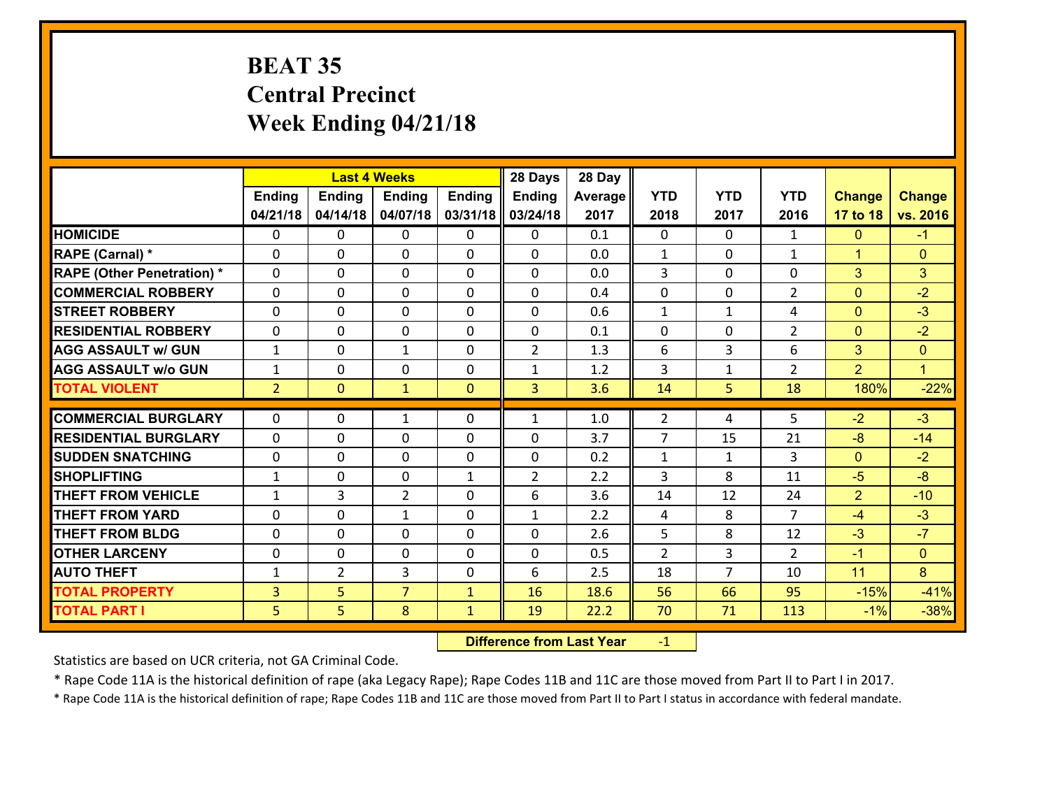# BEAT 35
## Central Precinct
## Week Ending 04/21/18

| | Last 4 Weeks | | | | 28 Days | 28 Day | | | | | |
|---|---|---|---|---|---|---|---|---|---|---|---|
| | Ending 04/21/18 | Ending 04/14/18 | Ending 04/07/18 | Ending 03/31/18 | Ending 03/24/18 | Average 2017 | YTD 2018 | YTD 2017 | YTD 2016 | Change 17 to 18 | Change vs. 2016 |
| HOMICIDE | 0 | 0 | 0 | 0 | 0 | 0.1 | 0 | 0 | 1 | 0 | -1 |
| RAPE (Carnal) * | 0 | 0 | 0 | 0 | 0 | 0.0 | 1 | 0 | 1 | 1 | 0 |
| RAPE (Other Penetration) * | 0 | 0 | 0 | 0 | 0 | 0.0 | 3 | 0 | 0 | 3 | 3 |
| COMMERCIAL ROBBERY | 0 | 0 | 0 | 0 | 0 | 0.4 | 0 | 0 | 2 | 0 | -2 |
| STREET ROBBERY | 0 | 0 | 0 | 0 | 0 | 0.6 | 1 | 1 | 4 | 0 | -3 |
| RESIDENTIAL ROBBERY | 0 | 0 | 0 | 0 | 0 | 0.1 | 0 | 0 | 2 | 0 | -2 |
| AGG ASSAULT w/ GUN | 1 | 0 | 1 | 0 | 2 | 1.3 | 6 | 3 | 6 | 3 | 0 |
| AGG ASSAULT w/o GUN | 1 | 0 | 0 | 0 | 1 | 1.2 | 3 | 1 | 2 | 2 | 1 |
| TOTAL VIOLENT | 2 | 0 | 1 | 0 | 3 | 3.6 | 14 | 5 | 18 | 180% | -22% |
| COMMERCIAL BURGLARY | 0 | 0 | 1 | 0 | 1 | 1.0 | 2 | 4 | 5 | -2 | -3 |
| RESIDENTIAL BURGLARY | 0 | 0 | 0 | 0 | 0 | 3.7 | 7 | 15 | 21 | -8 | -14 |
| SUDDEN SNATCHING | 0 | 0 | 0 | 0 | 0 | 0.2 | 1 | 1 | 3 | 0 | -2 |
| SHOPLIFTING | 1 | 0 | 0 | 1 | 2 | 2.2 | 3 | 8 | 11 | -5 | -8 |
| THEFT FROM VEHICLE | 1 | 3 | 2 | 0 | 6 | 3.6 | 14 | 12 | 24 | 2 | -10 |
| THEFT FROM YARD | 0 | 0 | 1 | 0 | 1 | 2.2 | 4 | 8 | 7 | -4 | -3 |
| THEFT FROM BLDG | 0 | 0 | 0 | 0 | 0 | 2.6 | 5 | 8 | 12 | -3 | -7 |
| OTHER LARCENY | 0 | 0 | 0 | 0 | 0 | 0.5 | 2 | 3 | 2 | -1 | 0 |
| AUTO THEFT | 1 | 2 | 3 | 0 | 6 | 2.5 | 18 | 7 | 10 | 11 | 8 |
| TOTAL PROPERTY | 3 | 5 | 7 | 1 | 16 | 18.6 | 56 | 66 | 95 | -15% | -41% |
| TOTAL PART I | 5 | 5 | 8 | 1 | 19 | 22.2 | 70 | 71 | 113 | -1% | -38% |

**Difference from Last Year** -1

Statistics are based on UCR criteria, not GA Criminal Code.

* Rape Code 11A is the historical definition of rape (aka Legacy Rape); Rape Codes 11B and 11C are those moved from Part II to Part I in 2017.

* Rape Code 11A is the historical definition of rape; Rape Codes 11B and 11C are those moved from Part II to Part I status in accordance with federal mandate.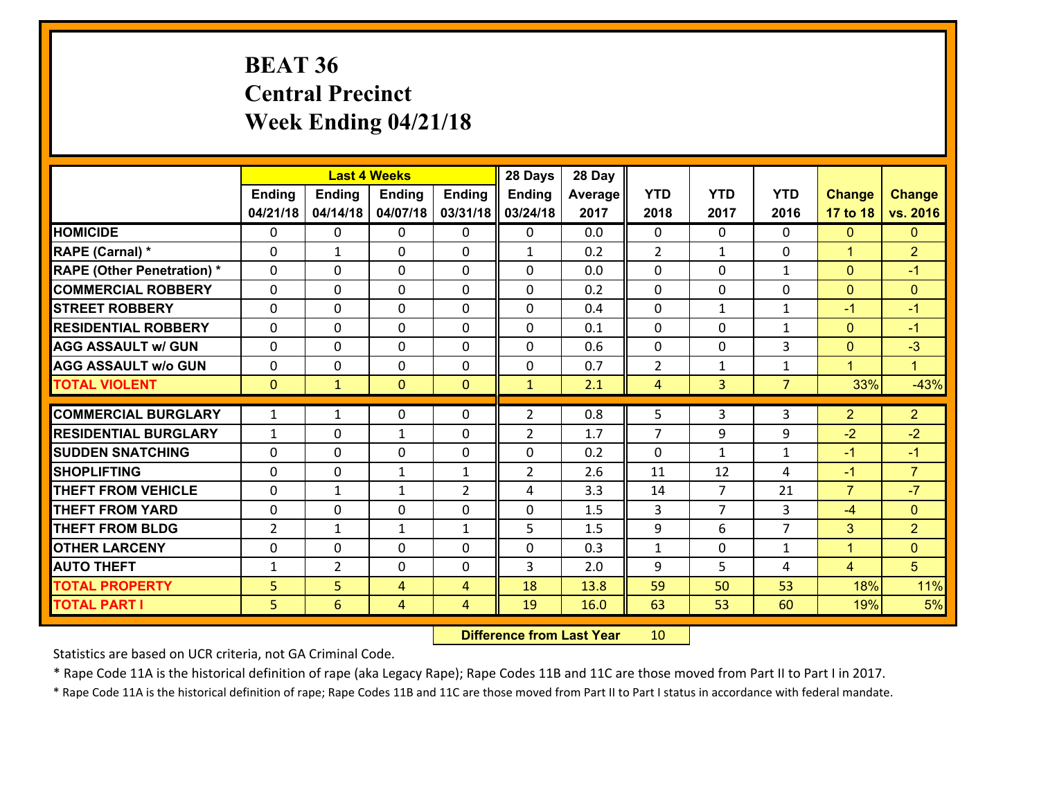# BEAT 36
## Central Precinct
## Week Ending 04/21/18

| | Last 4 Weeks | | | | 28 Days | 28 Day | | | | | |
|---|---|---|---|---|---|---|---|---|---|---|---|
| | Ending 04/21/18 | Ending 04/14/18 | Ending 04/07/18 | Ending 03/31/18 | Ending 03/24/18 | Average 2017 | YTD 2018 | YTD 2017 | YTD 2016 | Change 17 to 18 | Change vs. 2016 |
| HOMICIDE | 0 | 0 | 0 | 0 | 0 | 0.0 | 0 | 0 | 0 | 0 | 0 |
| RAPE (Carnal) * | 0 | 1 | 0 | 0 | 1 | 0.2 | 2 | 1 | 0 | 1 | 2 |
| RAPE (Other Penetration) * | 0 | 0 | 0 | 0 | 0 | 0.0 | 0 | 0 | 1 | 0 | -1 |
| COMMERCIAL ROBBERY | 0 | 0 | 0 | 0 | 0 | 0.2 | 0 | 0 | 0 | 0 | 0 |
| STREET ROBBERY | 0 | 0 | 0 | 0 | 0 | 0.4 | 0 | 1 | 1 | -1 | -1 |
| RESIDENTIAL ROBBERY | 0 | 0 | 0 | 0 | 0 | 0.1 | 0 | 0 | 1 | 0 | -1 |
| AGG ASSAULT w/ GUN | 0 | 0 | 0 | 0 | 0 | 0.6 | 0 | 0 | 3 | 0 | -3 |
| AGG ASSAULT w/o GUN | 0 | 0 | 0 | 0 | 0 | 0.7 | 2 | 1 | 1 | 1 | 1 |
| TOTAL VIOLENT | 0 | 1 | 0 | 0 | 1 | 2.1 | 4 | 3 | 7 | 33% | -43% |
| COMMERCIAL BURGLARY | 1 | 1 | 0 | 0 | 2 | 0.8 | 5 | 3 | 3 | 2 | 2 |
| RESIDENTIAL BURGLARY | 1 | 0 | 1 | 0 | 2 | 1.7 | 7 | 9 | 9 | -2 | -2 |
| SUDDEN SNATCHING | 0 | 0 | 0 | 0 | 0 | 0.2 | 0 | 1 | 1 | -1 | -1 |
| SHOPLIFTING | 0 | 0 | 1 | 1 | 2 | 2.6 | 11 | 12 | 4 | -1 | 7 |
| THEFT FROM VEHICLE | 0 | 1 | 1 | 2 | 4 | 3.3 | 14 | 7 | 21 | 7 | -7 |
| THEFT FROM YARD | 0 | 0 | 0 | 0 | 0 | 1.5 | 3 | 7 | 3 | -4 | 0 |
| THEFT FROM BLDG | 2 | 1 | 1 | 1 | 5 | 1.5 | 9 | 6 | 7 | 3 | 2 |
| OTHER LARCENY | 0 | 0 | 0 | 0 | 0 | 0.3 | 1 | 0 | 1 | 1 | 0 |
| AUTO THEFT | 1 | 2 | 0 | 0 | 3 | 2.0 | 9 | 5 | 4 | 4 | 5 |
| TOTAL PROPERTY | 5 | 5 | 4 | 4 | 18 | 13.8 | 59 | 50 | 53 | 18% | 11% |
| TOTAL PART I | 5 | 6 | 4 | 4 | 19 | 16.0 | 63 | 53 | 60 | 19% | 5% |

**Difference from Last Year** 10

Statistics are based on UCR criteria, not GA Criminal Code.

* Rape Code 11A is the historical definition of rape (aka Legacy Rape); Rape Codes 11B and 11C are those moved from Part II to Part I in 2017.

* Rape Code 11A is the historical definition of rape; Rape Codes 11B and 11C are those moved from Part II to Part I status in accordance with federal mandate.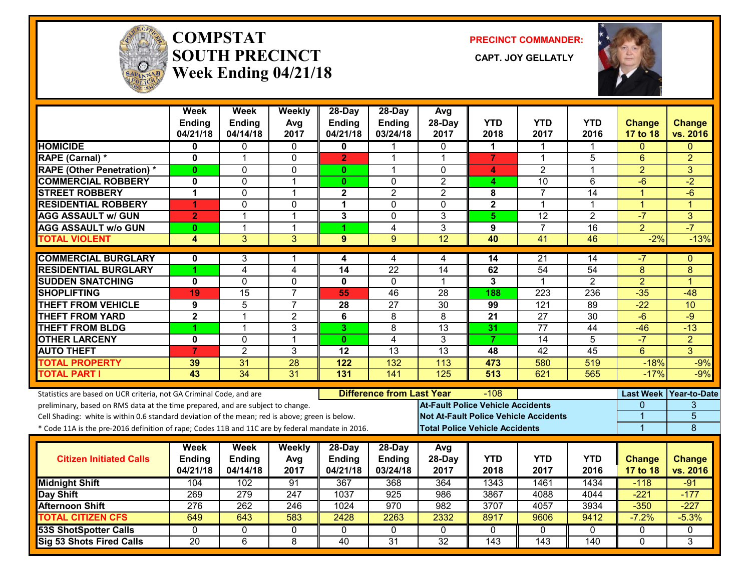# COMPSTAT
## SOUTH PRECINCT
### Week Ending 04/21/18

**PRECINCT COMMANDER:**

**CAPT. JOY GELLATLY**

| | Week Ending 04/21/18 | Week Ending 04/14/18 | Weekly Avg 2017 | 28-Day Ending 04/21/18 | 28-Day Ending 03/24/18 | Avg 28-Day 2017 | YTD 2018 | YTD 2017 | YTD 2016 | Change 17 to 18 | Change vs. 2016 |
|---|---|---|---|---|---|---|---|---|---|---|---|
| HOMICIDE | 0 | 0 | 0 | 0 | 1 | 0 | 1 | 1 | 1 | 0 | 0 |
| RAPE (Carnal) * | 0 | 1 | 0 | 2 | 1 | 1 | 7 | 1 | 5 | 6 | 2 |
| RAPE (Other Penetration) * | 0 | 0 | 0 | 0 | 1 | 0 | 4 | 2 | 1 | 2 | 3 |
| COMMERCIAL ROBBERY | 0 | 0 | 1 | 0 | 0 | 2 | 4 | 10 | 6 | -6 | -2 |
| STREET ROBBERY | 1 | 0 | 1 | 2 | 2 | 2 | 8 | 7 | 14 | 1 | -6 |
| RESIDENTIAL ROBBERY | 1 | 0 | 0 | 1 | 0 | 0 | 2 | 1 | 1 | 1 | 1 |
| AGG ASSAULT w/ GUN | 2 | 1 | 1 | 3 | 0 | 3 | 5 | 12 | 2 | -7 | 3 |
| AGG ASSAULT w/o GUN | 0 | 1 | 1 | 1 | 4 | 3 | 9 | 7 | 16 | 2 | -7 |
| TOTAL VIOLENT | 4 | 3 | 3 | 9 | 9 | 12 | 40 | 41 | 46 | -2% | -13% |
| COMMERCIAL BURGLARY | 0 | 3 | 1 | 4 | 4 | 4 | 14 | 21 | 14 | -7 | 0 |
| RESIDENTIAL BURGLARY | 1 | 4 | 4 | 14 | 22 | 14 | 62 | 54 | 54 | 8 | 8 |
| SUDDEN SNATCHING | 0 | 0 | 0 | 0 | 0 | 1 | 3 | 1 | 2 | 2 | 1 |
| SHOPLIFTING | 19 | 15 | 7 | 55 | 46 | 28 | 188 | 223 | 236 | -35 | -48 |
| THEFT FROM VEHICLE | 9 | 5 | 7 | 28 | 27 | 30 | 99 | 121 | 89 | -22 | 10 |
| THEFT FROM YARD | 2 | 1 | 2 | 6 | 8 | 8 | 21 | 27 | 30 | -6 | -9 |
| THEFT FROM BLDG | 1 | 1 | 3 | 3 | 8 | 13 | 31 | 77 | 44 | -46 | -13 |
| OTHER LARCENY | 0 | 0 | 1 | 0 | 4 | 3 | 7 | 14 | 5 | -7 | 2 |
| AUTO THEFT | 7 | 2 | 3 | 12 | 13 | 13 | 48 | 42 | 45 | 6 | 3 |
| TOTAL PROPERTY | 39 | 31 | 28 | 122 | 132 | 113 | 473 | 580 | 519 | -18% | -9% |
| TOTAL PART I | 43 | 34 | 31 | 131 | 141 | 125 | 513 | 621 | 565 | -17% | -9% |

Statistics are based on UCR criteria, not GA Criminal Code, and are preliminary, based on RMS data at the time prepared, and are subject to change.
Cell Shading: white is within 0.6 standard deviation of the mean; red is above; green is below.
* Code 11A is the pre-2016 definition of rape; Codes 11B and 11C are by federal mandate in 2016.

**Difference from Last Year:** -108

| | Last Week | Year-to-Date |
|---|---|---|
| At-Fault Police Vehicle Accidents | 0 | 3 |
| Not At-Fault Police Vehicle Accidents | 1 | 5 |
| Total Police Vehicle Accidents | 1 | 8 |

| Citizen Initiated Calls | Week Ending 04/21/18 | Week Ending 04/14/18 | Weekly Avg 2017 | 28-Day Ending 04/21/18 | 28-Day Ending 03/24/18 | Avg 28-Day 2017 | YTD 2018 | YTD 2017 | YTD 2016 | Change 17 to 18 | Change vs. 2016 |
|---|---|---|---|---|---|---|---|---|---|---|---|
| Midnight Shift | 104 | 102 | 91 | 367 | 368 | 364 | 1343 | 1461 | 1434 | -118 | -91 |
| Day Shift | 269 | 279 | 247 | 1037 | 925 | 986 | 3867 | 4088 | 4044 | -221 | -177 |
| Afternoon Shift | 276 | 262 | 246 | 1024 | 970 | 982 | 3707 | 4057 | 3934 | -350 | -227 |
| TOTAL CITIZEN CFS | 649 | 643 | 583 | 2428 | 2263 | 2332 | 8917 | 9606 | 9412 | -7.2% | -5.3% |
| 53S ShotSpotter Calls | 0 | 0 | 0 | 0 | 0 | 0 | 0 | 0 | 0 | 0 | 0 |
| Sig 53 Shots Fired Calls | 20 | 6 | 8 | 40 | 31 | 32 | 143 | 143 | 140 | 0 | 3 |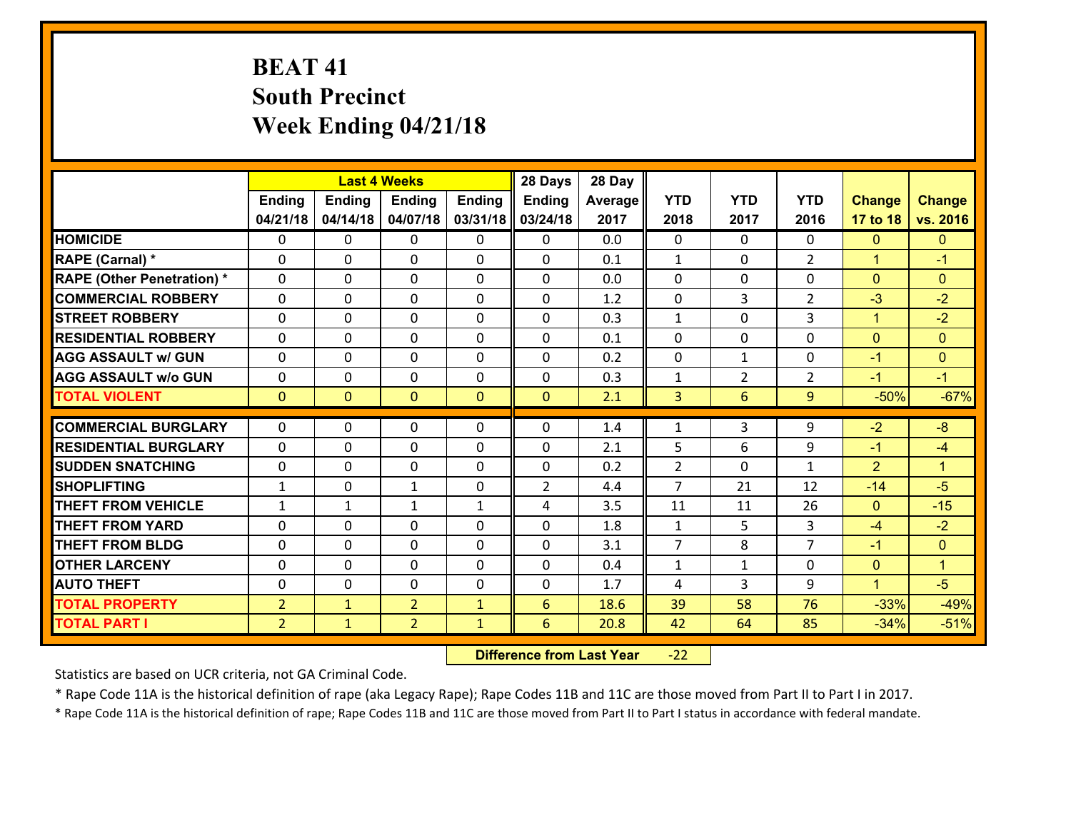# BEAT 41
## South Precinct
## Week Ending 04/21/18

| | Last 4 Weeks | | | | 28 Days | 28 Day | | | | | |
|---|---|---|---|---|---|---|---|---|---|---|---|
| | Ending 04/21/18 | Ending 04/14/18 | Ending 04/07/18 | Ending 03/31/18 | Ending 03/24/18 | Average 2017 | YTD 2018 | YTD 2017 | YTD 2016 | Change 17 to 18 | Change vs. 2016 |
| **HOMICIDE** | 0 | 0 | 0 | 0 | 0 | 0.0 | 0 | 0 | 0 | 0 | 0 |
| **RAPE (Carnal) *** | 0 | 0 | 0 | 0 | 0 | 0.1 | 1 | 0 | 2 | 1 | -1 |
| **RAPE (Other Penetration) *** | 0 | 0 | 0 | 0 | 0 | 0.0 | 0 | 0 | 0 | 0 | 0 |
| **COMMERCIAL ROBBERY** | 0 | 0 | 0 | 0 | 0 | 1.2 | 0 | 3 | 2 | -3 | -2 |
| **STREET ROBBERY** | 0 | 0 | 0 | 0 | 0 | 0.3 | 1 | 0 | 3 | 1 | -2 |
| **RESIDENTIAL ROBBERY** | 0 | 0 | 0 | 0 | 0 | 0.1 | 0 | 0 | 0 | 0 | 0 |
| **AGG ASSAULT w/ GUN** | 0 | 0 | 0 | 0 | 0 | 0.2 | 0 | 1 | 0 | -1 | 0 |
| **AGG ASSAULT w/o GUN** | 0 | 0 | 0 | 0 | 0 | 0.3 | 1 | 2 | 2 | -1 | -1 |
| **TOTAL VIOLENT** | 0 | 0 | 0 | 0 | 0 | 2.1 | 3 | 6 | 9 | -50% | -67% |
| **COMMERCIAL BURGLARY** | 0 | 0 | 0 | 0 | 0 | 1.4 | 1 | 3 | 9 | -2 | -8 |
| **RESIDENTIAL BURGLARY** | 0 | 0 | 0 | 0 | 0 | 2.1 | 5 | 6 | 9 | -1 | -4 |
| **SUDDEN SNATCHING** | 0 | 0 | 0 | 0 | 0 | 0.2 | 2 | 0 | 1 | 2 | 1 |
| **SHOPLIFTING** | 1 | 0 | 1 | 0 | 2 | 4.4 | 7 | 21 | 12 | -14 | -5 |
| **THEFT FROM VEHICLE** | 1 | 1 | 1 | 1 | 4 | 3.5 | 11 | 11 | 26 | 0 | -15 |
| **THEFT FROM YARD** | 0 | 0 | 0 | 0 | 0 | 1.8 | 1 | 5 | 3 | -4 | -2 |
| **THEFT FROM BLDG** | 0 | 0 | 0 | 0 | 0 | 3.1 | 7 | 8 | 7 | -1 | 0 |
| **OTHER LARCENY** | 0 | 0 | 0 | 0 | 0 | 0.4 | 1 | 1 | 0 | 0 | 1 |
| **AUTO THEFT** | 0 | 0 | 0 | 0 | 0 | 1.7 | 4 | 3 | 9 | 1 | -5 |
| **TOTAL PROPERTY** | 2 | 1 | 2 | 1 | 6 | 18.6 | 39 | 58 | 76 | -33% | -49% |
| **TOTAL PART I** | 2 | 1 | 2 | 1 | 6 | 20.8 | 42 | 64 | 85 | -34% | -51% |

**Difference from Last Year** -22

Statistics are based on UCR criteria, not GA Criminal Code.

* Rape Code 11A is the historical definition of rape (aka Legacy Rape); Rape Codes 11B and 11C are those moved from Part II to Part I in 2017.

* Rape Code 11A is the historical definition of rape; Rape Codes 11B and 11C are those moved from Part II to Part I status in accordance with federal mandate.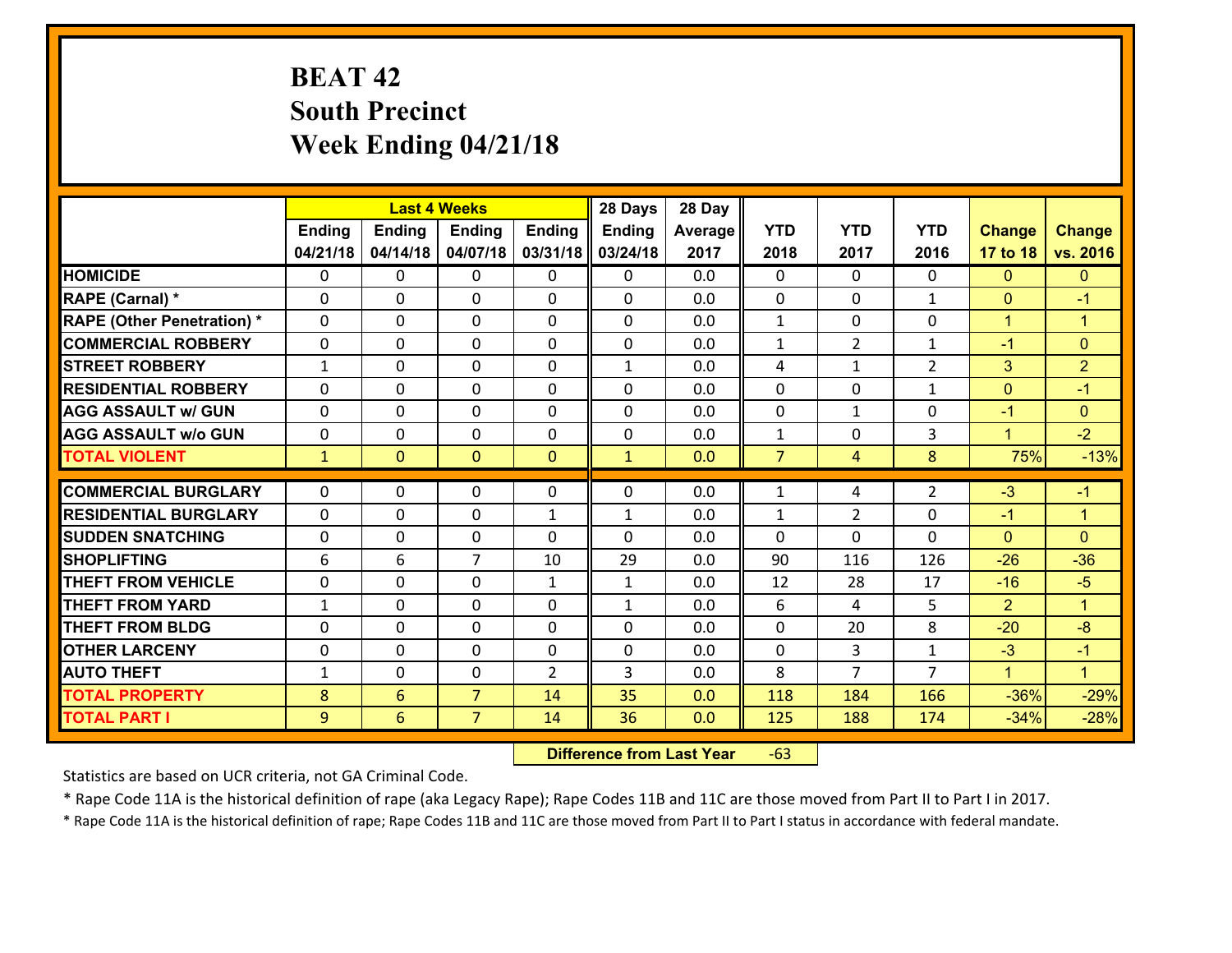# BEAT 42
## South Precinct
## Week Ending 04/21/18

| | Last 4 Weeks | | | | 28 Days | 28 Day | | | | | |
|---|---|---|---|---|---|---|---|---|---|---|---|
| | Ending 04/21/18 | Ending 04/14/18 | Ending 04/07/18 | Ending 03/31/18 | Ending 03/24/18 | Average 2017 | YTD 2018 | YTD 2017 | YTD 2016 | Change 17 to 18 | Change vs. 2016 |
| **HOMICIDE** | 0 | 0 | 0 | 0 | 0 | 0.0 | 0 | 0 | 0 | 0 | 0 |
| **RAPE (Carnal) *** | 0 | 0 | 0 | 0 | 0 | 0.0 | 0 | 0 | 1 | 0 | -1 |
| **RAPE (Other Penetration) *** | 0 | 0 | 0 | 0 | 0 | 0.0 | 1 | 0 | 0 | 1 | 1 |
| **COMMERCIAL ROBBERY** | 0 | 0 | 0 | 0 | 0 | 0.0 | 1 | 2 | 1 | -1 | 0 |
| **STREET ROBBERY** | 1 | 0 | 0 | 0 | 1 | 0.0 | 4 | 1 | 2 | 3 | 2 |
| **RESIDENTIAL ROBBERY** | 0 | 0 | 0 | 0 | 0 | 0.0 | 0 | 0 | 1 | 0 | -1 |
| **AGG ASSAULT w/ GUN** | 0 | 0 | 0 | 0 | 0 | 0.0 | 0 | 1 | 0 | -1 | 0 |
| **AGG ASSAULT w/o GUN** | 0 | 0 | 0 | 0 | 0 | 0.0 | 1 | 0 | 3 | 1 | -2 |
| **TOTAL VIOLENT** | 1 | 0 | 0 | 0 | 1 | 0.0 | 7 | 4 | 8 | 75% | -13% |
| **COMMERCIAL BURGLARY** | 0 | 0 | 0 | 0 | 0 | 0.0 | 1 | 4 | 2 | -3 | -1 |
| **RESIDENTIAL BURGLARY** | 0 | 0 | 0 | 1 | 1 | 0.0 | 1 | 2 | 0 | -1 | 1 |
| **SUDDEN SNATCHING** | 0 | 0 | 0 | 0 | 0 | 0.0 | 0 | 0 | 0 | 0 | 0 |
| **SHOPLIFTING** | 6 | 6 | 7 | 10 | 29 | 0.0 | 90 | 116 | 126 | -26 | -36 |
| **THEFT FROM VEHICLE** | 0 | 0 | 0 | 1 | 1 | 0.0 | 12 | 28 | 17 | -16 | -5 |
| **THEFT FROM YARD** | 1 | 0 | 0 | 0 | 1 | 0.0 | 6 | 4 | 5 | 2 | 1 |
| **THEFT FROM BLDG** | 0 | 0 | 0 | 0 | 0 | 0.0 | 0 | 20 | 8 | -20 | -8 |
| **OTHER LARCENY** | 0 | 0 | 0 | 0 | 0 | 0.0 | 0 | 3 | 1 | -3 | -1 |
| **AUTO THEFT** | 1 | 0 | 0 | 2 | 3 | 0.0 | 8 | 7 | 7 | 1 | 1 |
| **TOTAL PROPERTY** | 8 | 6 | 7 | 14 | 35 | 0.0 | 118 | 184 | 166 | -36% | -29% |
| **TOTAL PART I** | 9 | 6 | 7 | 14 | 36 | 0.0 | 125 | 188 | 174 | -34% | -28% |

**Difference from Last Year** -63

Statistics are based on UCR criteria, not GA Criminal Code.

* Rape Code 11A is the historical definition of rape (aka Legacy Rape); Rape Codes 11B and 11C are those moved from Part II to Part I in 2017.

* Rape Code 11A is the historical definition of rape; Rape Codes 11B and 11C are those moved from Part II to Part I status in accordance with federal mandate.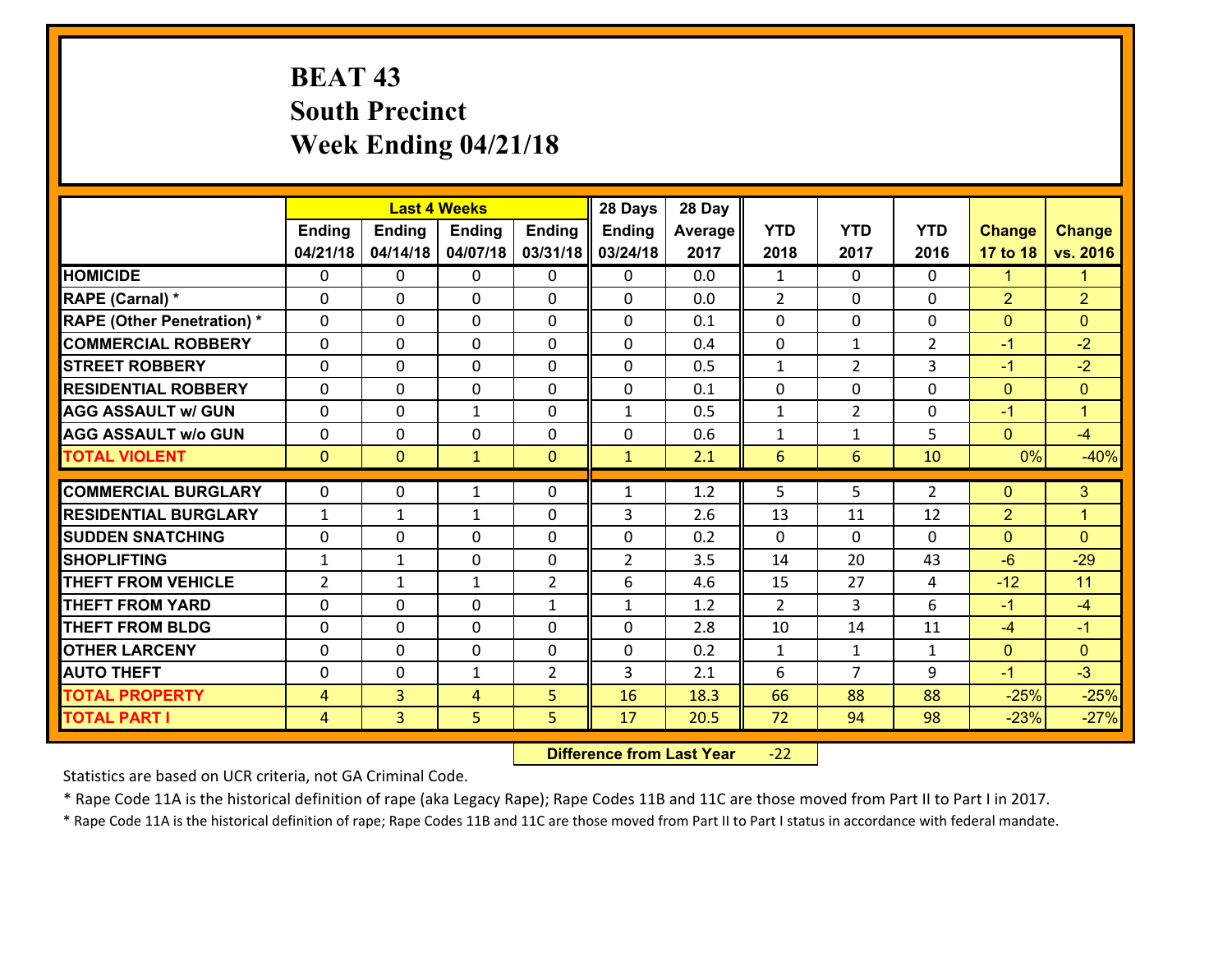# BEAT 43
## South Precinct
## Week Ending 04/21/18

| | Last 4 Weeks | | | | 28 Days | 28 Day | | | | | |
|---|---|---|---|---|---|---|---|---|---|---|---|
| | Ending 04/21/18 | Ending 04/14/18 | Ending 04/07/18 | Ending 03/31/18 | Ending 03/24/18 | Average 2017 | YTD 2018 | YTD 2017 | YTD 2016 | Change 17 to 18 | Change vs. 2016 |
| HOMICIDE | 0 | 0 | 0 | 0 | 0 | 0.0 | 1 | 0 | 0 | 1 | 1 |
| RAPE (Carnal) * | 0 | 0 | 0 | 0 | 0 | 0.0 | 2 | 0 | 0 | 2 | 2 |
| RAPE (Other Penetration) * | 0 | 0 | 0 | 0 | 0 | 0.1 | 0 | 0 | 0 | 0 | 0 |
| COMMERCIAL ROBBERY | 0 | 0 | 0 | 0 | 0 | 0.4 | 0 | 1 | 2 | -1 | -2 |
| STREET ROBBERY | 0 | 0 | 0 | 0 | 0 | 0.5 | 1 | 2 | 3 | -1 | -2 |
| RESIDENTIAL ROBBERY | 0 | 0 | 0 | 0 | 0 | 0.1 | 0 | 0 | 0 | 0 | 0 |
| AGG ASSAULT w/ GUN | 0 | 0 | 1 | 0 | 1 | 0.5 | 1 | 2 | 0 | -1 | 1 |
| AGG ASSAULT w/o GUN | 0 | 0 | 0 | 0 | 0 | 0.6 | 1 | 1 | 5 | 0 | -4 |
| TOTAL VIOLENT | 0 | 0 | 1 | 0 | 1 | 2.1 | 6 | 6 | 10 | 0% | -40% |
| COMMERCIAL BURGLARY | 0 | 0 | 1 | 0 | 1 | 1.2 | 5 | 5 | 2 | 0 | 3 |
| RESIDENTIAL BURGLARY | 1 | 1 | 1 | 0 | 3 | 2.6 | 13 | 11 | 12 | 2 | 1 |
| SUDDEN SNATCHING | 0 | 0 | 0 | 0 | 0 | 0.2 | 0 | 0 | 0 | 0 | 0 |
| SHOPLIFTING | 1 | 1 | 0 | 0 | 2 | 3.5 | 14 | 20 | 43 | -6 | -29 |
| THEFT FROM VEHICLE | 2 | 1 | 1 | 2 | 6 | 4.6 | 15 | 27 | 4 | -12 | 11 |
| THEFT FROM YARD | 0 | 0 | 0 | 1 | 1 | 1.2 | 2 | 3 | 6 | -1 | -4 |
| THEFT FROM BLDG | 0 | 0 | 0 | 0 | 0 | 2.8 | 10 | 14 | 11 | -4 | -1 |
| OTHER LARCENY | 0 | 0 | 0 | 0 | 0 | 0.2 | 1 | 1 | 1 | 0 | 0 |
| AUTO THEFT | 0 | 0 | 1 | 2 | 3 | 2.1 | 6 | 7 | 9 | -1 | -3 |
| TOTAL PROPERTY | 4 | 3 | 4 | 5 | 16 | 18.3 | 66 | 88 | 88 | -25% | -25% |
| TOTAL PART I | 4 | 3 | 5 | 5 | 17 | 20.5 | 72 | 94 | 98 | -23% | -27% |

**Difference from Last Year** -22

Statistics are based on UCR criteria, not GA Criminal Code.

* Rape Code 11A is the historical definition of rape (aka Legacy Rape); Rape Codes 11B and 11C are those moved from Part II to Part I in 2017.

* Rape Code 11A is the historical definition of rape; Rape Codes 11B and 11C are those moved from Part II to Part I status in accordance with federal mandate.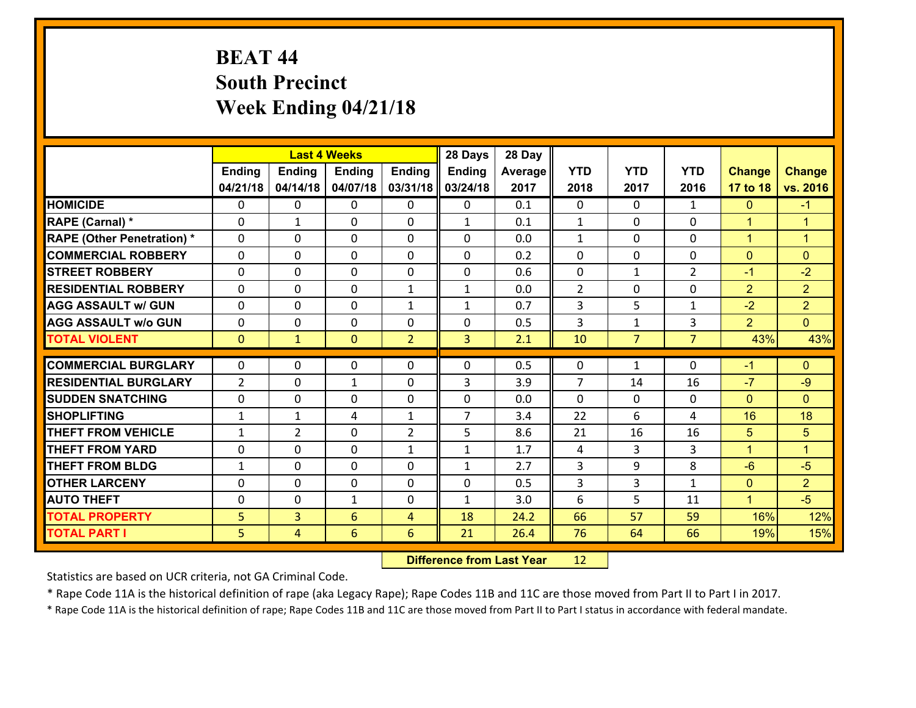# BEAT 44
## South Precinct
## Week Ending 04/21/18

| | Last 4 Weeks | | | | 28 Days | 28 Day | | | | | |
|---|---|---|---|---|---|---|---|---|---|---|---|
| | Ending 04/21/18 | Ending 04/14/18 | Ending 04/07/18 | Ending 03/31/18 | Ending 03/24/18 | Average 2017 | YTD 2018 | YTD 2017 | YTD 2016 | Change 17 to 18 | Change vs. 2016 |
| **HOMICIDE** | 0 | 0 | 0 | 0 | 0 | 0.1 | 0 | 0 | 1 | 0 | -1 |
| **RAPE (Carnal) *** | 0 | 1 | 0 | 0 | 1 | 0.1 | 1 | 0 | 0 | 1 | 1 |
| **RAPE (Other Penetration) *** | 0 | 0 | 0 | 0 | 0 | 0.0 | 1 | 0 | 0 | 1 | 1 |
| **COMMERCIAL ROBBERY** | 0 | 0 | 0 | 0 | 0 | 0.2 | 0 | 0 | 0 | 0 | 0 |
| **STREET ROBBERY** | 0 | 0 | 0 | 0 | 0 | 0.6 | 0 | 1 | 2 | -1 | -2 |
| **RESIDENTIAL ROBBERY** | 0 | 0 | 0 | 1 | 1 | 0.0 | 2 | 0 | 0 | 2 | 2 |
| **AGG ASSAULT w/ GUN** | 0 | 0 | 0 | 1 | 1 | 0.7 | 3 | 5 | 1 | -2 | 2 |
| **AGG ASSAULT w/o GUN** | 0 | 0 | 0 | 0 | 0 | 0.5 | 3 | 1 | 3 | 2 | 0 |
| **TOTAL VIOLENT** | 0 | 1 | 0 | 2 | 3 | 2.1 | 10 | 7 | 7 | 43% | 43% |
| **COMMERCIAL BURGLARY** | 0 | 0 | 0 | 0 | 0 | 0.5 | 0 | 1 | 0 | -1 | 0 |
| **RESIDENTIAL BURGLARY** | 2 | 0 | 1 | 0 | 3 | 3.9 | 7 | 14 | 16 | -7 | -9 |
| **SUDDEN SNATCHING** | 0 | 0 | 0 | 0 | 0 | 0.0 | 0 | 0 | 0 | 0 | 0 |
| **SHOPLIFTING** | 1 | 1 | 4 | 1 | 7 | 3.4 | 22 | 6 | 4 | 16 | 18 |
| **THEFT FROM VEHICLE** | 1 | 2 | 0 | 2 | 5 | 8.6 | 21 | 16 | 16 | 5 | 5 |
| **THEFT FROM YARD** | 0 | 0 | 0 | 1 | 1 | 1.7 | 4 | 3 | 3 | 1 | 1 |
| **THEFT FROM BLDG** | 1 | 0 | 0 | 0 | 1 | 2.7 | 3 | 9 | 8 | -6 | -5 |
| **OTHER LARCENY** | 0 | 0 | 0 | 0 | 0 | 0.5 | 3 | 3 | 1 | 0 | 2 |
| **AUTO THEFT** | 0 | 0 | 1 | 0 | 1 | 3.0 | 6 | 5 | 11 | 1 | -5 |
| **TOTAL PROPERTY** | 5 | 3 | 6 | 4 | 18 | 24.2 | 66 | 57 | 59 | 16% | 12% |
| **TOTAL PART I** | 5 | 4 | 6 | 6 | 21 | 26.4 | 76 | 64 | 66 | 19% | 15% |

**Difference from Last Year** 12

Statistics are based on UCR criteria, not GA Criminal Code.

* Rape Code 11A is the historical definition of rape (aka Legacy Rape); Rape Codes 11B and 11C are those moved from Part II to Part I in 2017.

* Rape Code 11A is the historical definition of rape; Rape Codes 11B and 11C are those moved from Part II to Part I status in accordance with federal mandate.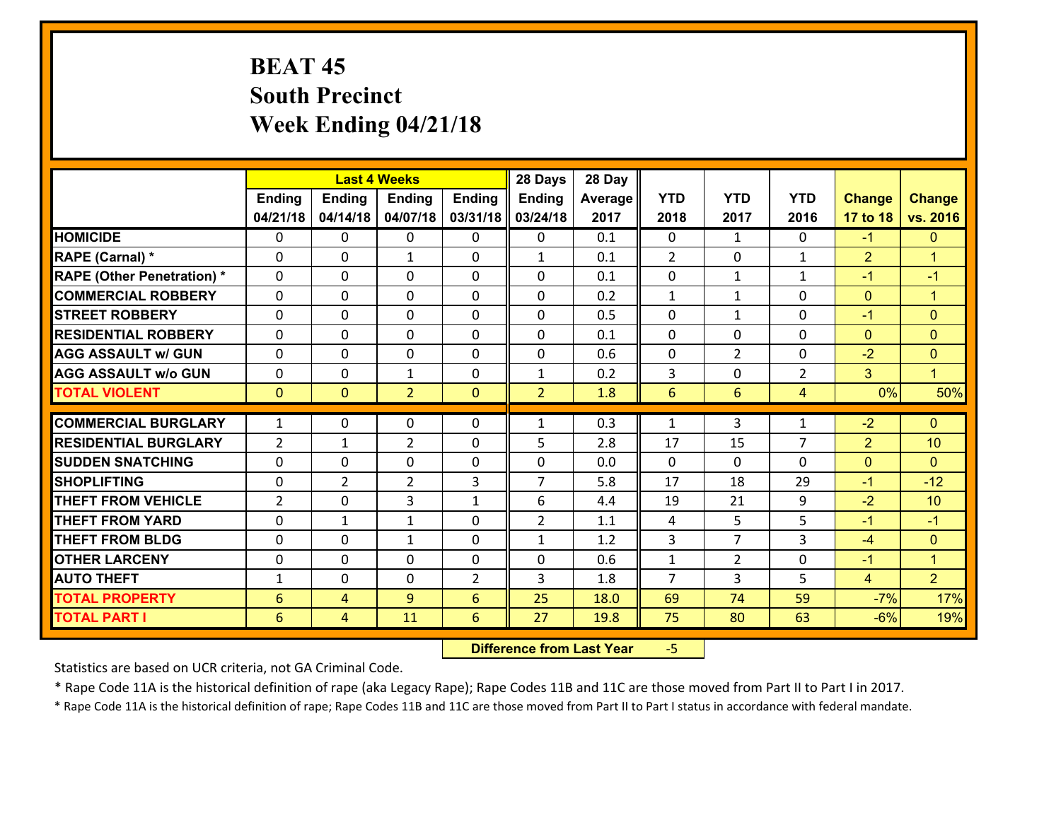# BEAT 45
## South Precinct
## Week Ending 04/21/18

| | Last 4 Weeks | | | | 28 Days | 28 Day | | | | | |
|---|---|---|---|---|---|---|---|---|---|---|---|
| | Ending 04/21/18 | Ending 04/14/18 | Ending 04/07/18 | Ending 03/31/18 | Ending 03/24/18 | Average 2017 | YTD 2018 | YTD 2017 | YTD 2016 | Change 17 to 18 | Change vs. 2016 |
| **HOMICIDE** | 0 | 0 | 0 | 0 | 0 | 0.1 | 0 | 1 | 0 | -1 | 0 |
| **RAPE (Carnal) *** | 0 | 0 | 1 | 0 | 1 | 0.1 | 2 | 0 | 1 | 2 | 1 |
| **RAPE (Other Penetration) *** | 0 | 0 | 0 | 0 | 0 | 0.1 | 0 | 1 | 1 | -1 | -1 |
| **COMMERCIAL ROBBERY** | 0 | 0 | 0 | 0 | 0 | 0.2 | 1 | 1 | 0 | 0 | 1 |
| **STREET ROBBERY** | 0 | 0 | 0 | 0 | 0 | 0.5 | 0 | 1 | 0 | -1 | 0 |
| **RESIDENTIAL ROBBERY** | 0 | 0 | 0 | 0 | 0 | 0.1 | 0 | 0 | 0 | 0 | 0 |
| **AGG ASSAULT w/ GUN** | 0 | 0 | 0 | 0 | 0 | 0.6 | 0 | 2 | 0 | -2 | 0 |
| **AGG ASSAULT w/o GUN** | 0 | 0 | 1 | 0 | 1 | 0.2 | 3 | 0 | 2 | 3 | 1 |
| **TOTAL VIOLENT** | 0 | 0 | 2 | 0 | 2 | 1.8 | 6 | 6 | 4 | 0% | 50% |
| **COMMERCIAL BURGLARY** | 1 | 0 | 0 | 0 | 1 | 0.3 | 1 | 3 | 1 | -2 | 0 |
| **RESIDENTIAL BURGLARY** | 2 | 1 | 2 | 0 | 5 | 2.8 | 17 | 15 | 7 | 2 | 10 |
| **SUDDEN SNATCHING** | 0 | 0 | 0 | 0 | 0 | 0.0 | 0 | 0 | 0 | 0 | 0 |
| **SHOPLIFTING** | 0 | 2 | 2 | 3 | 7 | 5.8 | 17 | 18 | 29 | -1 | -12 |
| **THEFT FROM VEHICLE** | 2 | 0 | 3 | 1 | 6 | 4.4 | 19 | 21 | 9 | -2 | 10 |
| **THEFT FROM YARD** | 0 | 1 | 1 | 0 | 2 | 1.1 | 4 | 5 | 5 | -1 | -1 |
| **THEFT FROM BLDG** | 0 | 0 | 1 | 0 | 1 | 1.2 | 3 | 7 | 3 | -4 | 0 |
| **OTHER LARCENY** | 0 | 0 | 0 | 0 | 0 | 0.6 | 1 | 2 | 0 | -1 | 1 |
| **AUTO THEFT** | 1 | 0 | 0 | 2 | 3 | 1.8 | 7 | 3 | 5 | 4 | 2 |
| **TOTAL PROPERTY** | 6 | 4 | 9 | 6 | 25 | 18.0 | 69 | 74 | 59 | -7% | 17% |
| **TOTAL PART I** | 6 | 4 | 11 | 6 | 27 | 19.8 | 75 | 80 | 63 | -6% | 19% |

**Difference from Last Year** -5

Statistics are based on UCR criteria, not GA Criminal Code.

* Rape Code 11A is the historical definition of rape (aka Legacy Rape); Rape Codes 11B and 11C are those moved from Part II to Part I in 2017.

* Rape Code 11A is the historical definition of rape; Rape Codes 11B and 11C are those moved from Part II to Part I status in accordance with federal mandate.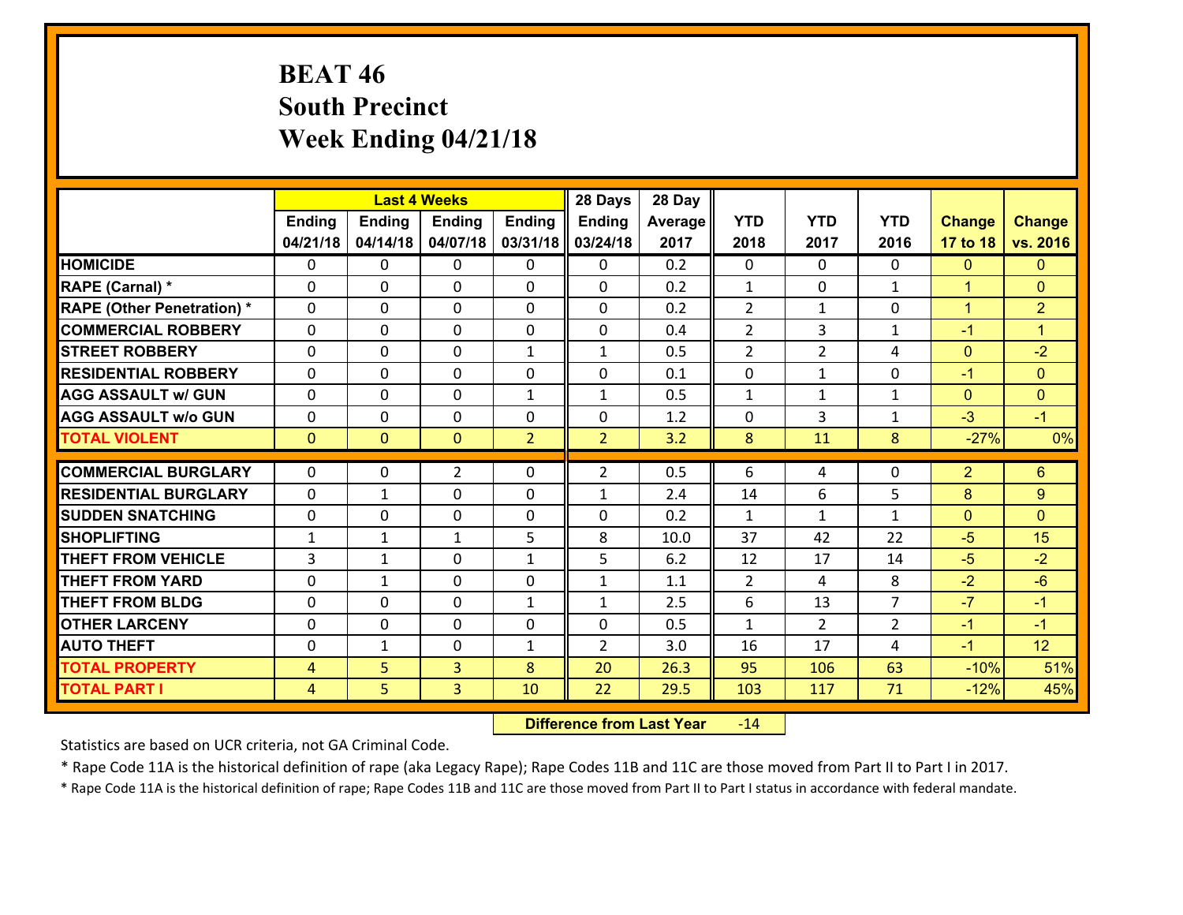# BEAT 46
## South Precinct
## Week Ending 04/21/18

| | Last 4 Weeks | | | | 28 Days | 28 Day | | | | | |
|---|---|---|---|---|---|---|---|---|---|---|---|
| | Ending 04/21/18 | Ending 04/14/18 | Ending 04/07/18 | Ending 03/31/18 | Ending 03/24/18 | Average 2017 | YTD 2018 | YTD 2017 | YTD 2016 | Change 17 to 18 | Change vs. 2016 |
| HOMICIDE | 0 | 0 | 0 | 0 | 0 | 0.2 | 0 | 0 | 0 | 0 | 0 |
| RAPE (Carnal) * | 0 | 0 | 0 | 0 | 0 | 0.2 | 1 | 0 | 1 | 1 | 0 |
| RAPE (Other Penetration) * | 0 | 0 | 0 | 0 | 0 | 0.2 | 2 | 1 | 0 | 1 | 2 |
| COMMERCIAL ROBBERY | 0 | 0 | 0 | 0 | 0 | 0.4 | 2 | 3 | 1 | -1 | 1 |
| STREET ROBBERY | 0 | 0 | 0 | 1 | 1 | 0.5 | 2 | 2 | 4 | 0 | -2 |
| RESIDENTIAL ROBBERY | 0 | 0 | 0 | 0 | 0 | 0.1 | 0 | 1 | 0 | -1 | 0 |
| AGG ASSAULT w/ GUN | 0 | 0 | 0 | 1 | 1 | 0.5 | 1 | 1 | 1 | 0 | 0 |
| AGG ASSAULT w/o GUN | 0 | 0 | 0 | 0 | 0 | 1.2 | 0 | 3 | 1 | -3 | -1 |
| TOTAL VIOLENT | 0 | 0 | 0 | 2 | 2 | 3.2 | 8 | 11 | 8 | -27% | 0% |
| COMMERCIAL BURGLARY | 0 | 0 | 2 | 0 | 2 | 0.5 | 6 | 4 | 0 | 2 | 6 |
| RESIDENTIAL BURGLARY | 0 | 1 | 0 | 0 | 1 | 2.4 | 14 | 6 | 5 | 8 | 9 |
| SUDDEN SNATCHING | 0 | 0 | 0 | 0 | 0 | 0.2 | 1 | 1 | 1 | 0 | 0 |
| SHOPLIFTING | 1 | 1 | 1 | 5 | 8 | 10.0 | 37 | 42 | 22 | -5 | 15 |
| THEFT FROM VEHICLE | 3 | 1 | 0 | 1 | 5 | 6.2 | 12 | 17 | 14 | -5 | -2 |
| THEFT FROM YARD | 0 | 1 | 0 | 0 | 1 | 1.1 | 2 | 4 | 8 | -2 | -6 |
| THEFT FROM BLDG | 0 | 0 | 0 | 1 | 1 | 2.5 | 6 | 13 | 7 | -7 | -1 |
| OTHER LARCENY | 0 | 0 | 0 | 0 | 0 | 0.5 | 1 | 2 | 2 | -1 | -1 |
| AUTO THEFT | 0 | 1 | 0 | 1 | 2 | 3.0 | 16 | 17 | 4 | -1 | 12 |
| TOTAL PROPERTY | 4 | 5 | 3 | 8 | 20 | 26.3 | 95 | 106 | 63 | -10% | 51% |
| TOTAL PART I | 4 | 5 | 3 | 10 | 22 | 29.5 | 103 | 117 | 71 | -12% | 45% |

**Difference from Last Year** -14

Statistics are based on UCR criteria, not GA Criminal Code.

* Rape Code 11A is the historical definition of rape (aka Legacy Rape); Rape Codes 11B and 11C are those moved from Part II to Part I in 2017.

* Rape Code 11A is the historical definition of rape; Rape Codes 11B and 11C are those moved from Part II to Part I status in accordance with federal mandate.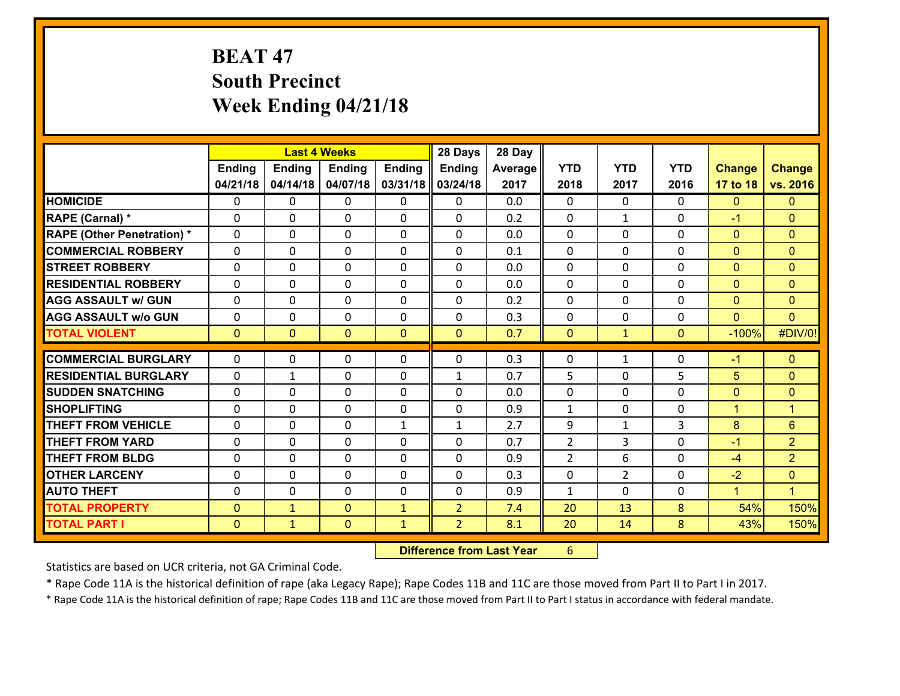# BEAT 47
# South Precinct
# Week Ending 04/21/18

| | Last 4 Weeks | | | | 28 Days | 28 Day | | | | | |
|---|---|---|---|---|---|---|---|---|---|---|---|
| | Ending 04/21/18 | Ending 04/14/18 | Ending 04/07/18 | Ending 03/31/18 | Ending 03/24/18 | Average 2017 | YTD 2018 | YTD 2017 | YTD 2016 | Change 17 to 18 | Change vs. 2016 |
| HOMICIDE | 0 | 0 | 0 | 0 | 0 | 0.0 | 0 | 0 | 0 | 0 | 0 |
| RAPE (Carnal) * | 0 | 0 | 0 | 0 | 0 | 0.2 | 0 | 1 | 0 | -1 | 0 |
| RAPE (Other Penetration) * | 0 | 0 | 0 | 0 | 0 | 0.0 | 0 | 0 | 0 | 0 | 0 |
| COMMERCIAL ROBBERY | 0 | 0 | 0 | 0 | 0 | 0.1 | 0 | 0 | 0 | 0 | 0 |
| STREET ROBBERY | 0 | 0 | 0 | 0 | 0 | 0.0 | 0 | 0 | 0 | 0 | 0 |
| RESIDENTIAL ROBBERY | 0 | 0 | 0 | 0 | 0 | 0.0 | 0 | 0 | 0 | 0 | 0 |
| AGG ASSAULT w/ GUN | 0 | 0 | 0 | 0 | 0 | 0.2 | 0 | 0 | 0 | 0 | 0 |
| AGG ASSAULT w/o GUN | 0 | 0 | 0 | 0 | 0 | 0.3 | 0 | 0 | 0 | 0 | 0 |
| TOTAL VIOLENT | 0 | 0 | 0 | 0 | 0 | 0.7 | 0 | 1 | 0 | -100% | #DIV/0! |
| COMMERCIAL BURGLARY | 0 | 0 | 0 | 0 | 0 | 0.3 | 0 | 1 | 0 | -1 | 0 |
| RESIDENTIAL BURGLARY | 0 | 1 | 0 | 0 | 1 | 0.7 | 5 | 0 | 5 | 5 | 0 |
| SUDDEN SNATCHING | 0 | 0 | 0 | 0 | 0 | 0.0 | 0 | 0 | 0 | 0 | 0 |
| SHOPLIFTING | 0 | 0 | 0 | 0 | 0 | 0.9 | 1 | 0 | 0 | 1 | 1 |
| THEFT FROM VEHICLE | 0 | 0 | 0 | 1 | 1 | 2.7 | 9 | 1 | 3 | 8 | 6 |
| THEFT FROM YARD | 0 | 0 | 0 | 0 | 0 | 0.7 | 2 | 3 | 0 | -1 | 2 |
| THEFT FROM BLDG | 0 | 0 | 0 | 0 | 0 | 0.9 | 2 | 6 | 0 | -4 | 2 |
| OTHER LARCENY | 0 | 0 | 0 | 0 | 0 | 0.3 | 0 | 2 | 0 | -2 | 0 |
| AUTO THEFT | 0 | 0 | 0 | 0 | 0 | 0.9 | 1 | 0 | 0 | 1 | 1 |
| TOTAL PROPERTY | 0 | 1 | 0 | 1 | 2 | 7.4 | 20 | 13 | 8 | 54% | 150% |
| TOTAL PART I | 0 | 1 | 0 | 1 | 2 | 8.1 | 20 | 14 | 8 | 43% | 150% |

**Difference from Last Year** 6

Statistics are based on UCR criteria, not GA Criminal Code.

* Rape Code 11A is the historical definition of rape (aka Legacy Rape); Rape Codes 11B and 11C are those moved from Part II to Part I in 2017.

* Rape Code 11A is the historical definition of rape; Rape Codes 11B and 11C are those moved from Part II to Part I status in accordance with federal mandate.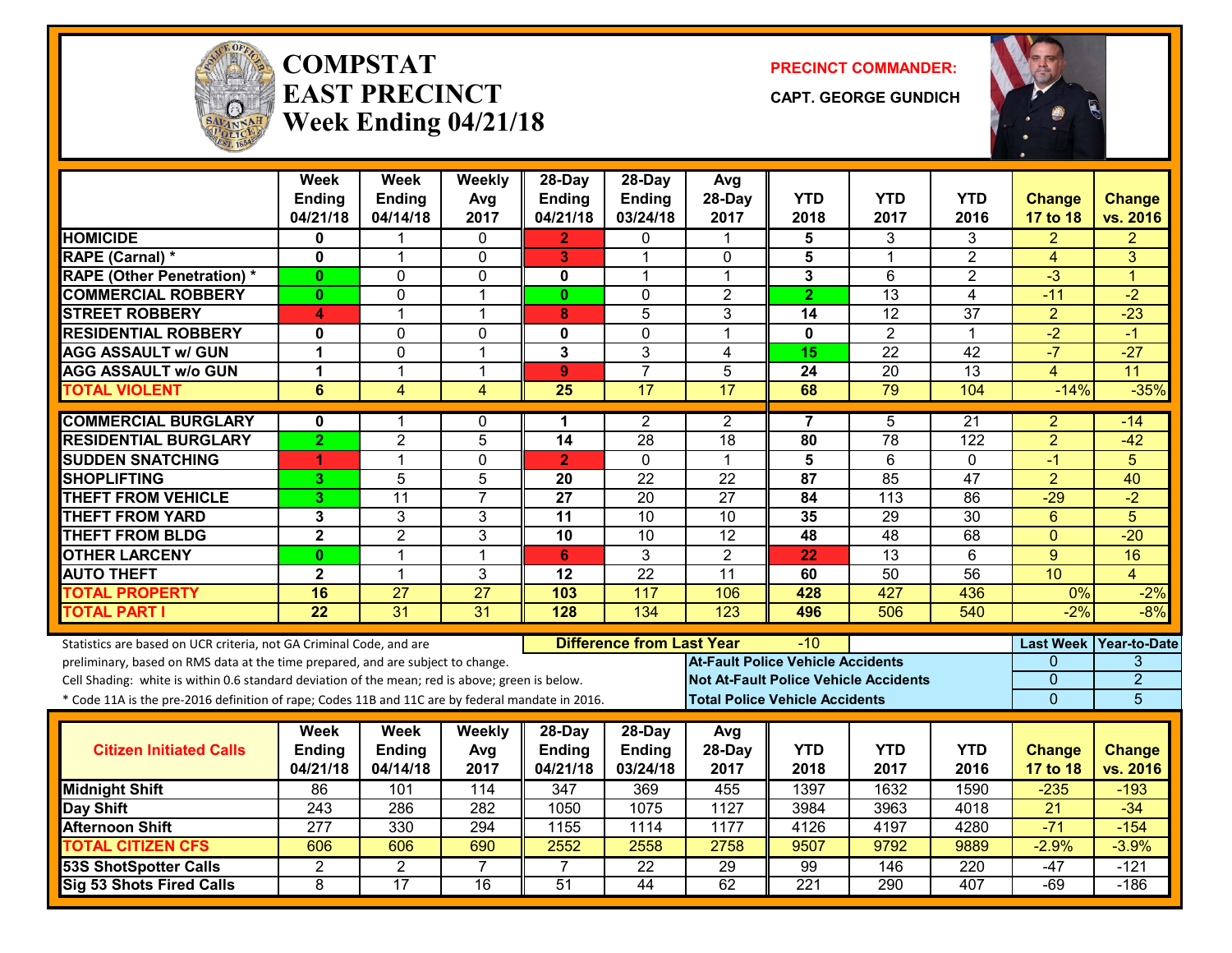# COMPSTAT
# EAST PRECINCT
## Week Ending 04/21/18

**PRECINCT COMMANDER:**

**CAPT. GEORGE GUNDICH**

| | Week Ending 04/21/18 | Week Ending 04/14/18 | Weekly Avg 2017 | 28-Day Ending 04/21/18 | 28-Day Ending 03/24/18 | Avg 28-Day 2017 | YTD 2018 | YTD 2017 | YTD 2016 | Change 17 to 18 | Change vs. 2016 |
|---|---|---|---|---|---|---|---|---|---|---|---|
| HOMICIDE | 0 | 1 | 0 | 2 | 0 | 1 | 5 | 3 | 3 | 2 | 2 |
| RAPE (Carnal) * | 0 | 1 | 0 | 3 | 1 | 0 | 5 | 1 | 2 | 4 | 3 |
| RAPE (Other Penetration) * | 0 | 0 | 0 | 0 | 1 | 1 | 3 | 6 | 2 | -3 | 1 |
| COMMERCIAL ROBBERY | 0 | 0 | 1 | 0 | 0 | 2 | 2 | 13 | 4 | -11 | -2 |
| STREET ROBBERY | 4 | 1 | 1 | 8 | 5 | 3 | 14 | 12 | 37 | 2 | -23 |
| RESIDENTIAL ROBBERY | 0 | 0 | 0 | 0 | 0 | 1 | 0 | 2 | 1 | -2 | -1 |
| AGG ASSAULT w/ GUN | 1 | 0 | 1 | 3 | 3 | 4 | 15 | 22 | 42 | -7 | -27 |
| AGG ASSAULT w/o GUN | 1 | 1 | 1 | 9 | 7 | 5 | 24 | 20 | 13 | 4 | 11 |
| TOTAL VIOLENT | 6 | 4 | 4 | 25 | 17 | 17 | 68 | 79 | 104 | -14% | -35% |
| COMMERCIAL BURGLARY | 0 | 1 | 0 | 1 | 2 | 2 | 7 | 5 | 21 | 2 | -14 |
| RESIDENTIAL BURGLARY | 2 | 2 | 5 | 14 | 28 | 18 | 80 | 78 | 122 | 2 | -42 |
| SUDDEN SNATCHING | 1 | 1 | 0 | 2 | 0 | 1 | 5 | 6 | 0 | -1 | 5 |
| SHOPLIFTING | 3 | 5 | 5 | 20 | 22 | 22 | 87 | 85 | 47 | 2 | 40 |
| THEFT FROM VEHICLE | 3 | 11 | 7 | 27 | 20 | 27 | 84 | 113 | 86 | -29 | -2 |
| THEFT FROM YARD | 3 | 3 | 3 | 11 | 10 | 10 | 35 | 29 | 30 | 6 | 5 |
| THEFT FROM BLDG | 2 | 2 | 3 | 10 | 10 | 12 | 48 | 48 | 68 | 0 | -20 |
| OTHER LARCENY | 0 | 1 | 1 | 6 | 3 | 2 | 22 | 13 | 6 | 9 | 16 |
| AUTO THEFT | 2 | 1 | 3 | 12 | 22 | 11 | 60 | 50 | 56 | 10 | 4 |
| TOTAL PROPERTY | 16 | 27 | 27 | 103 | 117 | 106 | 428 | 427 | 436 | 0% | -2% |
| TOTAL PART I | 22 | 31 | 31 | 128 | 134 | 123 | 496 | 506 | 540 | -2% | -8% |

Statistics are based on UCR criteria, not GA Criminal Code, and are preliminary, based on RMS data at the time prepared, and are subject to change.

Cell Shading: white is within 0.6 standard deviation of the mean; red is above; green is below.

* Code 11A is the pre-2016 definition of rape; Codes 11B and 11C are by federal mandate in 2016.

**Difference from Last Year:** -10

| | Last Week | Year-to-Date |
|---|---|---|
| At-Fault Police Vehicle Accidents | 0 | 3 |
| Not At-Fault Police Vehicle Accidents | 0 | 2 |
| Total Police Vehicle Accidents | 0 | 5 |

| Citizen Initiated Calls | Week Ending 04/21/18 | Week Ending 04/14/18 | Weekly Avg 2017 | 28-Day Ending 04/21/18 | 28-Day Ending 03/24/18 | Avg 28-Day 2017 | YTD 2018 | YTD 2017 | YTD 2016 | Change 17 to 18 | Change vs. 2016 |
|---|---|---|---|---|---|---|---|---|---|---|---|
| Midnight Shift | 86 | 101 | 114 | 347 | 369 | 455 | 1397 | 1632 | 1590 | -235 | -193 |
| Day Shift | 243 | 286 | 282 | 1050 | 1075 | 1127 | 3984 | 3963 | 4018 | 21 | -34 |
| Afternoon Shift | 277 | 330 | 294 | 1155 | 1114 | 1177 | 4126 | 4197 | 4280 | -71 | -154 |
| TOTAL CITIZEN CFS | 606 | 606 | 690 | 2552 | 2558 | 2758 | 9507 | 9792 | 9889 | -2.9% | -3.9% |
| 53S ShotSpotter Calls | 2 | 2 | 7 | 7 | 22 | 29 | 99 | 146 | 220 | -47 | -121 |
| Sig 53 Shots Fired Calls | 8 | 17 | 16 | 51 | 44 | 62 | 221 | 290 | 407 | -69 | -186 |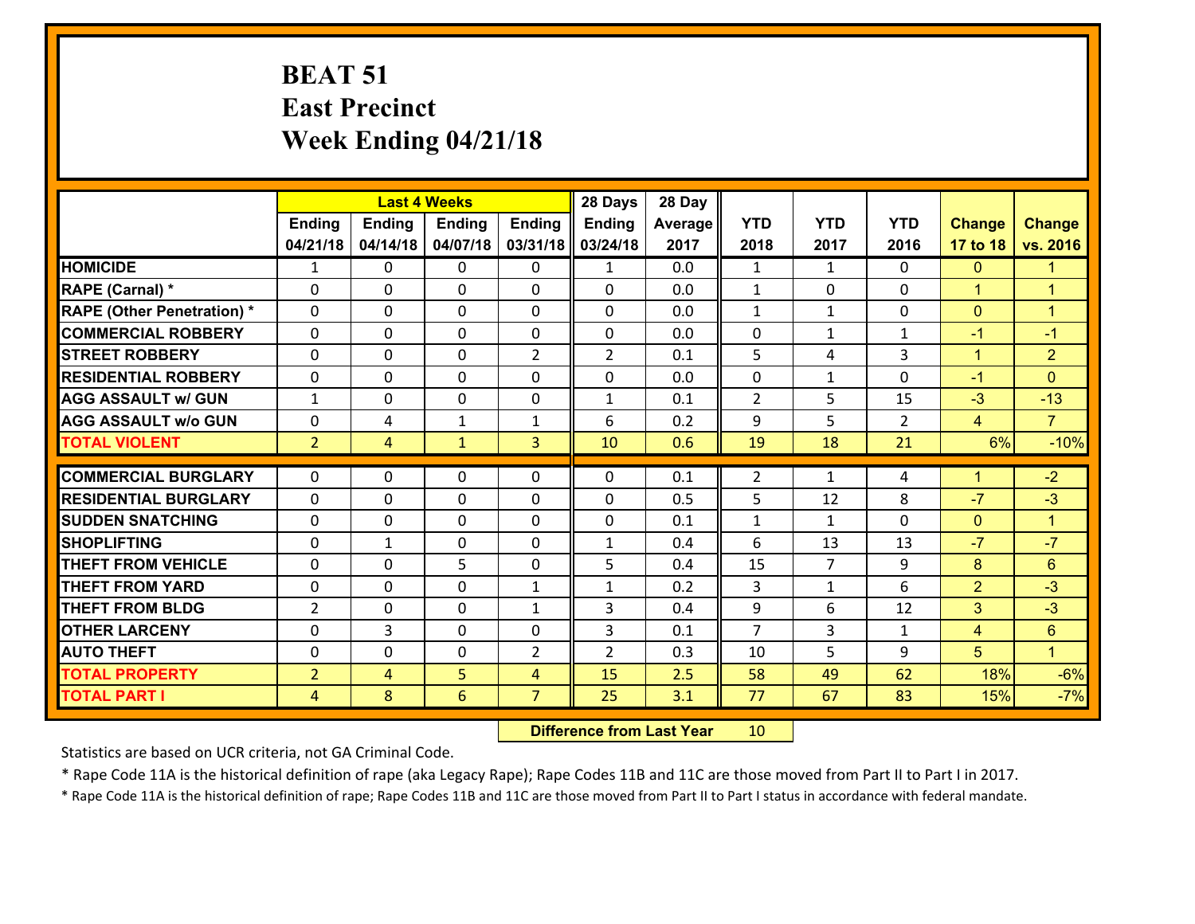# BEAT 51
## East Precinct
## Week Ending 04/21/18

| | Last 4 Weeks | | | | 28 Days | 28 Day | | | | | |
|---|---|---|---|---|---|---|---|---|---|---|---|
| | Ending 04/21/18 | Ending 04/14/18 | Ending 04/07/18 | Ending 03/31/18 | Ending 03/24/18 | Average 2017 | YTD 2018 | YTD 2017 | YTD 2016 | Change 17 to 18 | Change vs. 2016 |
| HOMICIDE | 1 | 0 | 0 | 0 | 1 | 0.0 | 1 | 1 | 0 | 0 | 1 |
| RAPE (Carnal) * | 0 | 0 | 0 | 0 | 0 | 0.0 | 1 | 0 | 0 | 1 | 1 |
| RAPE (Other Penetration) * | 0 | 0 | 0 | 0 | 0 | 0.0 | 1 | 1 | 0 | 0 | 1 |
| COMMERCIAL ROBBERY | 0 | 0 | 0 | 0 | 0 | 0.0 | 0 | 1 | 1 | -1 | -1 |
| STREET ROBBERY | 0 | 0 | 0 | 2 | 2 | 0.1 | 5 | 4 | 3 | 1 | 2 |
| RESIDENTIAL ROBBERY | 0 | 0 | 0 | 0 | 0 | 0.0 | 0 | 1 | 0 | -1 | 0 |
| AGG ASSAULT w/ GUN | 1 | 0 | 0 | 0 | 1 | 0.1 | 2 | 5 | 15 | -3 | -13 |
| AGG ASSAULT w/o GUN | 0 | 4 | 1 | 1 | 6 | 0.2 | 9 | 5 | 2 | 4 | 7 |
| TOTAL VIOLENT | 2 | 4 | 1 | 3 | 10 | 0.6 | 19 | 18 | 21 | 6% | -10% |
| COMMERCIAL BURGLARY | 0 | 0 | 0 | 0 | 0 | 0.1 | 2 | 1 | 4 | 1 | -2 |
| RESIDENTIAL BURGLARY | 0 | 0 | 0 | 0 | 0 | 0.5 | 5 | 12 | 8 | -7 | -3 |
| SUDDEN SNATCHING | 0 | 0 | 0 | 0 | 0 | 0.1 | 1 | 1 | 0 | 0 | 1 |
| SHOPLIFTING | 0 | 1 | 0 | 0 | 1 | 0.4 | 6 | 13 | 13 | -7 | -7 |
| THEFT FROM VEHICLE | 0 | 0 | 5 | 0 | 5 | 0.4 | 15 | 7 | 9 | 8 | 6 |
| THEFT FROM YARD | 0 | 0 | 0 | 1 | 1 | 0.2 | 3 | 1 | 6 | 2 | -3 |
| THEFT FROM BLDG | 2 | 0 | 0 | 1 | 3 | 0.4 | 9 | 6 | 12 | 3 | -3 |
| OTHER LARCENY | 0 | 3 | 0 | 0 | 3 | 0.1 | 7 | 3 | 1 | 4 | 6 |
| AUTO THEFT | 0 | 0 | 0 | 2 | 2 | 0.3 | 10 | 5 | 9 | 5 | 1 |
| TOTAL PROPERTY | 2 | 4 | 5 | 4 | 15 | 2.5 | 58 | 49 | 62 | 18% | -6% |
| TOTAL PART I | 4 | 8 | 6 | 7 | 25 | 3.1 | 77 | 67 | 83 | 15% | -7% |

**Difference from Last Year** 10

Statistics are based on UCR criteria, not GA Criminal Code.

* Rape Code 11A is the historical definition of rape (aka Legacy Rape); Rape Codes 11B and 11C are those moved from Part II to Part I in 2017.

* Rape Code 11A is the historical definition of rape; Rape Codes 11B and 11C are those moved from Part II to Part I status in accordance with federal mandate.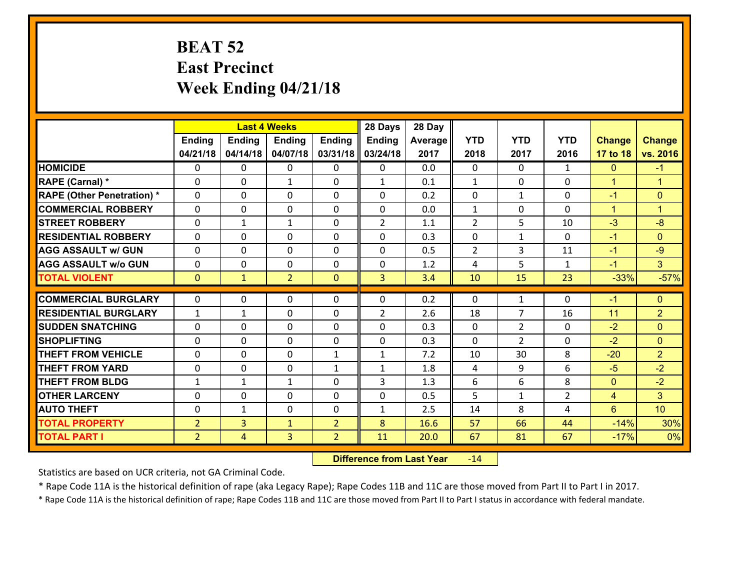# BEAT 52
## East Precinct
## Week Ending 04/21/18

| | Last 4 Weeks | | | | 28 Days | 28 Day | | | | | |
|---|---|---|---|---|---|---|---|---|---|---|---|
| | Ending 04/21/18 | Ending 04/14/18 | Ending 04/07/18 | Ending 03/31/18 | Ending 03/24/18 | Average 2017 | YTD 2018 | YTD 2017 | YTD 2016 | Change 17 to 18 | Change vs. 2016 |
| HOMICIDE | 0 | 0 | 0 | 0 | 0 | 0.0 | 0 | 0 | 1 | 0 | -1 |
| RAPE (Carnal) * | 0 | 0 | 1 | 0 | 1 | 0.1 | 1 | 0 | 0 | 1 | 1 |
| RAPE (Other Penetration) * | 0 | 0 | 0 | 0 | 0 | 0.2 | 0 | 1 | 0 | -1 | 0 |
| COMMERCIAL ROBBERY | 0 | 0 | 0 | 0 | 0 | 0.0 | 1 | 0 | 0 | 1 | 1 |
| STREET ROBBERY | 0 | 1 | 1 | 0 | 2 | 1.1 | 2 | 5 | 10 | -3 | -8 |
| RESIDENTIAL ROBBERY | 0 | 0 | 0 | 0 | 0 | 0.3 | 0 | 1 | 0 | -1 | 0 |
| AGG ASSAULT w/ GUN | 0 | 0 | 0 | 0 | 0 | 0.5 | 2 | 3 | 11 | -1 | -9 |
| AGG ASSAULT w/o GUN | 0 | 0 | 0 | 0 | 0 | 1.2 | 4 | 5 | 1 | -1 | 3 |
| TOTAL VIOLENT | 0 | 1 | 2 | 0 | 3 | 3.4 | 10 | 15 | 23 | -33% | -57% |
| COMMERCIAL BURGLARY | 0 | 0 | 0 | 0 | 0 | 0.2 | 0 | 1 | 0 | -1 | 0 |
| RESIDENTIAL BURGLARY | 1 | 1 | 0 | 0 | 2 | 2.6 | 18 | 7 | 16 | 11 | 2 |
| SUDDEN SNATCHING | 0 | 0 | 0 | 0 | 0 | 0.3 | 0 | 2 | 0 | -2 | 0 |
| SHOPLIFTING | 0 | 0 | 0 | 0 | 0 | 0.3 | 0 | 2 | 0 | -2 | 0 |
| THEFT FROM VEHICLE | 0 | 0 | 0 | 1 | 1 | 7.2 | 10 | 30 | 8 | -20 | 2 |
| THEFT FROM YARD | 0 | 0 | 0 | 1 | 1 | 1.8 | 4 | 9 | 6 | -5 | -2 |
| THEFT FROM BLDG | 1 | 1 | 1 | 0 | 3 | 1.3 | 6 | 6 | 8 | 0 | -2 |
| OTHER LARCENY | 0 | 0 | 0 | 0 | 0 | 0.5 | 5 | 1 | 2 | 4 | 3 |
| AUTO THEFT | 0 | 1 | 0 | 0 | 1 | 2.5 | 14 | 8 | 4 | 6 | 10 |
| TOTAL PROPERTY | 2 | 3 | 1 | 2 | 8 | 16.6 | 57 | 66 | 44 | -14% | 30% |
| TOTAL PART I | 2 | 4 | 3 | 2 | 11 | 20.0 | 67 | 81 | 67 | -17% | 0% |

**Difference from Last Year** -14

Statistics are based on UCR criteria, not GA Criminal Code.

* Rape Code 11A is the historical definition of rape (aka Legacy Rape); Rape Codes 11B and 11C are those moved from Part II to Part I in 2017.

* Rape Code 11A is the historical definition of rape; Rape Codes 11B and 11C are those moved from Part II to Part I status in accordance with federal mandate.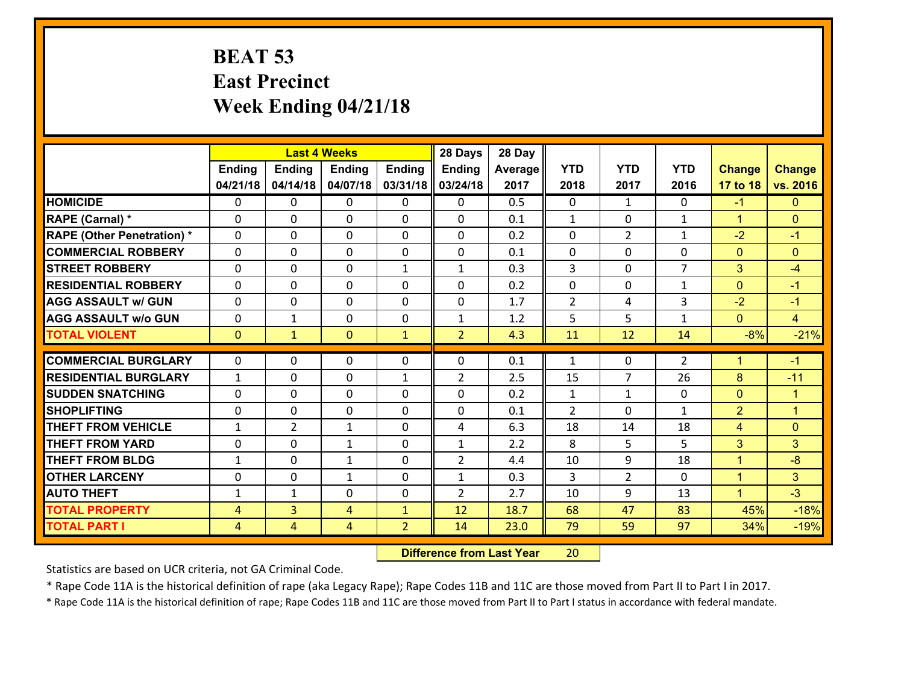# BEAT 53
# East Precinct
# Week Ending 04/21/18

| | Last 4 Weeks | | | | 28 Days | 28 Day | | | | | |
|---|---|---|---|---|---|---|---|---|---|---|---|
| | Ending 04/21/18 | Ending 04/14/18 | Ending 04/07/18 | Ending 03/31/18 | Ending 03/24/18 | Average 2017 | YTD 2018 | YTD 2017 | YTD 2016 | Change 17 to 18 | Change vs. 2016 |
| HOMICIDE | 0 | 0 | 0 | 0 | 0 | 0.5 | 0 | 1 | 0 | -1 | 0 |
| RAPE (Carnal) * | 0 | 0 | 0 | 0 | 0 | 0.1 | 1 | 0 | 1 | 1 | 0 |
| RAPE (Other Penetration) * | 0 | 0 | 0 | 0 | 0 | 0.2 | 0 | 2 | 1 | -2 | -1 |
| COMMERCIAL ROBBERY | 0 | 0 | 0 | 0 | 0 | 0.1 | 0 | 0 | 0 | 0 | 0 |
| STREET ROBBERY | 0 | 0 | 0 | 1 | 1 | 0.3 | 3 | 0 | 7 | 3 | -4 |
| RESIDENTIAL ROBBERY | 0 | 0 | 0 | 0 | 0 | 0.2 | 0 | 0 | 1 | 0 | -1 |
| AGG ASSAULT w/ GUN | 0 | 0 | 0 | 0 | 0 | 1.7 | 2 | 4 | 3 | -2 | -1 |
| AGG ASSAULT w/o GUN | 0 | 1 | 0 | 0 | 1 | 1.2 | 5 | 5 | 1 | 0 | 4 |
| TOTAL VIOLENT | 0 | 1 | 0 | 1 | 2 | 4.3 | 11 | 12 | 14 | -8% | -21% |
| COMMERCIAL BURGLARY | 0 | 0 | 0 | 0 | 0 | 0.1 | 1 | 0 | 2 | 1 | -1 |
| RESIDENTIAL BURGLARY | 1 | 0 | 0 | 1 | 2 | 2.5 | 15 | 7 | 26 | 8 | -11 |
| SUDDEN SNATCHING | 0 | 0 | 0 | 0 | 0 | 0.2 | 1 | 1 | 0 | 0 | 1 |
| SHOPLIFTING | 0 | 0 | 0 | 0 | 0 | 0.1 | 2 | 0 | 1 | 2 | 1 |
| THEFT FROM VEHICLE | 1 | 2 | 1 | 0 | 4 | 6.3 | 18 | 14 | 18 | 4 | 0 |
| THEFT FROM YARD | 0 | 0 | 1 | 0 | 1 | 2.2 | 8 | 5 | 5 | 3 | 3 |
| THEFT FROM BLDG | 1 | 0 | 1 | 0 | 2 | 4.4 | 10 | 9 | 18 | 1 | -8 |
| OTHER LARCENY | 0 | 0 | 1 | 0 | 1 | 0.3 | 3 | 2 | 0 | 1 | 3 |
| AUTO THEFT | 1 | 1 | 0 | 0 | 2 | 2.7 | 10 | 9 | 13 | 1 | -3 |
| TOTAL PROPERTY | 4 | 3 | 4 | 1 | 12 | 18.7 | 68 | 47 | 83 | 45% | -18% |
| TOTAL PART I | 4 | 4 | 4 | 2 | 14 | 23.0 | 79 | 59 | 97 | 34% | -19% |

**Difference from Last Year** 20

Statistics are based on UCR criteria, not GA Criminal Code.

* Rape Code 11A is the historical definition of rape (aka Legacy Rape); Rape Codes 11B and 11C are those moved from Part II to Part I in 2017.

* Rape Code 11A is the historical definition of rape; Rape Codes 11B and 11C are those moved from Part II to Part I status in accordance with federal mandate.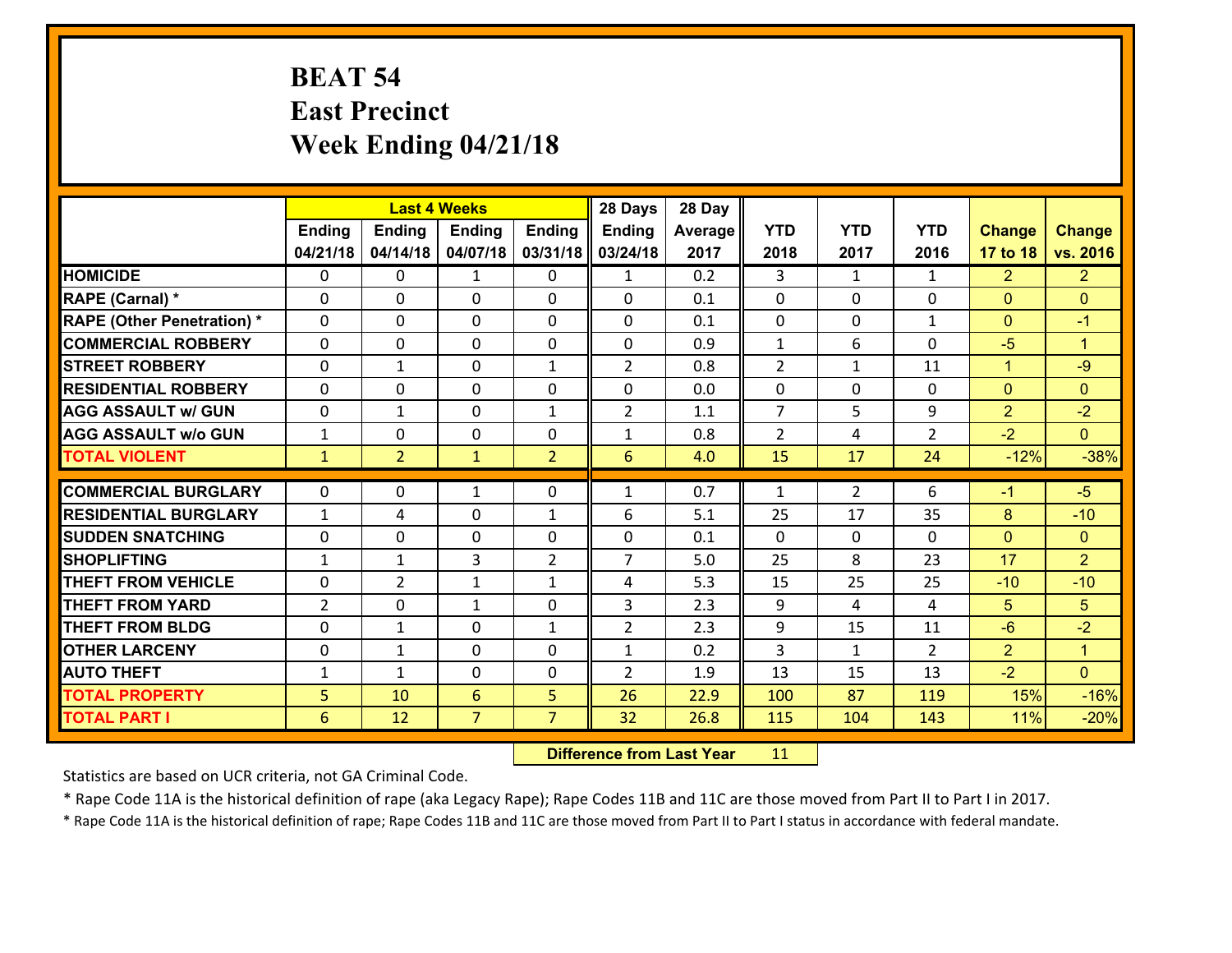# BEAT 54
## East Precinct
## Week Ending 04/21/18

| | Last 4 Weeks | | | | 28 Days | 28 Day | | | | | |
|---|---|---|---|---|---|---|---|---|---|---|---|
| | Ending 04/21/18 | Ending 04/14/18 | Ending 04/07/18 | Ending 03/31/18 | Ending 03/24/18 | Average 2017 | YTD 2018 | YTD 2017 | YTD 2016 | Change 17 to 18 | Change vs. 2016 |
| HOMICIDE | 0 | 0 | 1 | 0 | 1 | 0.2 | 3 | 1 | 1 | 2 | 2 |
| RAPE (Carnal) * | 0 | 0 | 0 | 0 | 0 | 0.1 | 0 | 0 | 0 | 0 | 0 |
| RAPE (Other Penetration) * | 0 | 0 | 0 | 0 | 0 | 0.1 | 0 | 0 | 1 | 0 | -1 |
| COMMERCIAL ROBBERY | 0 | 0 | 0 | 0 | 0 | 0.9 | 1 | 6 | 0 | -5 | 1 |
| STREET ROBBERY | 0 | 1 | 0 | 1 | 2 | 0.8 | 2 | 1 | 11 | 1 | -9 |
| RESIDENTIAL ROBBERY | 0 | 0 | 0 | 0 | 0 | 0.0 | 0 | 0 | 0 | 0 | 0 |
| AGG ASSAULT w/ GUN | 0 | 1 | 0 | 1 | 2 | 1.1 | 7 | 5 | 9 | 2 | -2 |
| AGG ASSAULT w/o GUN | 1 | 0 | 0 | 0 | 1 | 0.8 | 2 | 4 | 2 | -2 | 0 |
| TOTAL VIOLENT | 1 | 2 | 1 | 2 | 6 | 4.0 | 15 | 17 | 24 | -12% | -38% |
| COMMERCIAL BURGLARY | 0 | 0 | 1 | 0 | 1 | 0.7 | 1 | 2 | 6 | -1 | -5 |
| RESIDENTIAL BURGLARY | 1 | 4 | 0 | 1 | 6 | 5.1 | 25 | 17 | 35 | 8 | -10 |
| SUDDEN SNATCHING | 0 | 0 | 0 | 0 | 0 | 0.1 | 0 | 0 | 0 | 0 | 0 |
| SHOPLIFTING | 1 | 1 | 3 | 2 | 7 | 5.0 | 25 | 8 | 23 | 17 | 2 |
| THEFT FROM VEHICLE | 0 | 2 | 1 | 1 | 4 | 5.3 | 15 | 25 | 25 | -10 | -10 |
| THEFT FROM YARD | 2 | 0 | 1 | 0 | 3 | 2.3 | 9 | 4 | 4 | 5 | 5 |
| THEFT FROM BLDG | 0 | 1 | 0 | 1 | 2 | 2.3 | 9 | 15 | 11 | -6 | -2 |
| OTHER LARCENY | 0 | 1 | 0 | 0 | 1 | 0.2 | 3 | 1 | 2 | 2 | 1 |
| AUTO THEFT | 1 | 1 | 0 | 0 | 2 | 1.9 | 13 | 15 | 13 | -2 | 0 |
| TOTAL PROPERTY | 5 | 10 | 6 | 5 | 26 | 22.9 | 100 | 87 | 119 | 15% | -16% |
| TOTAL PART I | 6 | 12 | 7 | 7 | 32 | 26.8 | 115 | 104 | 143 | 11% | -20% |

**Difference from Last Year** 11

Statistics are based on UCR criteria, not GA Criminal Code.

* Rape Code 11A is the historical definition of rape (aka Legacy Rape); Rape Codes 11B and 11C are those moved from Part II to Part I in 2017.

* Rape Code 11A is the historical definition of rape; Rape Codes 11B and 11C are those moved from Part II to Part I status in accordance with federal mandate.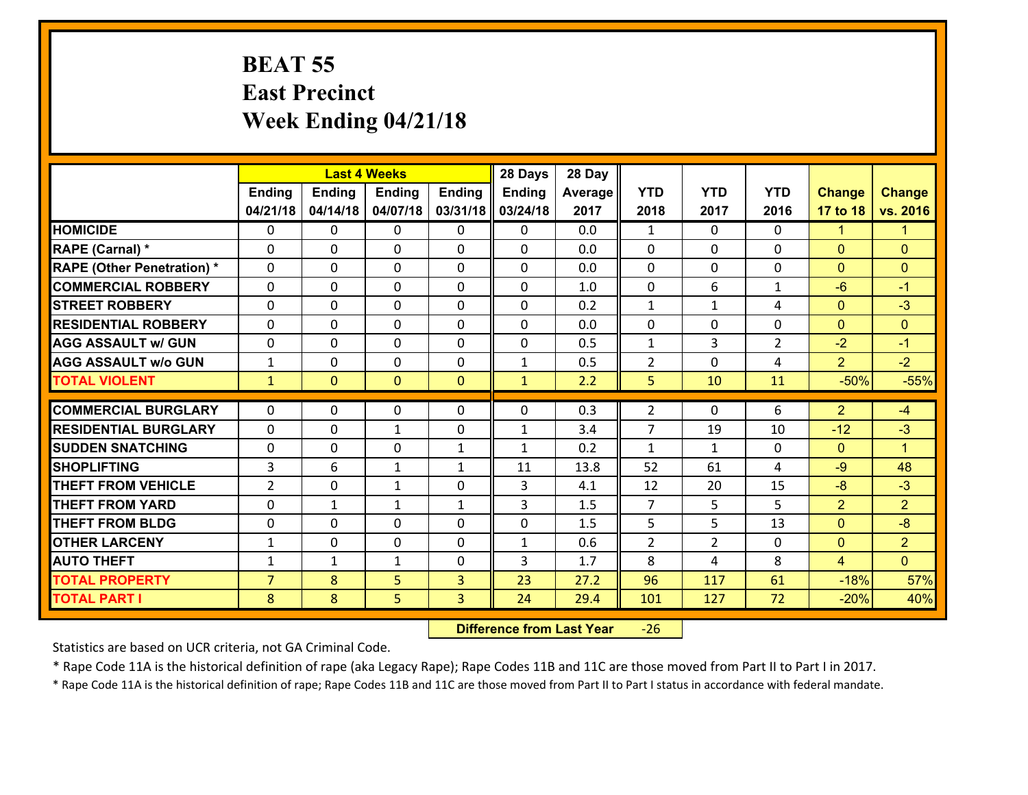# BEAT 55
## East Precinct
## Week Ending 04/21/18

| | Last 4 Weeks | | | | 28 Days | 28 Day | | | | | |
|---|---|---|---|---|---|---|---|---|---|---|---|
| | Ending 04/21/18 | Ending 04/14/18 | Ending 04/07/18 | Ending 03/31/18 | Ending 03/24/18 | Average 2017 | YTD 2018 | YTD 2017 | YTD 2016 | Change 17 to 18 | Change vs. 2016 |
| HOMICIDE | 0 | 0 | 0 | 0 | 0 | 0.0 | 1 | 0 | 0 | 1 | 1 |
| RAPE (Carnal) * | 0 | 0 | 0 | 0 | 0 | 0.0 | 0 | 0 | 0 | 0 | 0 |
| RAPE (Other Penetration) * | 0 | 0 | 0 | 0 | 0 | 0.0 | 0 | 0 | 0 | 0 | 0 |
| COMMERCIAL ROBBERY | 0 | 0 | 0 | 0 | 0 | 1.0 | 0 | 6 | 1 | -6 | -1 |
| STREET ROBBERY | 0 | 0 | 0 | 0 | 0 | 0.2 | 1 | 1 | 4 | 0 | -3 |
| RESIDENTIAL ROBBERY | 0 | 0 | 0 | 0 | 0 | 0.0 | 0 | 0 | 0 | 0 | 0 |
| AGG ASSAULT w/ GUN | 0 | 0 | 0 | 0 | 0 | 0.5 | 1 | 3 | 2 | -2 | -1 |
| AGG ASSAULT w/o GUN | 1 | 0 | 0 | 0 | 1 | 0.5 | 2 | 0 | 4 | 2 | -2 |
| TOTAL VIOLENT | 1 | 0 | 0 | 0 | 1 | 2.2 | 5 | 10 | 11 | -50% | -55% |
| COMMERCIAL BURGLARY | 0 | 0 | 0 | 0 | 0 | 0.3 | 2 | 0 | 6 | 2 | -4 |
| RESIDENTIAL BURGLARY | 0 | 0 | 1 | 0 | 1 | 3.4 | 7 | 19 | 10 | -12 | -3 |
| SUDDEN SNATCHING | 0 | 0 | 0 | 1 | 1 | 0.2 | 1 | 1 | 0 | 0 | 1 |
| SHOPLIFTING | 3 | 6 | 1 | 1 | 11 | 13.8 | 52 | 61 | 4 | -9 | 48 |
| THEFT FROM VEHICLE | 2 | 0 | 1 | 0 | 3 | 4.1 | 12 | 20 | 15 | -8 | -3 |
| THEFT FROM YARD | 0 | 1 | 1 | 1 | 3 | 1.5 | 7 | 5 | 5 | 2 | 2 |
| THEFT FROM BLDG | 0 | 0 | 0 | 0 | 0 | 1.5 | 5 | 5 | 13 | 0 | -8 |
| OTHER LARCENY | 1 | 0 | 0 | 0 | 1 | 0.6 | 2 | 2 | 0 | 0 | 2 |
| AUTO THEFT | 1 | 1 | 1 | 0 | 3 | 1.7 | 8 | 4 | 8 | 4 | 0 |
| TOTAL PROPERTY | 7 | 8 | 5 | 3 | 23 | 27.2 | 96 | 117 | 61 | -18% | 57% |
| TOTAL PART I | 8 | 8 | 5 | 3 | 24 | 29.4 | 101 | 127 | 72 | -20% | 40% |

**Difference from Last Year** -26

Statistics are based on UCR criteria, not GA Criminal Code.

* Rape Code 11A is the historical definition of rape (aka Legacy Rape); Rape Codes 11B and 11C are those moved from Part II to Part I in 2017.

* Rape Code 11A is the historical definition of rape; Rape Codes 11B and 11C are those moved from Part II to Part I status in accordance with federal mandate.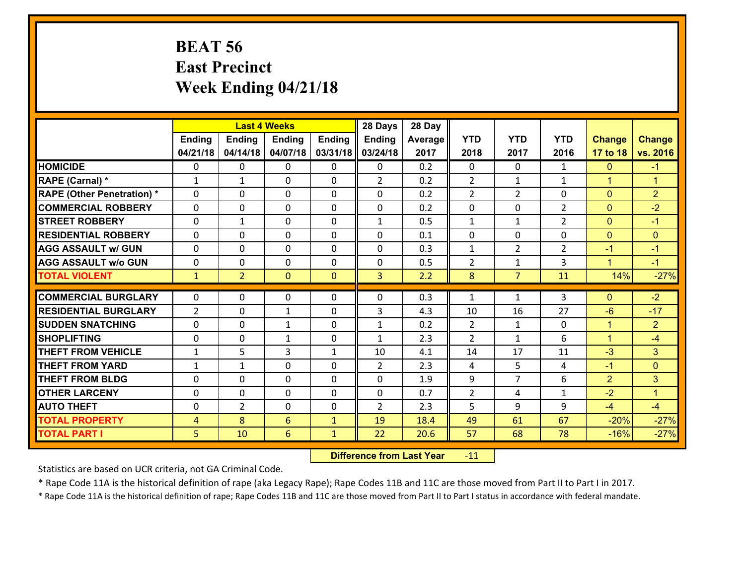# BEAT 56
## East Precinct
## Week Ending 04/21/18

| | Last 4 Weeks | | | | 28 Days | 28 Day | | | | | |
|---|---|---|---|---|---|---|---|---|---|---|---|
| | Ending 04/21/18 | Ending 04/14/18 | Ending 04/07/18 | Ending 03/31/18 | Ending 03/24/18 | Average 2017 | YTD 2018 | YTD 2017 | YTD 2016 | Change 17 to 18 | Change vs. 2016 |
| HOMICIDE | 0 | 0 | 0 | 0 | 0 | 0.2 | 0 | 0 | 1 | 0 | -1 |
| RAPE (Carnal) * | 1 | 1 | 0 | 0 | 2 | 0.2 | 2 | 1 | 1 | 1 | 1 |
| RAPE (Other Penetration) * | 0 | 0 | 0 | 0 | 0 | 0.2 | 2 | 2 | 0 | 0 | 2 |
| COMMERCIAL ROBBERY | 0 | 0 | 0 | 0 | 0 | 0.2 | 0 | 0 | 2 | 0 | -2 |
| STREET ROBBERY | 0 | 1 | 0 | 0 | 1 | 0.5 | 1 | 1 | 2 | 0 | -1 |
| RESIDENTIAL ROBBERY | 0 | 0 | 0 | 0 | 0 | 0.1 | 0 | 0 | 0 | 0 | 0 |
| AGG ASSAULT w/ GUN | 0 | 0 | 0 | 0 | 0 | 0.3 | 1 | 2 | 2 | -1 | -1 |
| AGG ASSAULT w/o GUN | 0 | 0 | 0 | 0 | 0 | 0.5 | 2 | 1 | 3 | 1 | -1 |
| TOTAL VIOLENT | 1 | 2 | 0 | 0 | 3 | 2.2 | 8 | 7 | 11 | 14% | -27% |
| COMMERCIAL BURGLARY | 0 | 0 | 0 | 0 | 0 | 0.3 | 1 | 1 | 3 | 0 | -2 |
| RESIDENTIAL BURGLARY | 2 | 0 | 1 | 0 | 3 | 4.3 | 10 | 16 | 27 | -6 | -17 |
| SUDDEN SNATCHING | 0 | 0 | 1 | 0 | 1 | 0.2 | 2 | 1 | 0 | 1 | 2 |
| SHOPLIFTING | 0 | 0 | 1 | 0 | 1 | 2.3 | 2 | 1 | 6 | 1 | -4 |
| THEFT FROM VEHICLE | 1 | 5 | 3 | 1 | 10 | 4.1 | 14 | 17 | 11 | -3 | 3 |
| THEFT FROM YARD | 1 | 1 | 0 | 0 | 2 | 2.3 | 4 | 5 | 4 | -1 | 0 |
| THEFT FROM BLDG | 0 | 0 | 0 | 0 | 0 | 1.9 | 9 | 7 | 6 | 2 | 3 |
| OTHER LARCENY | 0 | 0 | 0 | 0 | 0 | 0.7 | 2 | 4 | 1 | -2 | 1 |
| AUTO THEFT | 0 | 2 | 0 | 0 | 2 | 2.3 | 5 | 9 | 9 | -4 | -4 |
| TOTAL PROPERTY | 4 | 8 | 6 | 1 | 19 | 18.4 | 49 | 61 | 67 | -20% | -27% |
| TOTAL PART I | 5 | 10 | 6 | 1 | 22 | 20.6 | 57 | 68 | 78 | -16% | -27% |

**Difference from Last Year** -11

Statistics are based on UCR criteria, not GA Criminal Code.

* Rape Code 11A is the historical definition of rape (aka Legacy Rape); Rape Codes 11B and 11C are those moved from Part II to Part I in 2017.

* Rape Code 11A is the historical definition of rape; Rape Codes 11B and 11C are those moved from Part II to Part I status in accordance with federal mandate.